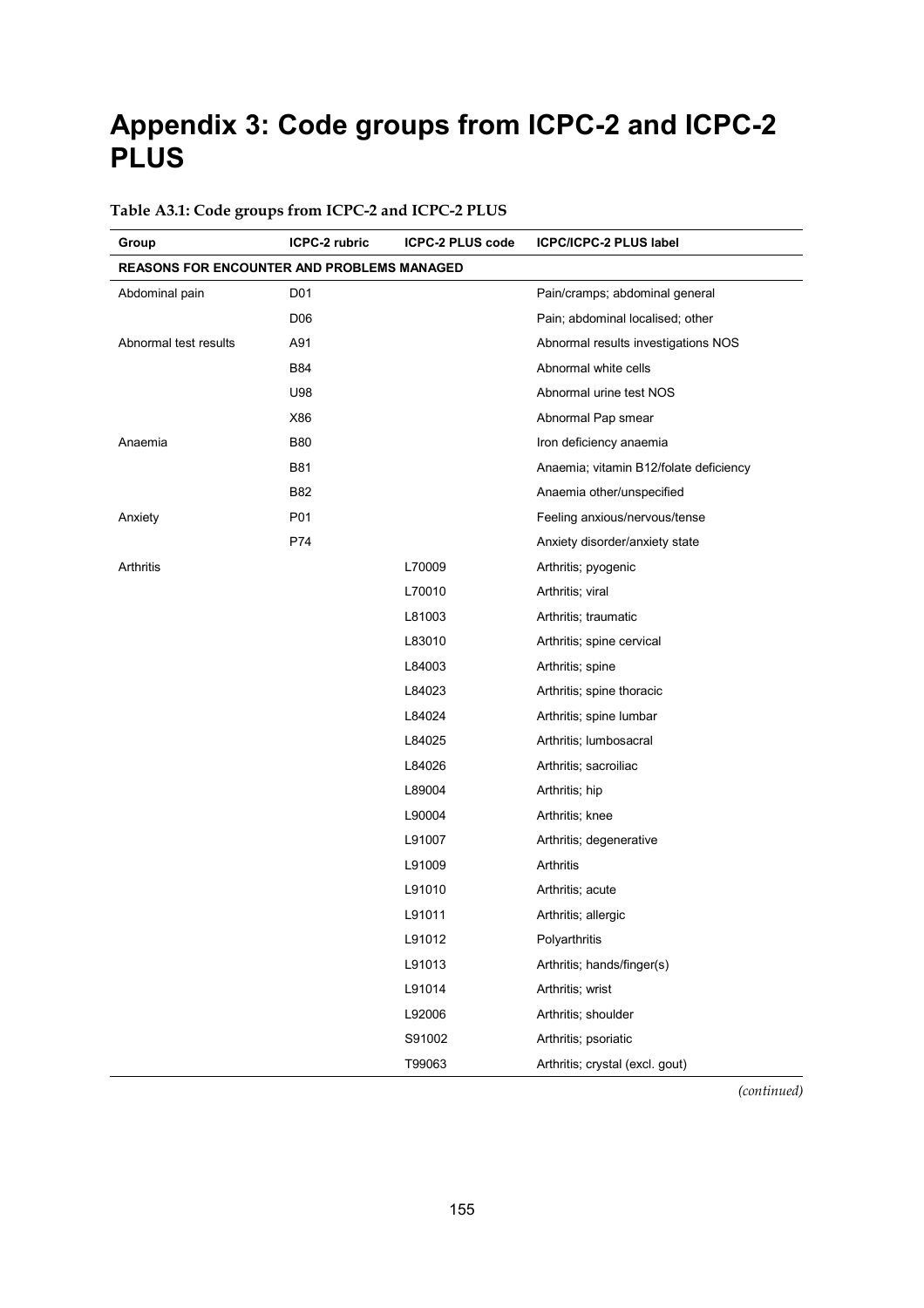# Appendix 3: Code groups from ICPC-2 and ICPC-2 PLUS

**Table A3.1: Code groups from ICPC-2 and ICPC-2 PLUS**

| Group | ICPC-2 rubric | ICPC-2 PLUS code | ICPC/ICPC-2 PLUS label |
|---|---|---|---|
| **REASONS FOR ENCOUNTER AND PROBLEMS MANAGED** | | | |
| Abdominal pain | D01 | | Pain/cramps; abdominal general |
| | D06 | | Pain; abdominal localised; other |
| Abnormal test results | A91 | | Abnormal results investigations NOS |
| | B84 | | Abnormal white cells |
| | U98 | | Abnormal urine test NOS |
| | X86 | | Abnormal Pap smear |
| Anaemia | B80 | | Iron deficiency anaemia |
| | B81 | | Anaemia; vitamin B12/folate deficiency |
| | B82 | | Anaemia other/unspecified |
| Anxiety | P01 | | Feeling anxious/nervous/tense |
| | P74 | | Anxiety disorder/anxiety state |
| Arthritis | | L70009 | Arthritis; pyogenic |
| | | L70010 | Arthritis; viral |
| | | L81003 | Arthritis; traumatic |
| | | L83010 | Arthritis; spine cervical |
| | | L84003 | Arthritis; spine |
| | | L84023 | Arthritis; spine thoracic |
| | | L84024 | Arthritis; spine lumbar |
| | | L84025 | Arthritis; lumbosacral |
| | | L84026 | Arthritis; sacroiliac |
| | | L89004 | Arthritis; hip |
| | | L90004 | Arthritis; knee |
| | | L91007 | Arthritis; degenerative |
| | | L91009 | Arthritis |
| | | L91010 | Arthritis; acute |
| | | L91011 | Arthritis; allergic |
| | | L91012 | Polyarthritis |
| | | L91013 | Arthritis; hands/finger(s) |
| | | L91014 | Arthritis; wrist |
| | | L92006 | Arthritis; shoulder |
| | | S91002 | Arthritis; psoriatic |
| | | T99063 | Arthritis; crystal (excl. gout) |

*(continued)*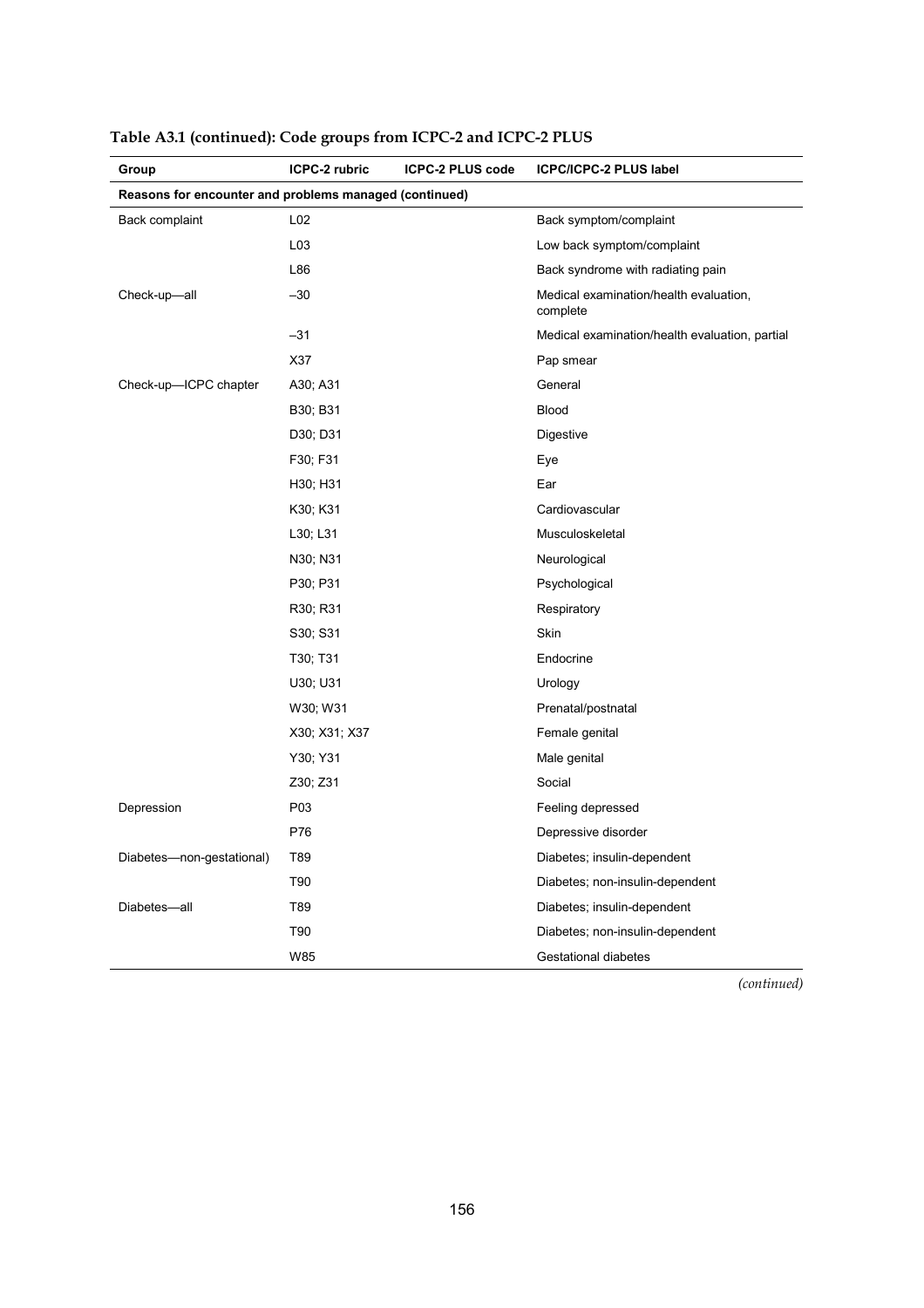**Table A3.1 (continued): Code groups from ICPC-2 and ICPC-2 PLUS**

| Group | ICPC-2 rubric | ICPC-2 PLUS code | ICPC/ICPC-2 PLUS label |
|---|---|---|---|
| **Reasons for encounter and problems managed (continued)** | | | |
| Back complaint | L02 | | Back symptom/complaint |
| | L03 | | Low back symptom/complaint |
| | L86 | | Back syndrome with radiating pain |
| Check-up—all | –30 | | Medical examination/health evaluation, complete |
| | –31 | | Medical examination/health evaluation, partial |
| | X37 | | Pap smear |
| Check-up—ICPC chapter | A30; A31 | | General |
| | B30; B31 | | Blood |
| | D30; D31 | | Digestive |
| | F30; F31 | | Eye |
| | H30; H31 | | Ear |
| | K30; K31 | | Cardiovascular |
| | L30; L31 | | Musculoskeletal |
| | N30; N31 | | Neurological |
| | P30; P31 | | Psychological |
| | R30; R31 | | Respiratory |
| | S30; S31 | | Skin |
| | T30; T31 | | Endocrine |
| | U30; U31 | | Urology |
| | W30; W31 | | Prenatal/postnatal |
| | X30; X31; X37 | | Female genital |
| | Y30; Y31 | | Male genital |
| | Z30; Z31 | | Social |
| Depression | P03 | | Feeling depressed |
| | P76 | | Depressive disorder |
| Diabetes—non-gestational) | T89 | | Diabetes; insulin-dependent |
| | T90 | | Diabetes; non-insulin-dependent |
| Diabetes—all | T89 | | Diabetes; insulin-dependent |
| | T90 | | Diabetes; non-insulin-dependent |
| | W85 | | Gestational diabetes |

*(continued)*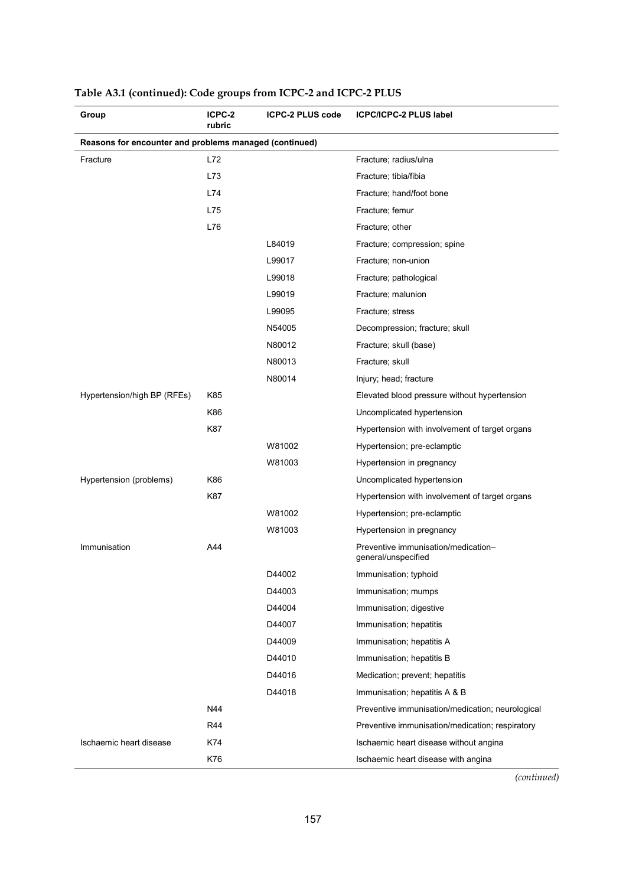**Table A3.1 (continued): Code groups from ICPC-2 and ICPC-2 PLUS**

| Group | ICPC-2 rubric | ICPC-2 PLUS code | ICPC/ICPC-2 PLUS label |
|---|---|---|---|
| **Reasons for encounter and problems managed (continued)** | | | |
| Fracture | L72 | | Fracture; radius/ulna |
| | L73 | | Fracture; tibia/fibia |
| | L74 | | Fracture; hand/foot bone |
| | L75 | | Fracture; femur |
| | L76 | | Fracture; other |
| | | L84019 | Fracture; compression; spine |
| | | L99017 | Fracture; non-union |
| | | L99018 | Fracture; pathological |
| | | L99019 | Fracture; malunion |
| | | L99095 | Fracture; stress |
| | | N54005 | Decompression; fracture; skull |
| | | N80012 | Fracture; skull (base) |
| | | N80013 | Fracture; skull |
| | | N80014 | Injury; head; fracture |
| Hypertension/high BP (RFEs) | K85 | | Elevated blood pressure without hypertension |
| | K86 | | Uncomplicated hypertension |
| | K87 | | Hypertension with involvement of target organs |
| | | W81002 | Hypertension; pre-eclamptic |
| | | W81003 | Hypertension in pregnancy |
| Hypertension (problems) | K86 | | Uncomplicated hypertension |
| | K87 | | Hypertension with involvement of target organs |
| | | W81002 | Hypertension; pre-eclamptic |
| | | W81003 | Hypertension in pregnancy |
| Immunisation | A44 | | Preventive immunisation/medication–general/unspecified |
| | | D44002 | Immunisation; typhoid |
| | | D44003 | Immunisation; mumps |
| | | D44004 | Immunisation; digestive |
| | | D44007 | Immunisation; hepatitis |
| | | D44009 | Immunisation; hepatitis A |
| | | D44010 | Immunisation; hepatitis B |
| | | D44016 | Medication; prevent; hepatitis |
| | | D44018 | Immunisation; hepatitis A & B |
| | N44 | | Preventive immunisation/medication; neurological |
| | R44 | | Preventive immunisation/medication; respiratory |
| Ischaemic heart disease | K74 | | Ischaemic heart disease without angina |
| | K76 | | Ischaemic heart disease with angina |

*(continued)*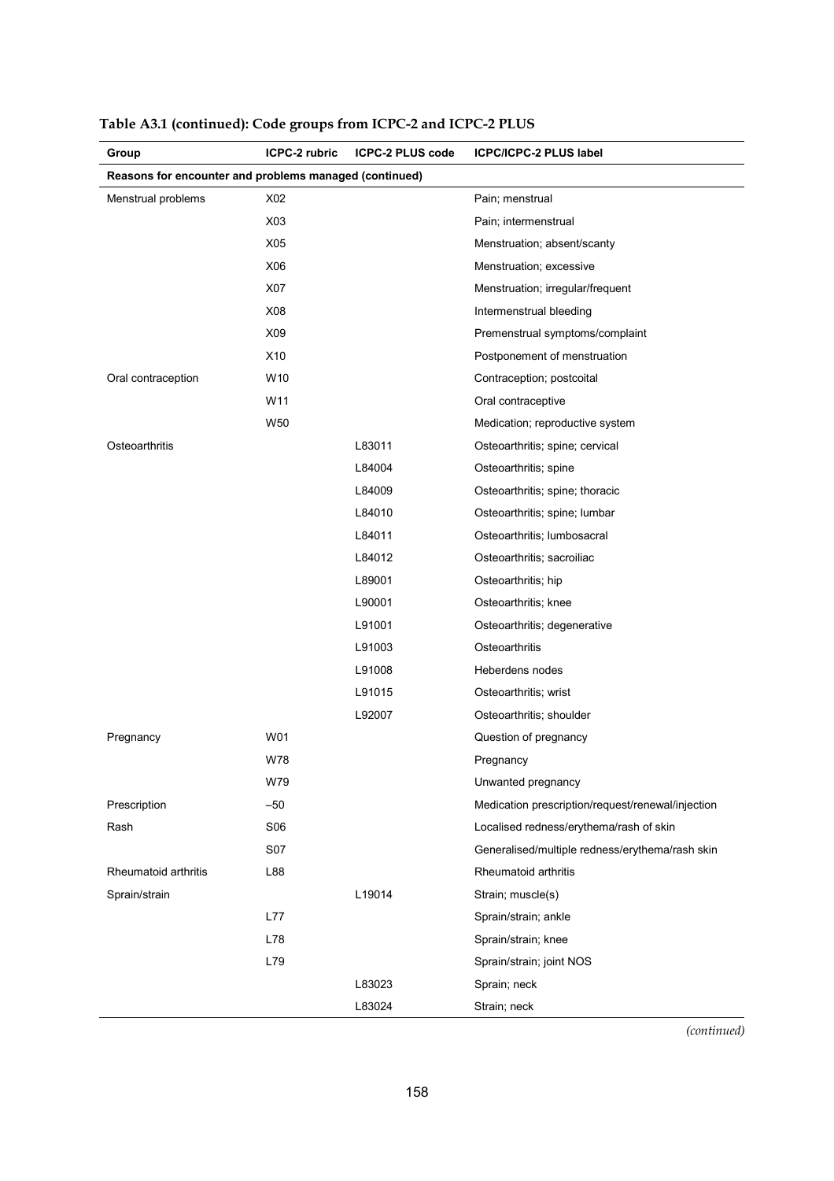**Table A3.1 (continued): Code groups from ICPC-2 and ICPC-2 PLUS**

| Group | ICPC-2 rubric | ICPC-2 PLUS code | ICPC/ICPC-2 PLUS label |
|---|---|---|---|
| **Reasons for encounter and problems managed (continued)** | | | |
| Menstrual problems | X02 | | Pain; menstrual |
| | X03 | | Pain; intermenstrual |
| | X05 | | Menstruation; absent/scanty |
| | X06 | | Menstruation; excessive |
| | X07 | | Menstruation; irregular/frequent |
| | X08 | | Intermenstrual bleeding |
| | X09 | | Premenstrual symptoms/complaint |
| | X10 | | Postponement of menstruation |
| Oral contraception | W10 | | Contraception; postcoital |
| | W11 | | Oral contraceptive |
| | W50 | | Medication; reproductive system |
| Osteoarthritis | | L83011 | Osteoarthritis; spine; cervical |
| | | L84004 | Osteoarthritis; spine |
| | | L84009 | Osteoarthritis; spine; thoracic |
| | | L84010 | Osteoarthritis; spine; lumbar |
| | | L84011 | Osteoarthritis; lumbosacral |
| | | L84012 | Osteoarthritis; sacroiliac |
| | | L89001 | Osteoarthritis; hip |
| | | L90001 | Osteoarthritis; knee |
| | | L91001 | Osteoarthritis; degenerative |
| | | L91003 | Osteoarthritis |
| | | L91008 | Heberdens nodes |
| | | L91015 | Osteoarthritis; wrist |
| | | L92007 | Osteoarthritis; shoulder |
| Pregnancy | W01 | | Question of pregnancy |
| | W78 | | Pregnancy |
| | W79 | | Unwanted pregnancy |
| Prescription | –50 | | Medication prescription/request/renewal/injection |
| Rash | S06 | | Localised redness/erythema/rash of skin |
| | S07 | | Generalised/multiple redness/erythema/rash skin |
| Rheumatoid arthritis | L88 | | Rheumatoid arthritis |
| Sprain/strain | | L19014 | Strain; muscle(s) |
| | L77 | | Sprain/strain; ankle |
| | L78 | | Sprain/strain; knee |
| | L79 | | Sprain/strain; joint NOS |
| | | L83023 | Sprain; neck |
| | | L83024 | Strain; neck |

*(continued)*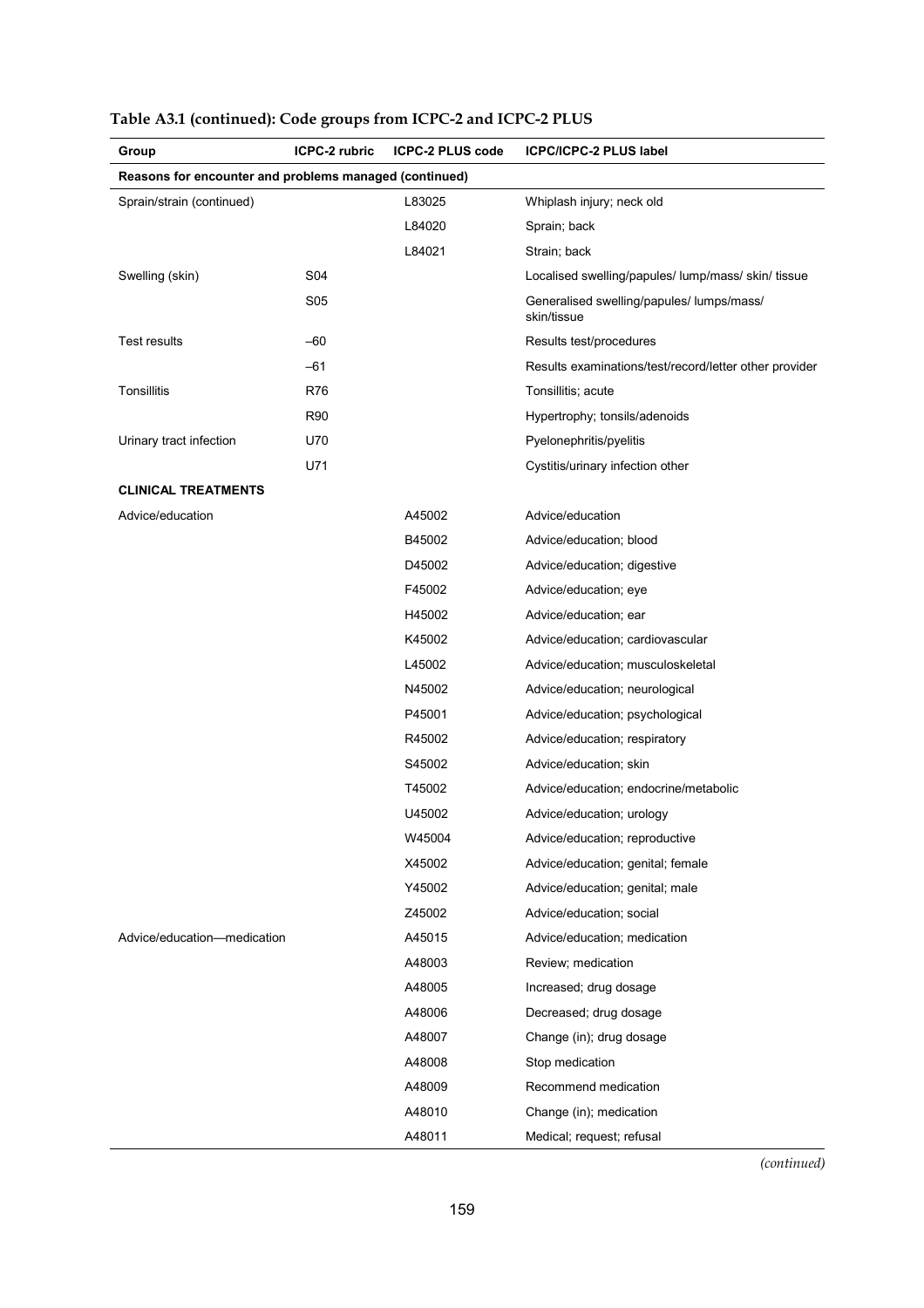**Table A3.1 (continued): Code groups from ICPC-2 and ICPC-2 PLUS**

| Group | ICPC-2 rubric | ICPC-2 PLUS code | ICPC/ICPC-2 PLUS label |
|---|---|---|---|
| **Reasons for encounter and problems managed (continued)** | | | |
| Sprain/strain (continued) | | L83025 | Whiplash injury; neck old |
| | | L84020 | Sprain; back |
| | | L84021 | Strain; back |
| Swelling (skin) | S04 | | Localised swelling/papules/ lump/mass/ skin/ tissue |
| | S05 | | Generalised swelling/papules/ lumps/mass/ skin/tissue |
| Test results | –60 | | Results test/procedures |
| | –61 | | Results examinations/test/record/letter other provider |
| Tonsillitis | R76 | | Tonsillitis; acute |
| | R90 | | Hypertrophy; tonsils/adenoids |
| Urinary tract infection | U70 | | Pyelonephritis/pyelitis |
| | U71 | | Cystitis/urinary infection other |
| **CLINICAL TREATMENTS** | | | |
| Advice/education | | A45002 | Advice/education |
| | | B45002 | Advice/education; blood |
| | | D45002 | Advice/education; digestive |
| | | F45002 | Advice/education; eye |
| | | H45002 | Advice/education; ear |
| | | K45002 | Advice/education; cardiovascular |
| | | L45002 | Advice/education; musculoskeletal |
| | | N45002 | Advice/education; neurological |
| | | P45001 | Advice/education; psychological |
| | | R45002 | Advice/education; respiratory |
| | | S45002 | Advice/education; skin |
| | | T45002 | Advice/education; endocrine/metabolic |
| | | U45002 | Advice/education; urology |
| | | W45004 | Advice/education; reproductive |
| | | X45002 | Advice/education; genital; female |
| | | Y45002 | Advice/education; genital; male |
| | | Z45002 | Advice/education; social |
| Advice/education—medication | | A45015 | Advice/education; medication |
| | | A48003 | Review; medication |
| | | A48005 | Increased; drug dosage |
| | | A48006 | Decreased; drug dosage |
| | | A48007 | Change (in); drug dosage |
| | | A48008 | Stop medication |
| | | A48009 | Recommend medication |
| | | A48010 | Change (in); medication |
| | | A48011 | Medical; request; refusal |

*(continued)*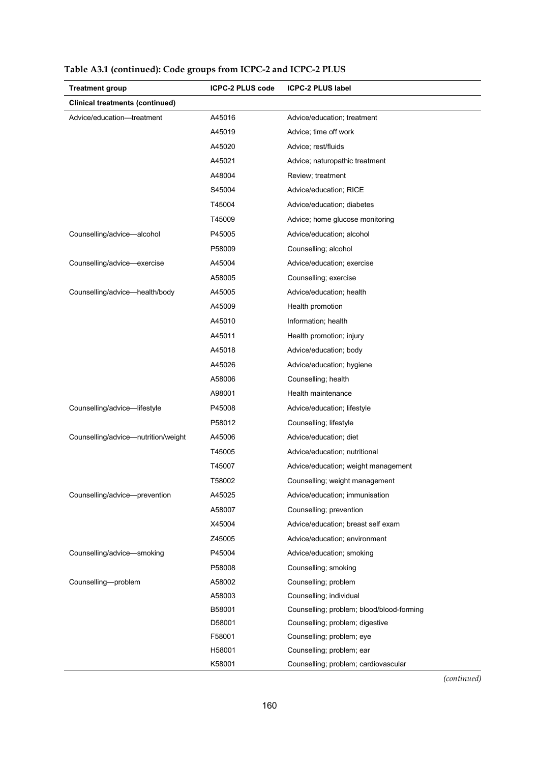**Table A3.1 (continued): Code groups from ICPC-2 and ICPC-2 PLUS**

| Treatment group | ICPC-2 PLUS code | ICPC-2 PLUS label |
|---|---|---|
| **Clinical treatments (continued)** | | |
| Advice/education—treatment | A45016 | Advice/education; treatment |
| | A45019 | Advice; time off work |
| | A45020 | Advice; rest/fluids |
| | A45021 | Advice; naturopathic treatment |
| | A48004 | Review; treatment |
| | S45004 | Advice/education; RICE |
| | T45004 | Advice/education; diabetes |
| | T45009 | Advice; home glucose monitoring |
| Counselling/advice—alcohol | P45005 | Advice/education; alcohol |
| | P58009 | Counselling; alcohol |
| Counselling/advice—exercise | A45004 | Advice/education; exercise |
| | A58005 | Counselling; exercise |
| Counselling/advice—health/body | A45005 | Advice/education; health |
| | A45009 | Health promotion |
| | A45010 | Information; health |
| | A45011 | Health promotion; injury |
| | A45018 | Advice/education; body |
| | A45026 | Advice/education; hygiene |
| | A58006 | Counselling; health |
| | A98001 | Health maintenance |
| Counselling/advice—lifestyle | P45008 | Advice/education; lifestyle |
| | P58012 | Counselling; lifestyle |
| Counselling/advice—nutrition/weight | A45006 | Advice/education; diet |
| | T45005 | Advice/education; nutritional |
| | T45007 | Advice/education; weight management |
| | T58002 | Counselling; weight management |
| Counselling/advice—prevention | A45025 | Advice/education; immunisation |
| | A58007 | Counselling; prevention |
| | X45004 | Advice/education; breast self exam |
| | Z45005 | Advice/education; environment |
| Counselling/advice—smoking | P45004 | Advice/education; smoking |
| | P58008 | Counselling; smoking |
| Counselling—problem | A58002 | Counselling; problem |
| | A58003 | Counselling; individual |
| | B58001 | Counselling; problem; blood/blood-forming |
| | D58001 | Counselling; problem; digestive |
| | F58001 | Counselling; problem; eye |
| | H58001 | Counselling; problem; ear |
| | K58001 | Counselling; problem; cardiovascular |

*(continued)*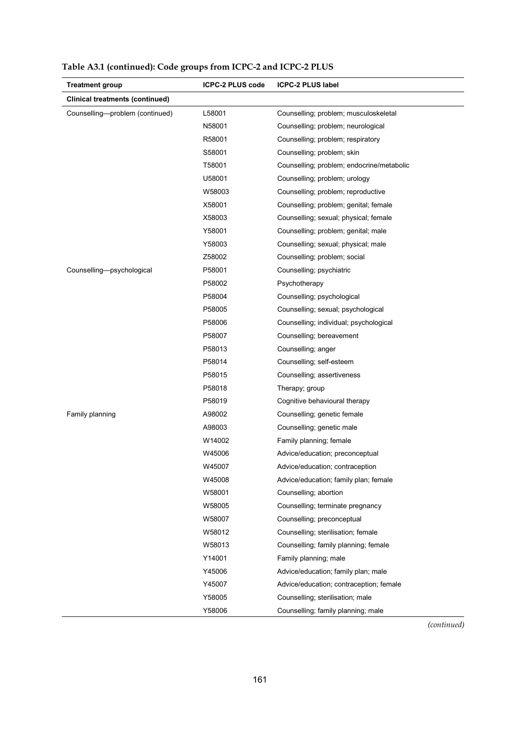**Table A3.1 (continued): Code groups from ICPC-2 and ICPC-2 PLUS**

| Treatment group | ICPC-2 PLUS code | ICPC-2 PLUS label |
|---|---|---|
| **Clinical treatments (continued)** | | |
| Counselling—problem (continued) | L58001 | Counselling; problem; musculoskeletal |
| | N58001 | Counselling; problem; neurological |
| | R58001 | Counselling; problem; respiratory |
| | S58001 | Counselling; problem; skin |
| | T58001 | Counselling; problem; endocrine/metabolic |
| | U58001 | Counselling; problem; urology |
| | W58003 | Counselling; problem; reproductive |
| | X58001 | Counselling; problem; genital; female |
| | X58003 | Counselling; sexual; physical; female |
| | Y58001 | Counselling; problem; genital; male |
| | Y58003 | Counselling; sexual; physical; male |
| | Z58002 | Counselling; problem; social |
| Counselling—psychological | P58001 | Counselling; psychiatric |
| | P58002 | Psychotherapy |
| | P58004 | Counselling; psychological |
| | P58005 | Counselling; sexual; psychological |
| | P58006 | Counselling; individual; psychological |
| | P58007 | Counselling; bereavement |
| | P58013 | Counselling; anger |
| | P58014 | Counselling; self-esteem |
| | P58015 | Counselling; assertiveness |
| | P58018 | Therapy; group |
| | P58019 | Cognitive behavioural therapy |
| Family planning | A98002 | Counselling; genetic female |
| | A98003 | Counselling; genetic male |
| | W14002 | Family planning; female |
| | W45006 | Advice/education; preconceptual |
| | W45007 | Advice/education; contraception |
| | W45008 | Advice/education; family plan; female |
| | W58001 | Counselling; abortion |
| | W58005 | Counselling; terminate pregnancy |
| | W58007 | Counselling; preconceptual |
| | W58012 | Counselling; sterilisation; female |
| | W58013 | Counselling; family planning; female |
| | Y14001 | Family planning; male |
| | Y45006 | Advice/education; family plan; male |
| | Y45007 | Advice/education; contraception; female |
| | Y58005 | Counselling; sterilisation; male |
| | Y58006 | Counselling; family planning; male |

*(continued)*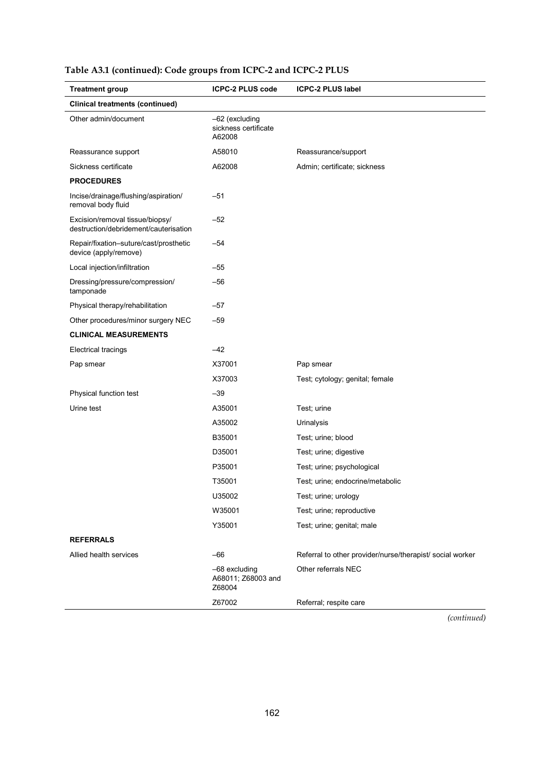**Table A3.1 (continued): Code groups from ICPC-2 and ICPC-2 PLUS**

| Treatment group | ICPC-2 PLUS code | ICPC-2 PLUS label |
|---|---|---|
| **Clinical treatments (continued)** | | |
| Other admin/document | –62 (excluding sickness certificate A62008 | |
| Reassurance support | A58010 | Reassurance/support |
| Sickness certificate | A62008 | Admin; certificate; sickness |
| **PROCEDURES** | | |
| Incise/drainage/flushing/aspiration/ removal body fluid | –51 | |
| Excision/removal tissue/biopsy/ destruction/debridement/cauterisation | –52 | |
| Repair/fixation–suture/cast/prosthetic device (apply/remove) | –54 | |
| Local injection/infiltration | –55 | |
| Dressing/pressure/compression/ tamponade | –56 | |
| Physical therapy/rehabilitation | –57 | |
| Other procedures/minor surgery NEC | –59 | |
| **CLINICAL MEASUREMENTS** | | |
| Electrical tracings | –42 | |
| Pap smear | X37001 | Pap smear |
| | X37003 | Test; cytology; genital; female |
| Physical function test | –39 | |
| Urine test | A35001 | Test; urine |
| | A35002 | Urinalysis |
| | B35001 | Test; urine; blood |
| | D35001 | Test; urine; digestive |
| | P35001 | Test; urine; psychological |
| | T35001 | Test; urine; endocrine/metabolic |
| | U35002 | Test; urine; urology |
| | W35001 | Test; urine; reproductive |
| | Y35001 | Test; urine; genital; male |
| **REFERRALS** | | |
| Allied health services | –66 | Referral to other provider/nurse/therapist/ social worker |
| | –68 excluding A68011; Z68003 and Z68004 | Other referrals NEC |
| | Z67002 | Referral; respite care |

*(continued)*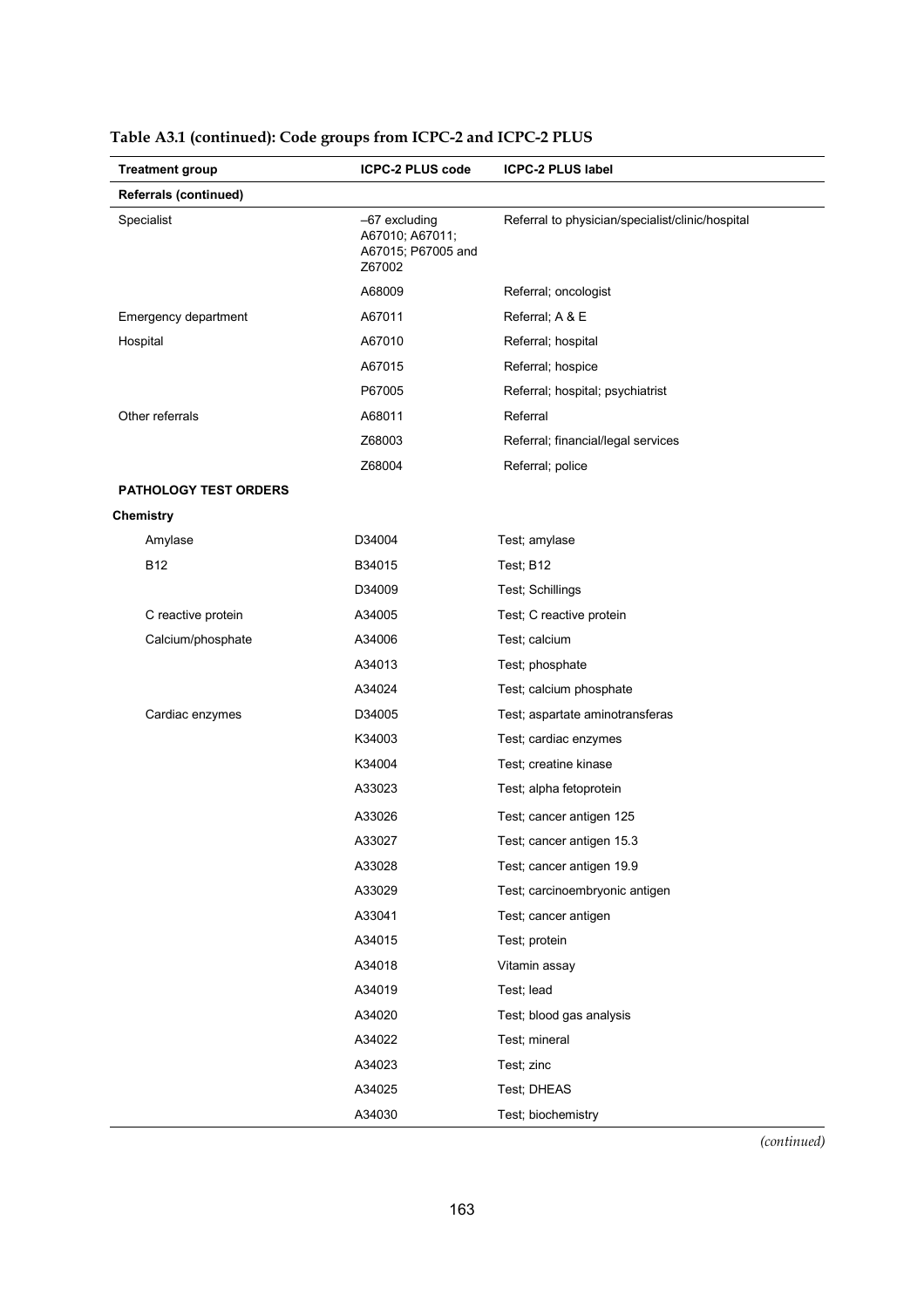**Table A3.1 (continued): Code groups from ICPC-2 and ICPC-2 PLUS**

| Treatment group | ICPC-2 PLUS code | ICPC-2 PLUS label |
|---|---|---|
| **Referrals (continued)** | | |
| Specialist | –67 excluding A67010; A67011; A67015; P67005 and Z67002 | Referral to physician/specialist/clinic/hospital |
| | A68009 | Referral; oncologist |
| Emergency department | A67011 | Referral; A & E |
| Hospital | A67010 | Referral; hospital |
| | A67015 | Referral; hospice |
| | P67005 | Referral; hospital; psychiatrist |
| Other referrals | A68011 | Referral |
| | Z68003 | Referral; financial/legal services |
| | Z68004 | Referral; police |
| **PATHOLOGY TEST ORDERS** | | |
| **Chemistry** | | |
| Amylase | D34004 | Test; amylase |
| B12 | B34015 | Test; B12 |
| | D34009 | Test; Schillings |
| C reactive protein | A34005 | Test; C reactive protein |
| Calcium/phosphate | A34006 | Test; calcium |
| | A34013 | Test; phosphate |
| | A34024 | Test; calcium phosphate |
| Cardiac enzymes | D34005 | Test; aspartate aminotransferas |
| | K34003 | Test; cardiac enzymes |
| | K34004 | Test; creatine kinase |
| | A33023 | Test; alpha fetoprotein |
| | A33026 | Test; cancer antigen 125 |
| | A33027 | Test; cancer antigen 15.3 |
| | A33028 | Test; cancer antigen 19.9 |
| | A33029 | Test; carcinoembryonic antigen |
| | A33041 | Test; cancer antigen |
| | A34015 | Test; protein |
| | A34018 | Vitamin assay |
| | A34019 | Test; lead |
| | A34020 | Test; blood gas analysis |
| | A34022 | Test; mineral |
| | A34023 | Test; zinc |
| | A34025 | Test; DHEAS |
| | A34030 | Test; biochemistry |

*(continued)*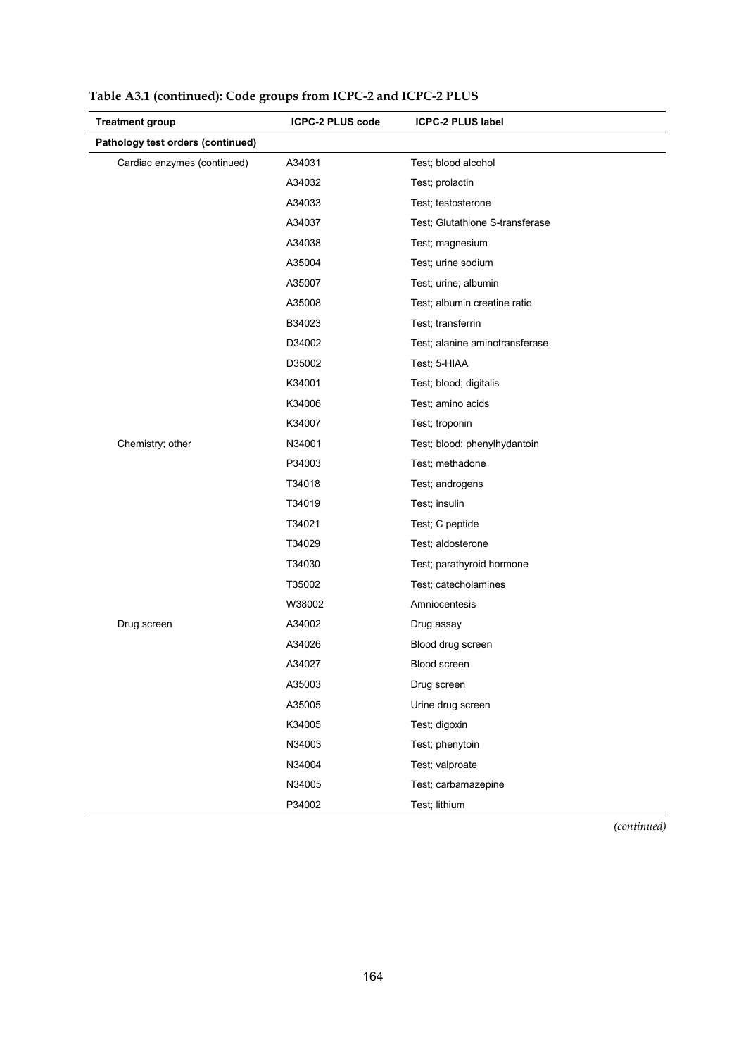**Table A3.1 (continued): Code groups from ICPC-2 and ICPC-2 PLUS**

| Treatment group | ICPC-2 PLUS code | ICPC-2 PLUS label |
|---|---|---|
| **Pathology test orders (continued)** | | |
| Cardiac enzymes (continued) | A34031 | Test; blood alcohol |
| | A34032 | Test; prolactin |
| | A34033 | Test; testosterone |
| | A34037 | Test; Glutathione S-transferase |
| | A34038 | Test; magnesium |
| | A35004 | Test; urine sodium |
| | A35007 | Test; urine; albumin |
| | A35008 | Test; albumin creatine ratio |
| | B34023 | Test; transferrin |
| | D34002 | Test; alanine aminotransferase |
| | D35002 | Test; 5-HIAA |
| | K34001 | Test; blood; digitalis |
| | K34006 | Test; amino acids |
| | K34007 | Test; troponin |
| Chemistry; other | N34001 | Test; blood; phenylhydantoin |
| | P34003 | Test; methadone |
| | T34018 | Test; androgens |
| | T34019 | Test; insulin |
| | T34021 | Test; C peptide |
| | T34029 | Test; aldosterone |
| | T34030 | Test; parathyroid hormone |
| | T35002 | Test; catecholamines |
| | W38002 | Amniocentesis |
| Drug screen | A34002 | Drug assay |
| | A34026 | Blood drug screen |
| | A34027 | Blood screen |
| | A35003 | Drug screen |
| | A35005 | Urine drug screen |
| | K34005 | Test; digoxin |
| | N34003 | Test; phenytoin |
| | N34004 | Test; valproate |
| | N34005 | Test; carbamazepine |
| | P34002 | Test; lithium |

*(continued)*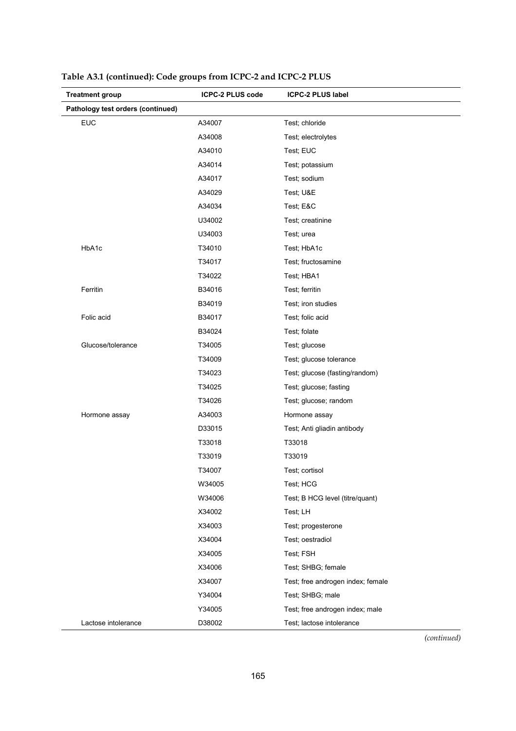**Table A3.1 (continued): Code groups from ICPC-2 and ICPC-2 PLUS**

| Treatment group | ICPC-2 PLUS code | ICPC-2 PLUS label |
|---|---|---|
| **Pathology test orders (continued)** | | |
| EUC | A34007 | Test; chloride |
| | A34008 | Test; electrolytes |
| | A34010 | Test; EUC |
| | A34014 | Test; potassium |
| | A34017 | Test; sodium |
| | A34029 | Test; U&E |
| | A34034 | Test; E&C |
| | U34002 | Test; creatinine |
| | U34003 | Test; urea |
| HbA1c | T34010 | Test; HbA1c |
| | T34017 | Test; fructosamine |
| | T34022 | Test; HBA1 |
| Ferritin | B34016 | Test; ferritin |
| | B34019 | Test; iron studies |
| Folic acid | B34017 | Test; folic acid |
| | B34024 | Test; folate |
| Glucose/tolerance | T34005 | Test; glucose |
| | T34009 | Test; glucose tolerance |
| | T34023 | Test; glucose (fasting/random) |
| | T34025 | Test; glucose; fasting |
| | T34026 | Test; glucose; random |
| Hormone assay | A34003 | Hormone assay |
| | D33015 | Test; Anti gliadin antibody |
| | T33018 | T33018 |
| | T33019 | T33019 |
| | T34007 | Test; cortisol |
| | W34005 | Test; HCG |
| | W34006 | Test; B HCG level (titre/quant) |
| | X34002 | Test; LH |
| | X34003 | Test; progesterone |
| | X34004 | Test; oestradiol |
| | X34005 | Test; FSH |
| | X34006 | Test; SHBG; female |
| | X34007 | Test; free androgen index; female |
| | Y34004 | Test; SHBG; male |
| | Y34005 | Test; free androgen index; male |
| Lactose intolerance | D38002 | Test; lactose intolerance |

*(continued)*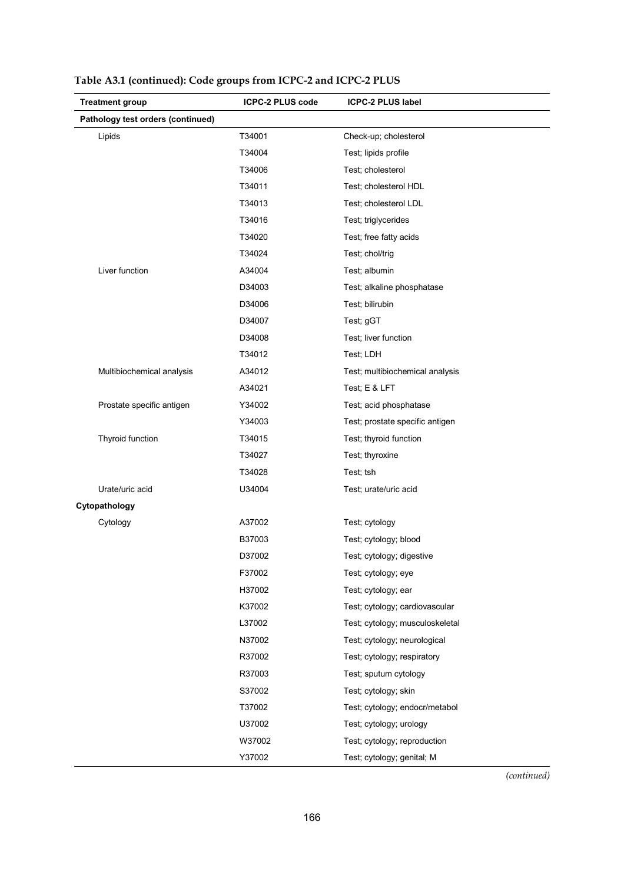**Table A3.1 (continued): Code groups from ICPC-2 and ICPC-2 PLUS**

| Treatment group | ICPC-2 PLUS code | ICPC-2 PLUS label |
|---|---|---|
| **Pathology test orders (continued)** | | |
| Lipids | T34001 | Check-up; cholesterol |
| | T34004 | Test; lipids profile |
| | T34006 | Test; cholesterol |
| | T34011 | Test; cholesterol HDL |
| | T34013 | Test; cholesterol LDL |
| | T34016 | Test; triglycerides |
| | T34020 | Test; free fatty acids |
| | T34024 | Test; chol/trig |
| Liver function | A34004 | Test; albumin |
| | D34003 | Test; alkaline phosphatase |
| | D34006 | Test; bilirubin |
| | D34007 | Test; gGT |
| | D34008 | Test; liver function |
| | T34012 | Test; LDH |
| Multibiochemical analysis | A34012 | Test; multibiochemical analysis |
| | A34021 | Test; E & LFT |
| Prostate specific antigen | Y34002 | Test; acid phosphatase |
| | Y34003 | Test; prostate specific antigen |
| Thyroid function | T34015 | Test; thyroid function |
| | T34027 | Test; thyroxine |
| | T34028 | Test; tsh |
| Urate/uric acid | U34004 | Test; urate/uric acid |
| **Cytopathology** | | |
| Cytology | A37002 | Test; cytology |
| | B37003 | Test; cytology; blood |
| | D37002 | Test; cytology; digestive |
| | F37002 | Test; cytology; eye |
| | H37002 | Test; cytology; ear |
| | K37002 | Test; cytology; cardiovascular |
| | L37002 | Test; cytology; musculoskeletal |
| | N37002 | Test; cytology; neurological |
| | R37002 | Test; cytology; respiratory |
| | R37003 | Test; sputum cytology |
| | S37002 | Test; cytology; skin |
| | T37002 | Test; cytology; endocr/metabol |
| | U37002 | Test; cytology; urology |
| | W37002 | Test; cytology; reproduction |
| | Y37002 | Test; cytology; genital; M |

*(continued)*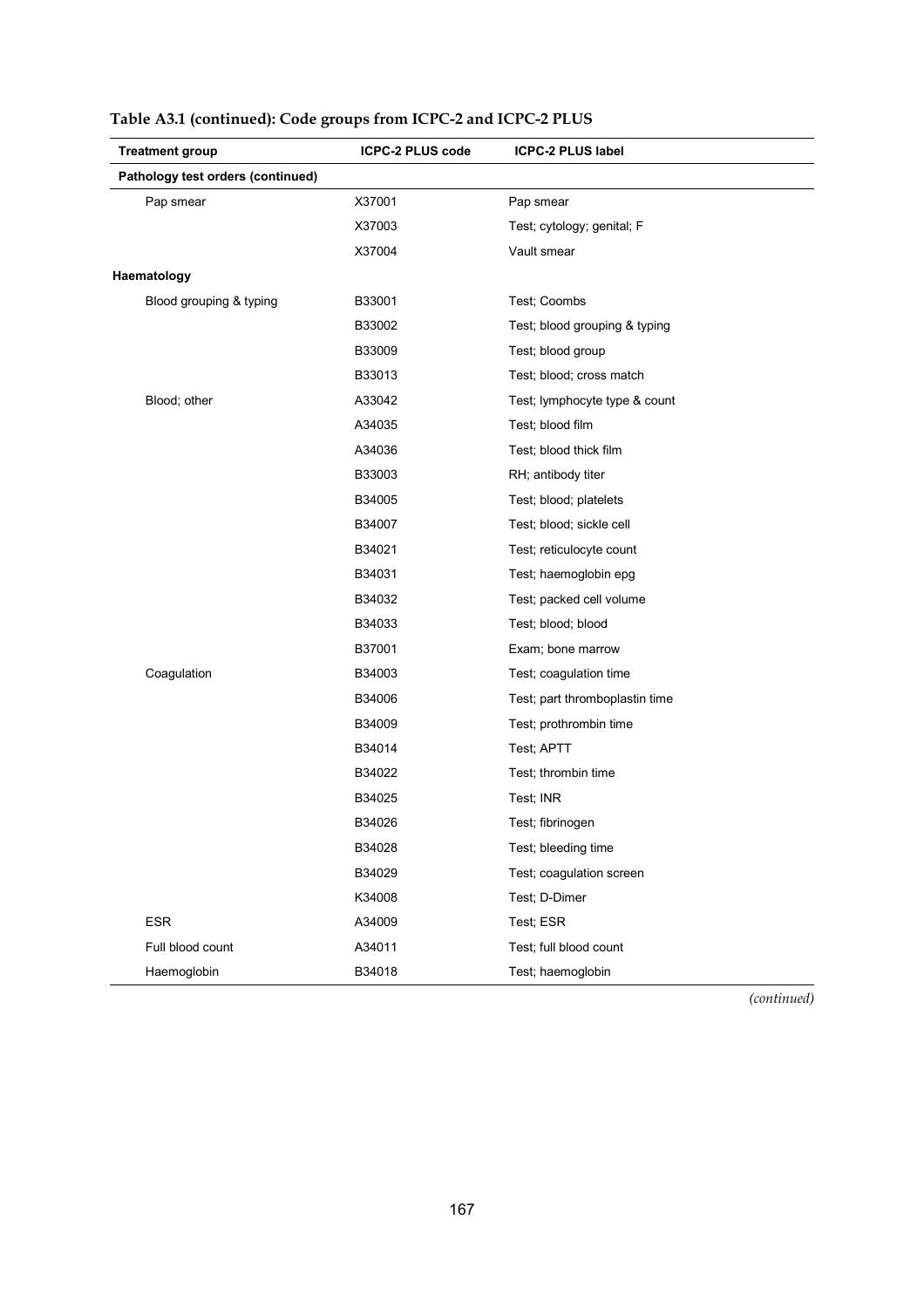**Table A3.1 (continued): Code groups from ICPC-2 and ICPC-2 PLUS**

| Treatment group | ICPC-2 PLUS code | ICPC-2 PLUS label |
|---|---|---|
| **Pathology test orders (continued)** | | |
| Pap smear | X37001 | Pap smear |
| | X37003 | Test; cytology; genital; F |
| | X37004 | Vault smear |
| **Haematology** | | |
| Blood grouping & typing | B33001 | Test; Coombs |
| | B33002 | Test; blood grouping & typing |
| | B33009 | Test; blood group |
| | B33013 | Test; blood; cross match |
| Blood; other | A33042 | Test; lymphocyte type & count |
| | A34035 | Test; blood film |
| | A34036 | Test; blood thick film |
| | B33003 | RH; antibody titer |
| | B34005 | Test; blood; platelets |
| | B34007 | Test; blood; sickle cell |
| | B34021 | Test; reticulocyte count |
| | B34031 | Test; haemoglobin epg |
| | B34032 | Test; packed cell volume |
| | B34033 | Test; blood; blood |
| | B37001 | Exam; bone marrow |
| Coagulation | B34003 | Test; coagulation time |
| | B34006 | Test; part thromboplastin time |
| | B34009 | Test; prothrombin time |
| | B34014 | Test; APTT |
| | B34022 | Test; thrombin time |
| | B34025 | Test; INR |
| | B34026 | Test; fibrinogen |
| | B34028 | Test; bleeding time |
| | B34029 | Test; coagulation screen |
| | K34008 | Test; D-Dimer |
| ESR | A34009 | Test; ESR |
| Full blood count | A34011 | Test; full blood count |
| Haemoglobin | B34018 | Test; haemoglobin |

*(continued)*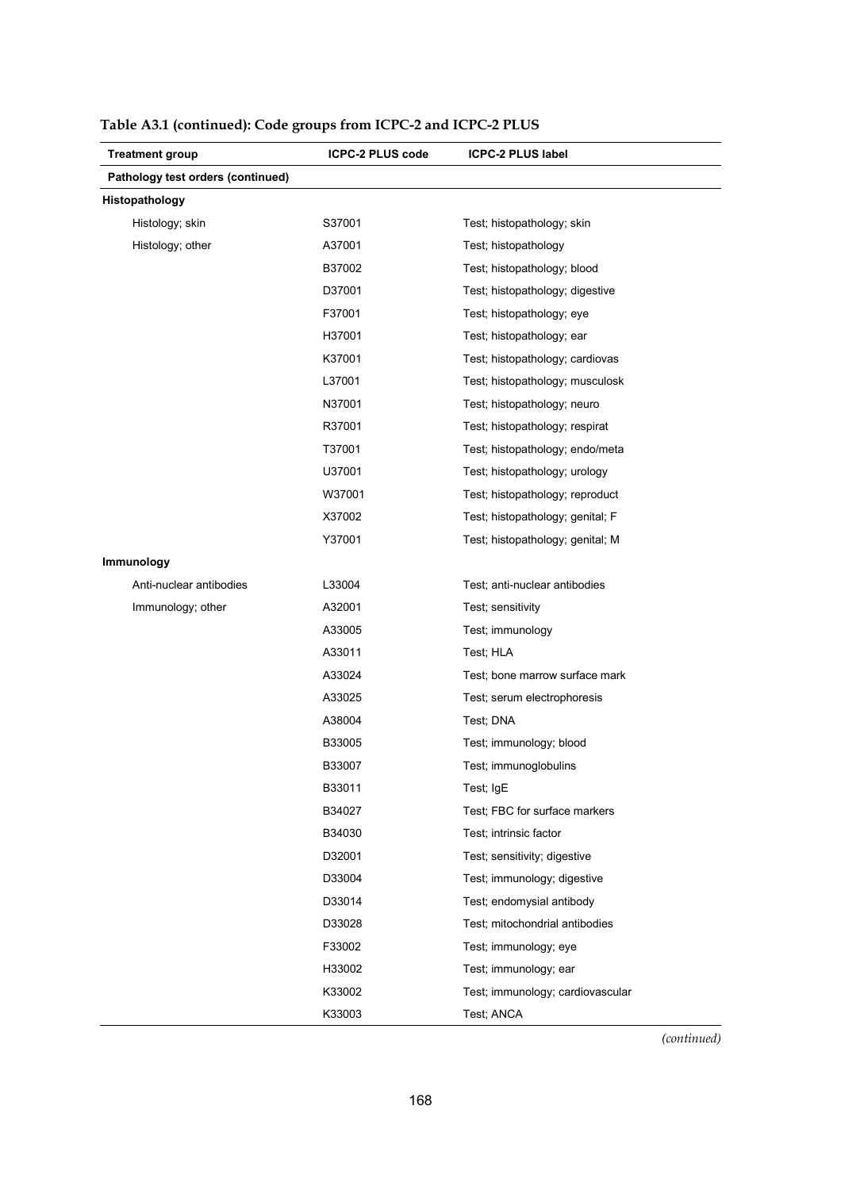**Table A3.1 (continued): Code groups from ICPC-2 and ICPC-2 PLUS**

| Treatment group | ICPC-2 PLUS code | ICPC-2 PLUS label |
|---|---|---|
| **Pathology test orders (continued)** | | |
| **Histopathology** | | |
| Histology; skin | S37001 | Test; histopathology; skin |
| Histology; other | A37001 | Test; histopathology |
| | B37002 | Test; histopathology; blood |
| | D37001 | Test; histopathology; digestive |
| | F37001 | Test; histopathology; eye |
| | H37001 | Test; histopathology; ear |
| | K37001 | Test; histopathology; cardiovas |
| | L37001 | Test; histopathology; musculosk |
| | N37001 | Test; histopathology; neuro |
| | R37001 | Test; histopathology; respirat |
| | T37001 | Test; histopathology; endo/meta |
| | U37001 | Test; histopathology; urology |
| | W37001 | Test; histopathology; reproduct |
| | X37002 | Test; histopathology; genital; F |
| | Y37001 | Test; histopathology; genital; M |
| **Immunology** | | |
| Anti-nuclear antibodies | L33004 | Test; anti-nuclear antibodies |
| Immunology; other | A32001 | Test; sensitivity |
| | A33005 | Test; immunology |
| | A33011 | Test; HLA |
| | A33024 | Test; bone marrow surface mark |
| | A33025 | Test; serum electrophoresis |
| | A38004 | Test; DNA |
| | B33005 | Test; immunology; blood |
| | B33007 | Test; immunoglobulins |
| | B33011 | Test; IgE |
| | B34027 | Test; FBC for surface markers |
| | B34030 | Test; intrinsic factor |
| | D32001 | Test; sensitivity; digestive |
| | D33004 | Test; immunology; digestive |
| | D33014 | Test; endomysial antibody |
| | D33028 | Test; mitochondrial antibodies |
| | F33002 | Test; immunology; eye |
| | H33002 | Test; immunology; ear |
| | K33002 | Test; immunology; cardiovascular |
| | K33003 | Test; ANCA |

*(continued)*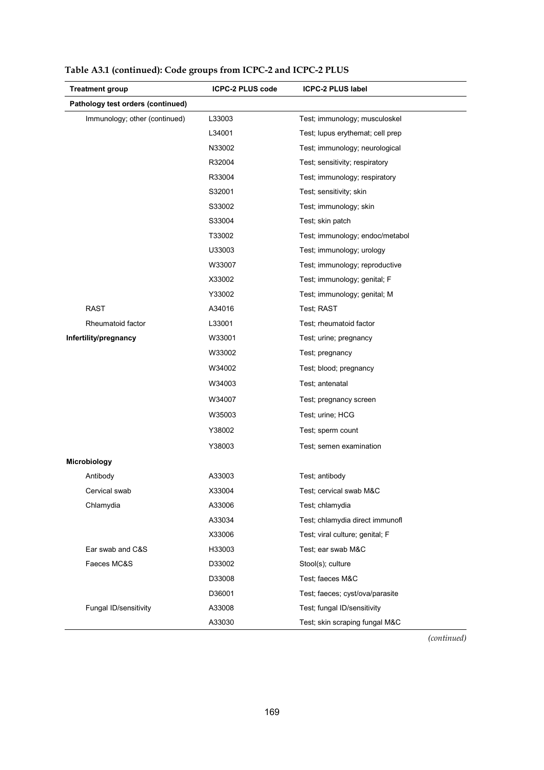**Table A3.1 (continued): Code groups from ICPC-2 and ICPC-2 PLUS**

| Treatment group | ICPC-2 PLUS code | ICPC-2 PLUS label |
|---|---|---|
| **Pathology test orders (continued)** | | |
| Immunology; other (continued) | L33003 | Test; immunology; musculoskel |
| | L34001 | Test; lupus erythemat; cell prep |
| | N33002 | Test; immunology; neurological |
| | R32004 | Test; sensitivity; respiratory |
| | R33004 | Test; immunology; respiratory |
| | S32001 | Test; sensitivity; skin |
| | S33002 | Test; immunology; skin |
| | S33004 | Test; skin patch |
| | T33002 | Test; immunology; endoc/metabol |
| | U33003 | Test; immunology; urology |
| | W33007 | Test; immunology; reproductive |
| | X33002 | Test; immunology; genital; F |
| | Y33002 | Test; immunology; genital; M |
| RAST | A34016 | Test; RAST |
| Rheumatoid factor | L33001 | Test; rheumatoid factor |
| **Infertility/pregnancy** | W33001 | Test; urine; pregnancy |
| | W33002 | Test; pregnancy |
| | W34002 | Test; blood; pregnancy |
| | W34003 | Test; antenatal |
| | W34007 | Test; pregnancy screen |
| | W35003 | Test; urine; HCG |
| | Y38002 | Test; sperm count |
| | Y38003 | Test; semen examination |
| **Microbiology** | | |
| Antibody | A33003 | Test; antibody |
| Cervical swab | X33004 | Test; cervical swab M&C |
| Chlamydia | A33006 | Test; chlamydia |
| | A33034 | Test; chlamydia direct immunofl |
| | X33006 | Test; viral culture; genital; F |
| Ear swab and C&S | H33003 | Test; ear swab M&C |
| Faeces MC&S | D33002 | Stool(s); culture |
| | D33008 | Test; faeces M&C |
| | D36001 | Test; faeces; cyst/ova/parasite |
| Fungal ID/sensitivity | A33008 | Test; fungal ID/sensitivity |
| | A33030 | Test; skin scraping fungal M&C |

*(continued)*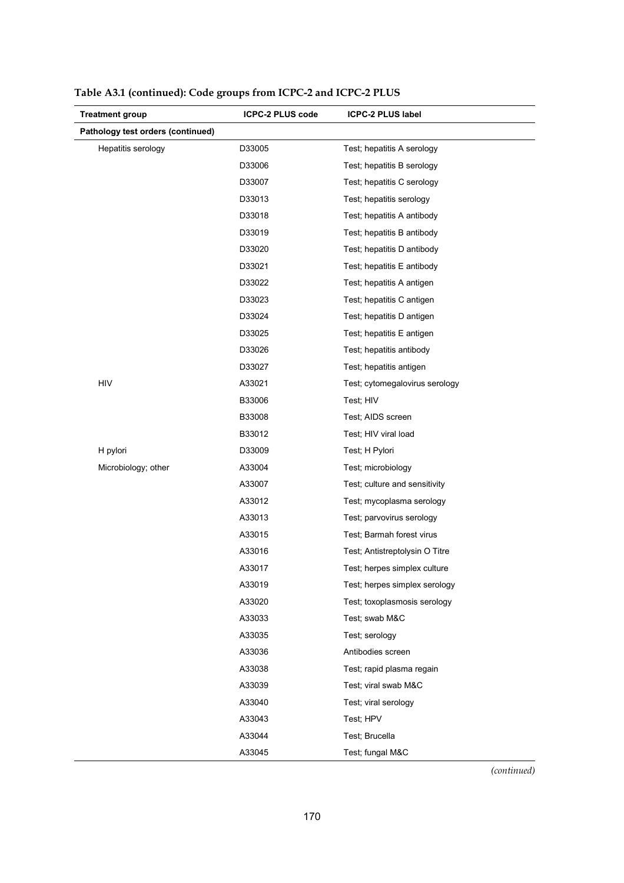**Table A3.1 (continued): Code groups from ICPC-2 and ICPC-2 PLUS**

| Treatment group | ICPC-2 PLUS code | ICPC-2 PLUS label |
|---|---|---|
| **Pathology test orders (continued)** | | |
| Hepatitis serology | D33005 | Test; hepatitis A serology |
| | D33006 | Test; hepatitis B serology |
| | D33007 | Test; hepatitis C serology |
| | D33013 | Test; hepatitis serology |
| | D33018 | Test; hepatitis A antibody |
| | D33019 | Test; hepatitis B antibody |
| | D33020 | Test; hepatitis D antibody |
| | D33021 | Test; hepatitis E antibody |
| | D33022 | Test; hepatitis A antigen |
| | D33023 | Test; hepatitis C antigen |
| | D33024 | Test; hepatitis D antigen |
| | D33025 | Test; hepatitis E antigen |
| | D33026 | Test; hepatitis antibody |
| | D33027 | Test; hepatitis antigen |
| HIV | A33021 | Test; cytomegalovirus serology |
| | B33006 | Test; HIV |
| | B33008 | Test; AIDS screen |
| | B33012 | Test; HIV viral load |
| H pylori | D33009 | Test; H Pylori |
| Microbiology; other | A33004 | Test; microbiology |
| | A33007 | Test; culture and sensitivity |
| | A33012 | Test; mycoplasma serology |
| | A33013 | Test; parvovirus serology |
| | A33015 | Test; Barmah forest virus |
| | A33016 | Test; Antistreptolysin O Titre |
| | A33017 | Test; herpes simplex culture |
| | A33019 | Test; herpes simplex serology |
| | A33020 | Test; toxoplasmosis serology |
| | A33033 | Test; swab M&C |
| | A33035 | Test; serology |
| | A33036 | Antibodies screen |
| | A33038 | Test; rapid plasma regain |
| | A33039 | Test; viral swab M&C |
| | A33040 | Test; viral serology |
| | A33043 | Test; HPV |
| | A33044 | Test; Brucella |
| | A33045 | Test; fungal M&C |

*(continued)*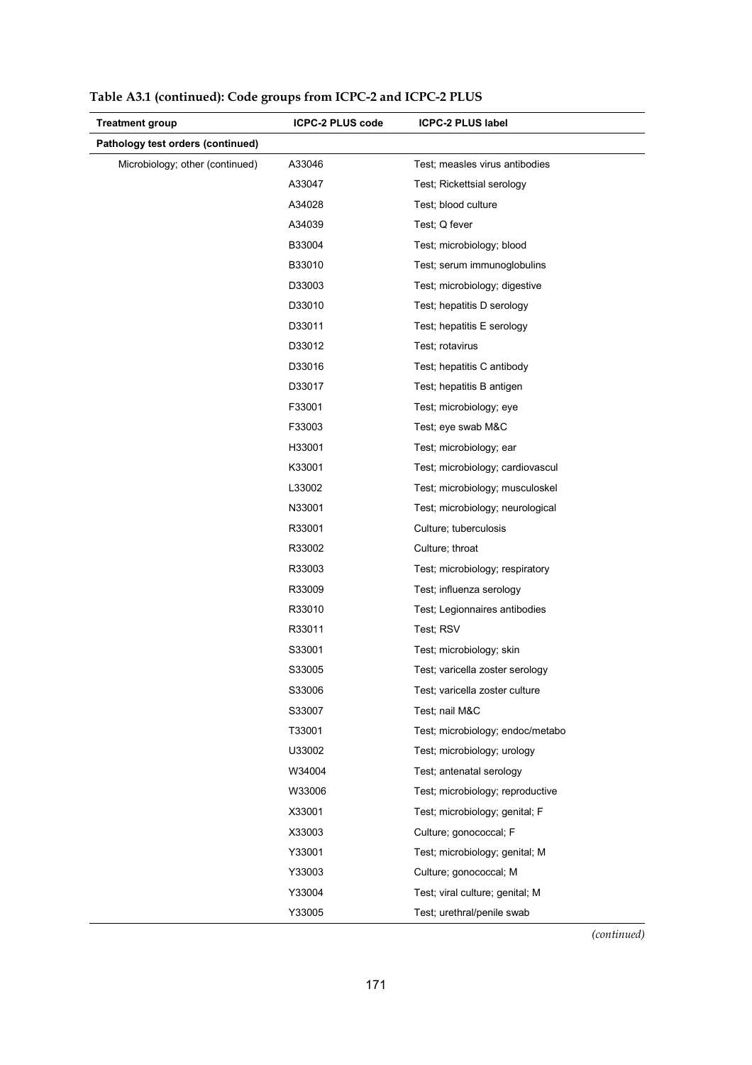**Table A3.1 (continued): Code groups from ICPC-2 and ICPC-2 PLUS**

| Treatment group | ICPC-2 PLUS code | ICPC-2 PLUS label |
|---|---|---|
| **Pathology test orders (continued)** | | |
| Microbiology; other (continued) | A33046 | Test; measles virus antibodies |
| | A33047 | Test; Rickettsial serology |
| | A34028 | Test; blood culture |
| | A34039 | Test; Q fever |
| | B33004 | Test; microbiology; blood |
| | B33010 | Test; serum immunoglobulins |
| | D33003 | Test; microbiology; digestive |
| | D33010 | Test; hepatitis D serology |
| | D33011 | Test; hepatitis E serology |
| | D33012 | Test; rotavirus |
| | D33016 | Test; hepatitis C antibody |
| | D33017 | Test; hepatitis B antigen |
| | F33001 | Test; microbiology; eye |
| | F33003 | Test; eye swab M&C |
| | H33001 | Test; microbiology; ear |
| | K33001 | Test; microbiology; cardiovascul |
| | L33002 | Test; microbiology; musculoskel |
| | N33001 | Test; microbiology; neurological |
| | R33001 | Culture; tuberculosis |
| | R33002 | Culture; throat |
| | R33003 | Test; microbiology; respiratory |
| | R33009 | Test; influenza serology |
| | R33010 | Test; Legionnaires antibodies |
| | R33011 | Test; RSV |
| | S33001 | Test; microbiology; skin |
| | S33005 | Test; varicella zoster serology |
| | S33006 | Test; varicella zoster culture |
| | S33007 | Test; nail M&C |
| | T33001 | Test; microbiology; endoc/metabo |
| | U33002 | Test; microbiology; urology |
| | W34004 | Test; antenatal serology |
| | W33006 | Test; microbiology; reproductive |
| | X33001 | Test; microbiology; genital; F |
| | X33003 | Culture; gonococcal; F |
| | Y33001 | Test; microbiology; genital; M |
| | Y33003 | Culture; gonococcal; M |
| | Y33004 | Test; viral culture; genital; M |
| | Y33005 | Test; urethral/penile swab |

*(continued)*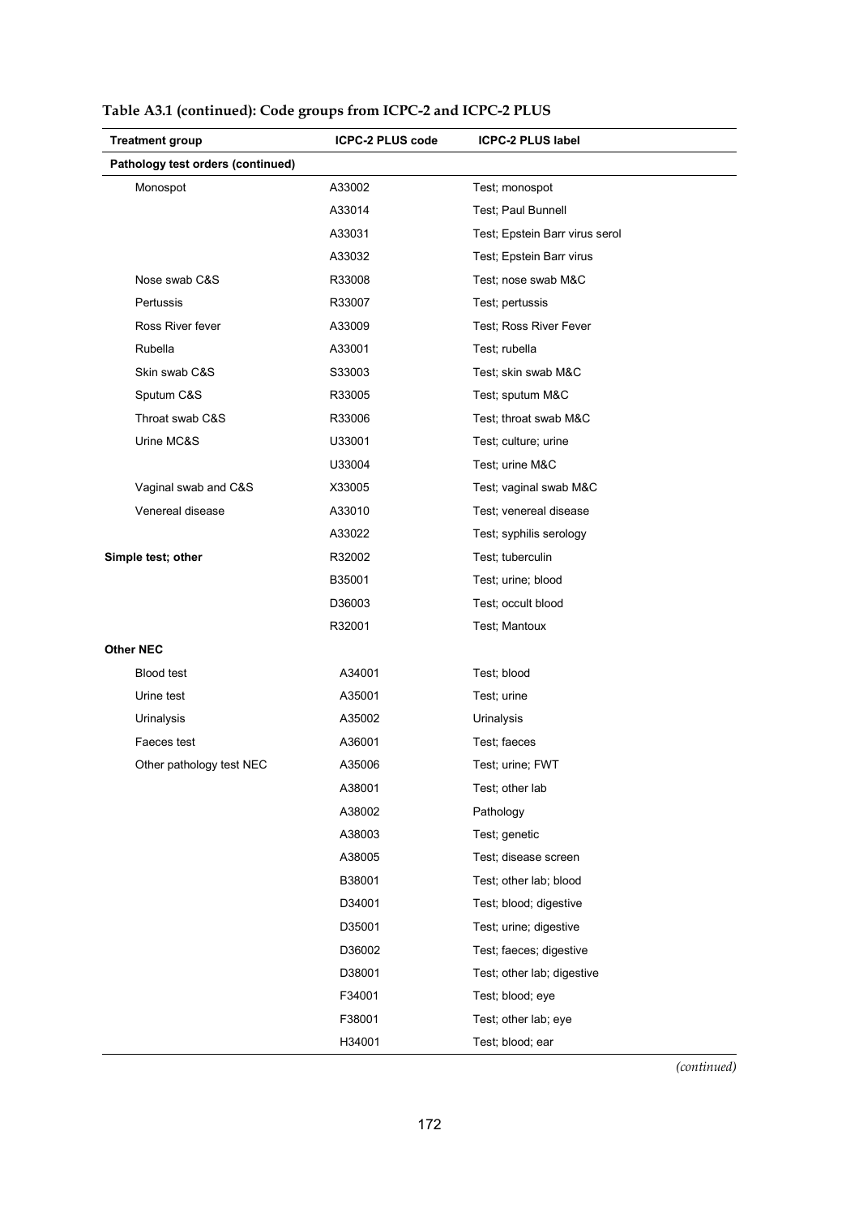**Table A3.1 (continued): Code groups from ICPC-2 and ICPC-2 PLUS**

| Treatment group | ICPC-2 PLUS code | ICPC-2 PLUS label |
|---|---|---|
| **Pathology test orders (continued)** | | |
| Monospot | A33002 | Test; monospot |
| | A33014 | Test; Paul Bunnell |
| | A33031 | Test; Epstein Barr virus serol |
| | A33032 | Test; Epstein Barr virus |
| Nose swab C&S | R33008 | Test; nose swab M&C |
| Pertussis | R33007 | Test; pertussis |
| Ross River fever | A33009 | Test; Ross River Fever |
| Rubella | A33001 | Test; rubella |
| Skin swab C&S | S33003 | Test; skin swab M&C |
| Sputum C&S | R33005 | Test; sputum M&C |
| Throat swab C&S | R33006 | Test; throat swab M&C |
| Urine MC&S | U33001 | Test; culture; urine |
| | U33004 | Test; urine M&C |
| Vaginal swab and C&S | X33005 | Test; vaginal swab M&C |
| Venereal disease | A33010 | Test; venereal disease |
| | A33022 | Test; syphilis serology |
| **Simple test; other** | R32002 | Test; tuberculin |
| | B35001 | Test; urine; blood |
| | D36003 | Test; occult blood |
| | R32001 | Test; Mantoux |
| **Other NEC** | | |
| Blood test | A34001 | Test; blood |
| Urine test | A35001 | Test; urine |
| Urinalysis | A35002 | Urinalysis |
| Faeces test | A36001 | Test; faeces |
| Other pathology test NEC | A35006 | Test; urine; FWT |
| | A38001 | Test; other lab |
| | A38002 | Pathology |
| | A38003 | Test; genetic |
| | A38005 | Test; disease screen |
| | B38001 | Test; other lab; blood |
| | D34001 | Test; blood; digestive |
| | D35001 | Test; urine; digestive |
| | D36002 | Test; faeces; digestive |
| | D38001 | Test; other lab; digestive |
| | F34001 | Test; blood; eye |
| | F38001 | Test; other lab; eye |
| | H34001 | Test; blood; ear |

*(continued)*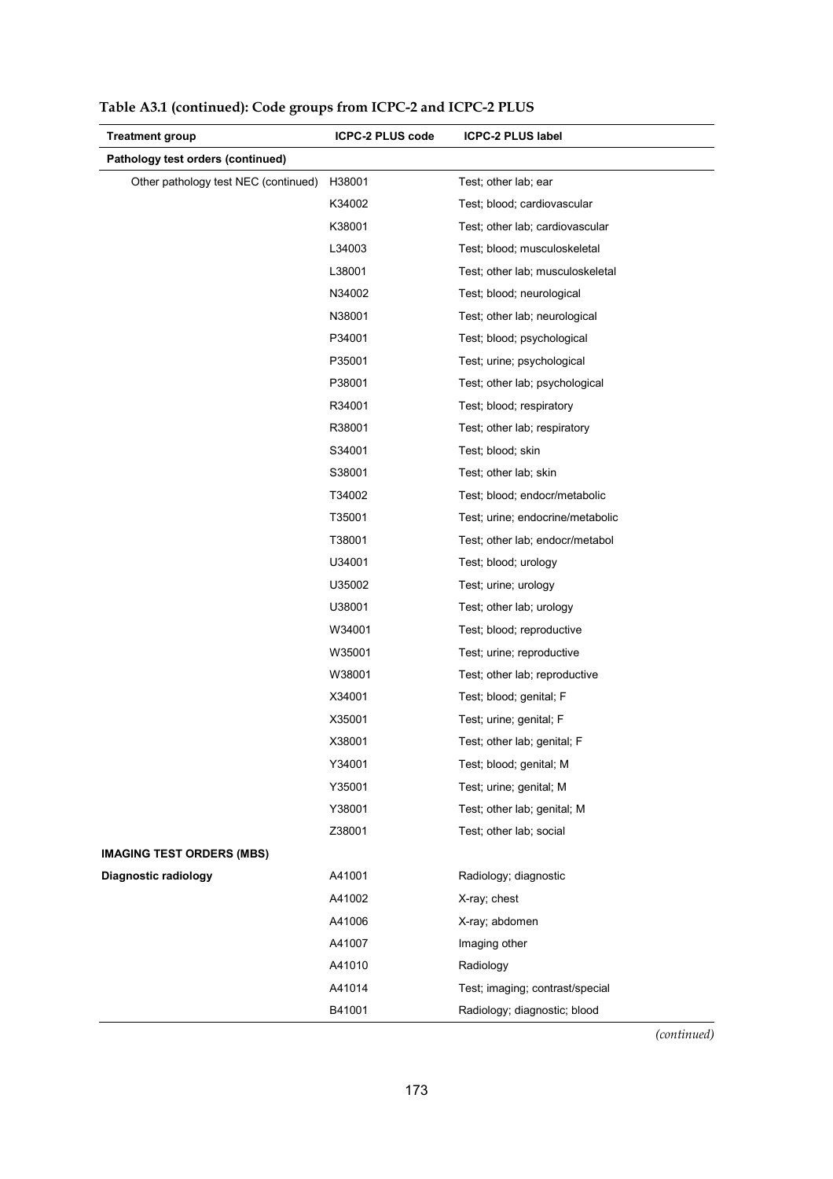**Table A3.1 (continued): Code groups from ICPC-2 and ICPC-2 PLUS**

| Treatment group | ICPC-2 PLUS code | ICPC-2 PLUS label |
|---|---|---|
| **Pathology test orders (continued)** | | |
| Other pathology test NEC (continued) | H38001 | Test; other lab; ear |
| | K34002 | Test; blood; cardiovascular |
| | K38001 | Test; other lab; cardiovascular |
| | L34003 | Test; blood; musculoskeletal |
| | L38001 | Test; other lab; musculoskeletal |
| | N34002 | Test; blood; neurological |
| | N38001 | Test; other lab; neurological |
| | P34001 | Test; blood; psychological |
| | P35001 | Test; urine; psychological |
| | P38001 | Test; other lab; psychological |
| | R34001 | Test; blood; respiratory |
| | R38001 | Test; other lab; respiratory |
| | S34001 | Test; blood; skin |
| | S38001 | Test; other lab; skin |
| | T34002 | Test; blood; endocr/metabolic |
| | T35001 | Test; urine; endocrine/metabolic |
| | T38001 | Test; other lab; endocr/metabol |
| | U34001 | Test; blood; urology |
| | U35002 | Test; urine; urology |
| | U38001 | Test; other lab; urology |
| | W34001 | Test; blood; reproductive |
| | W35001 | Test; urine; reproductive |
| | W38001 | Test; other lab; reproductive |
| | X34001 | Test; blood; genital; F |
| | X35001 | Test; urine; genital; F |
| | X38001 | Test; other lab; genital; F |
| | Y34001 | Test; blood; genital; M |
| | Y35001 | Test; urine; genital; M |
| | Y38001 | Test; other lab; genital; M |
| | Z38001 | Test; other lab; social |
| **IMAGING TEST ORDERS (MBS)** | | |
| **Diagnostic radiology** | A41001 | Radiology; diagnostic |
| | A41002 | X-ray; chest |
| | A41006 | X-ray; abdomen |
| | A41007 | Imaging other |
| | A41010 | Radiology |
| | A41014 | Test; imaging; contrast/special |
| | B41001 | Radiology; diagnostic; blood |

*(continued)*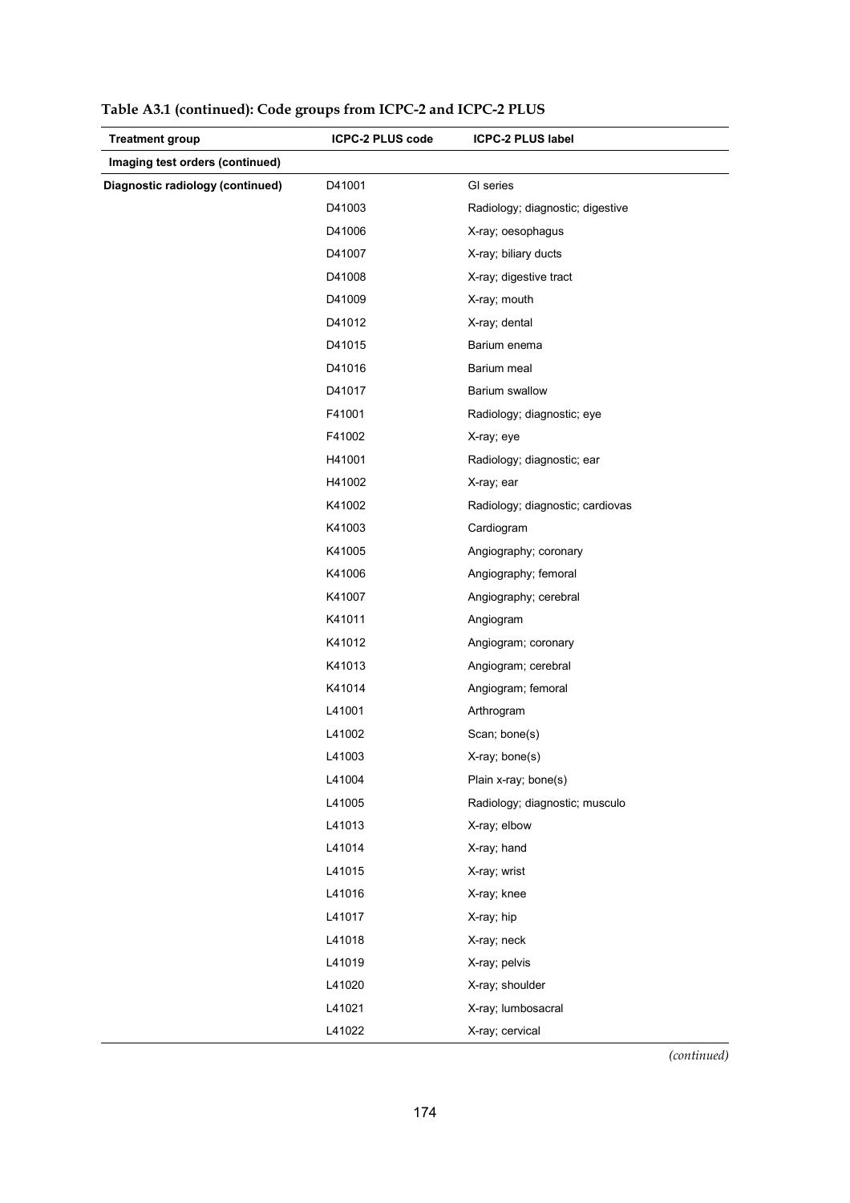**Table A3.1 (continued): Code groups from ICPC-2 and ICPC-2 PLUS**

| Treatment group | ICPC-2 PLUS code | ICPC-2 PLUS label |
|---|---|---|
| **Imaging test orders (continued)** | | |
| **Diagnostic radiology (continued)** | D41001 | GI series |
| | D41003 | Radiology; diagnostic; digestive |
| | D41006 | X-ray; oesophagus |
| | D41007 | X-ray; biliary ducts |
| | D41008 | X-ray; digestive tract |
| | D41009 | X-ray; mouth |
| | D41012 | X-ray; dental |
| | D41015 | Barium enema |
| | D41016 | Barium meal |
| | D41017 | Barium swallow |
| | F41001 | Radiology; diagnostic; eye |
| | F41002 | X-ray; eye |
| | H41001 | Radiology; diagnostic; ear |
| | H41002 | X-ray; ear |
| | K41002 | Radiology; diagnostic; cardiovas |
| | K41003 | Cardiogram |
| | K41005 | Angiography; coronary |
| | K41006 | Angiography; femoral |
| | K41007 | Angiography; cerebral |
| | K41011 | Angiogram |
| | K41012 | Angiogram; coronary |
| | K41013 | Angiogram; cerebral |
| | K41014 | Angiogram; femoral |
| | L41001 | Arthrogram |
| | L41002 | Scan; bone(s) |
| | L41003 | X-ray; bone(s) |
| | L41004 | Plain x-ray; bone(s) |
| | L41005 | Radiology; diagnostic; musculo |
| | L41013 | X-ray; elbow |
| | L41014 | X-ray; hand |
| | L41015 | X-ray; wrist |
| | L41016 | X-ray; knee |
| | L41017 | X-ray; hip |
| | L41018 | X-ray; neck |
| | L41019 | X-ray; pelvis |
| | L41020 | X-ray; shoulder |
| | L41021 | X-ray; lumbosacral |
| | L41022 | X-ray; cervical |

*(continued)*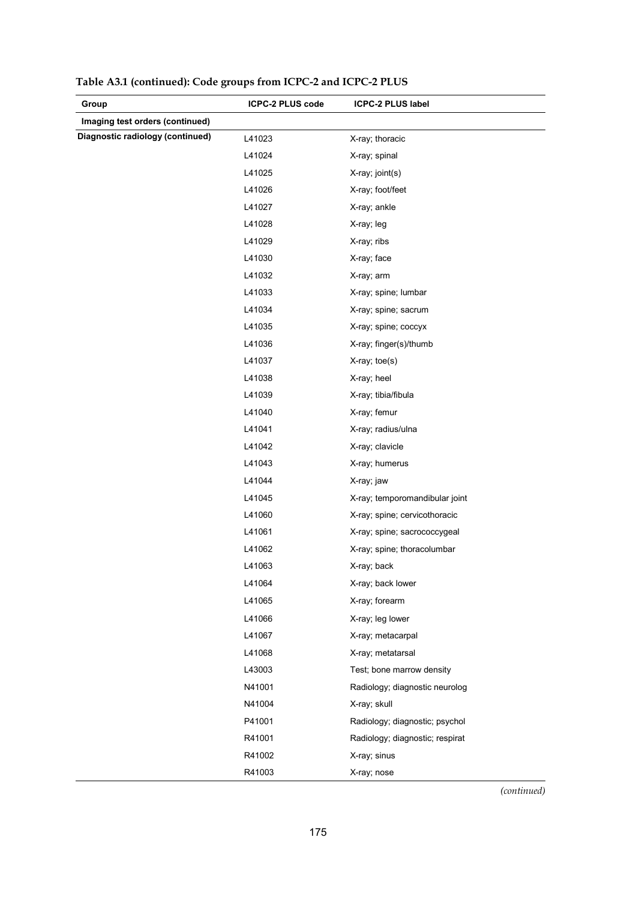**Table A3.1 (continued): Code groups from ICPC-2 and ICPC-2 PLUS**

| Group | ICPC-2 PLUS code | ICPC-2 PLUS label |
|---|---|---|
| **Imaging test orders (continued)** | | |
| **Diagnostic radiology (continued)** | L41023 | X-ray; thoracic |
| | L41024 | X-ray; spinal |
| | L41025 | X-ray; joint(s) |
| | L41026 | X-ray; foot/feet |
| | L41027 | X-ray; ankle |
| | L41028 | X-ray; leg |
| | L41029 | X-ray; ribs |
| | L41030 | X-ray; face |
| | L41032 | X-ray; arm |
| | L41033 | X-ray; spine; lumbar |
| | L41034 | X-ray; spine; sacrum |
| | L41035 | X-ray; spine; coccyx |
| | L41036 | X-ray; finger(s)/thumb |
| | L41037 | X-ray; toe(s) |
| | L41038 | X-ray; heel |
| | L41039 | X-ray; tibia/fibula |
| | L41040 | X-ray; femur |
| | L41041 | X-ray; radius/ulna |
| | L41042 | X-ray; clavicle |
| | L41043 | X-ray; humerus |
| | L41044 | X-ray; jaw |
| | L41045 | X-ray; temporomandibular joint |
| | L41060 | X-ray; spine; cervicothoracic |
| | L41061 | X-ray; spine; sacrococcygeal |
| | L41062 | X-ray; spine; thoracolumbar |
| | L41063 | X-ray; back |
| | L41064 | X-ray; back lower |
| | L41065 | X-ray; forearm |
| | L41066 | X-ray; leg lower |
| | L41067 | X-ray; metacarpal |
| | L41068 | X-ray; metatarsal |
| | L43003 | Test; bone marrow density |
| | N41001 | Radiology; diagnostic neurolog |
| | N41004 | X-ray; skull |
| | P41001 | Radiology; diagnostic; psychol |
| | R41001 | Radiology; diagnostic; respirat |
| | R41002 | X-ray; sinus |
| | R41003 | X-ray; nose |

*(continued)*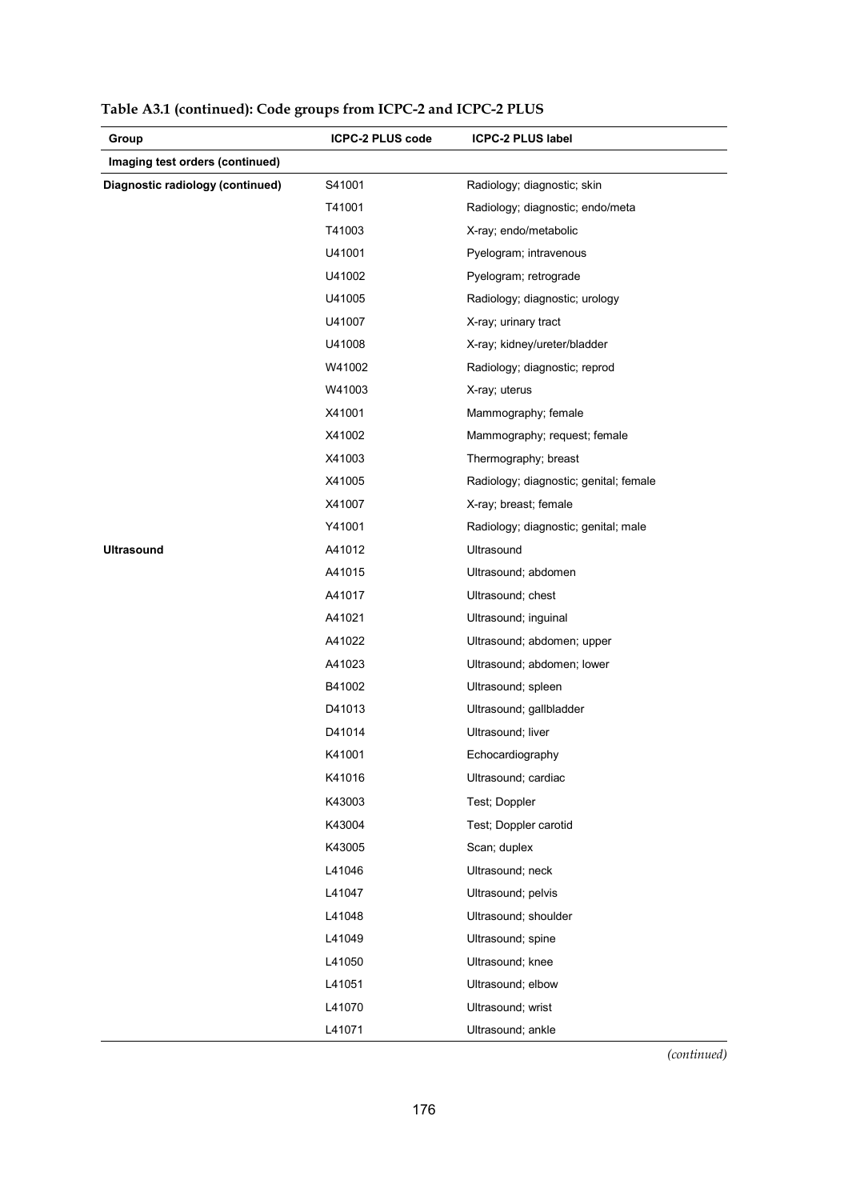**Table A3.1 (continued): Code groups from ICPC-2 and ICPC-2 PLUS**

| Group | ICPC-2 PLUS code | ICPC-2 PLUS label |
|---|---|---|
| **Imaging test orders (continued)** | | |
| **Diagnostic radiology (continued)** | S41001 | Radiology; diagnostic; skin |
| | T41001 | Radiology; diagnostic; endo/meta |
| | T41003 | X-ray; endo/metabolic |
| | U41001 | Pyelogram; intravenous |
| | U41002 | Pyelogram; retrograde |
| | U41005 | Radiology; diagnostic; urology |
| | U41007 | X-ray; urinary tract |
| | U41008 | X-ray; kidney/ureter/bladder |
| | W41002 | Radiology; diagnostic; reprod |
| | W41003 | X-ray; uterus |
| | X41001 | Mammography; female |
| | X41002 | Mammography; request; female |
| | X41003 | Thermography; breast |
| | X41005 | Radiology; diagnostic; genital; female |
| | X41007 | X-ray; breast; female |
| | Y41001 | Radiology; diagnostic; genital; male |
| **Ultrasound** | A41012 | Ultrasound |
| | A41015 | Ultrasound; abdomen |
| | A41017 | Ultrasound; chest |
| | A41021 | Ultrasound; inguinal |
| | A41022 | Ultrasound; abdomen; upper |
| | A41023 | Ultrasound; abdomen; lower |
| | B41002 | Ultrasound; spleen |
| | D41013 | Ultrasound; gallbladder |
| | D41014 | Ultrasound; liver |
| | K41001 | Echocardiography |
| | K41016 | Ultrasound; cardiac |
| | K43003 | Test; Doppler |
| | K43004 | Test; Doppler carotid |
| | K43005 | Scan; duplex |
| | L41046 | Ultrasound; neck |
| | L41047 | Ultrasound; pelvis |
| | L41048 | Ultrasound; shoulder |
| | L41049 | Ultrasound; spine |
| | L41050 | Ultrasound; knee |
| | L41051 | Ultrasound; elbow |
| | L41070 | Ultrasound; wrist |
| | L41071 | Ultrasound; ankle |

*(continued)*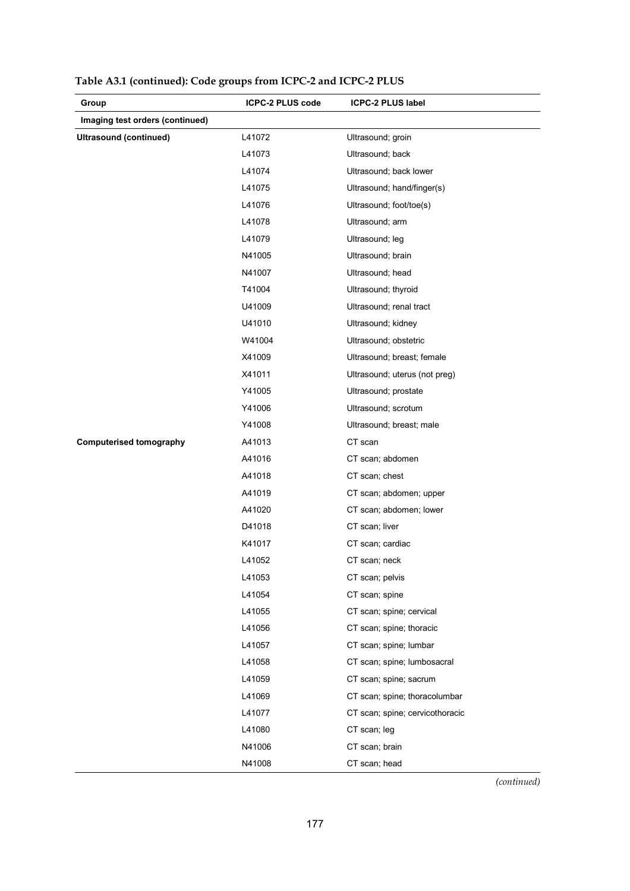**Table A3.1 (continued): Code groups from ICPC-2 and ICPC-2 PLUS**

| Group | ICPC-2 PLUS code | ICPC-2 PLUS label |
|---|---|---|
| **Imaging test orders (continued)** | | |
| **Ultrasound (continued)** | L41072 | Ultrasound; groin |
| | L41073 | Ultrasound; back |
| | L41074 | Ultrasound; back lower |
| | L41075 | Ultrasound; hand/finger(s) |
| | L41076 | Ultrasound; foot/toe(s) |
| | L41078 | Ultrasound; arm |
| | L41079 | Ultrasound; leg |
| | N41005 | Ultrasound; brain |
| | N41007 | Ultrasound; head |
| | T41004 | Ultrasound; thyroid |
| | U41009 | Ultrasound; renal tract |
| | U41010 | Ultrasound; kidney |
| | W41004 | Ultrasound; obstetric |
| | X41009 | Ultrasound; breast; female |
| | X41011 | Ultrasound; uterus (not preg) |
| | Y41005 | Ultrasound; prostate |
| | Y41006 | Ultrasound; scrotum |
| | Y41008 | Ultrasound; breast; male |
| **Computerised tomography** | A41013 | CT scan |
| | A41016 | CT scan; abdomen |
| | A41018 | CT scan; chest |
| | A41019 | CT scan; abdomen; upper |
| | A41020 | CT scan; abdomen; lower |
| | D41018 | CT scan; liver |
| | K41017 | CT scan; cardiac |
| | L41052 | CT scan; neck |
| | L41053 | CT scan; pelvis |
| | L41054 | CT scan; spine |
| | L41055 | CT scan; spine; cervical |
| | L41056 | CT scan; spine; thoracic |
| | L41057 | CT scan; spine; lumbar |
| | L41058 | CT scan; spine; lumbosacral |
| | L41059 | CT scan; spine; sacrum |
| | L41069 | CT scan; spine; thoracolumbar |
| | L41077 | CT scan; spine; cervicothoracic |
| | L41080 | CT scan; leg |
| | N41006 | CT scan; brain |
| | N41008 | CT scan; head |

*(continued)*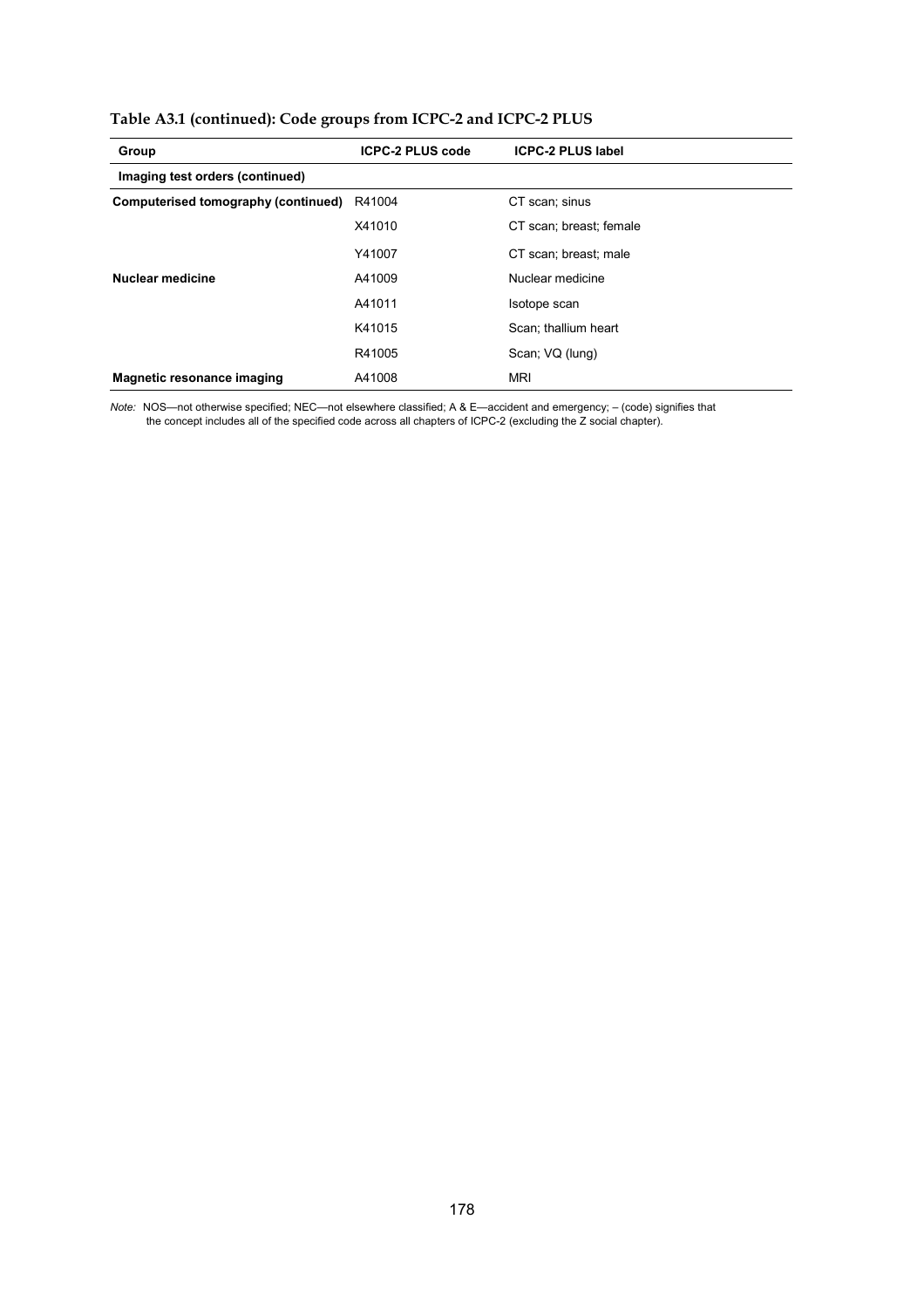**Table A3.1 (continued): Code groups from ICPC-2 and ICPC-2 PLUS**

| Group | ICPC-2 PLUS code | ICPC-2 PLUS label |
|---|---|---|
| **Imaging test orders (continued)** | | |
| **Computerised tomography (continued)** | R41004 | CT scan; sinus |
| | X41010 | CT scan; breast; female |
| | Y41007 | CT scan; breast; male |
| **Nuclear medicine** | A41009 | Nuclear medicine |
| | A41011 | Isotope scan |
| | K41015 | Scan; thallium heart |
| | R41005 | Scan; VQ (lung) |
| **Magnetic resonance imaging** | A41008 | MRI |

*Note:* NOS—not otherwise specified; NEC—not elsewhere classified; A & E—accident and emergency; – (code) signifies that the concept includes all of the specified code across all chapters of ICPC-2 (excluding the Z social chapter).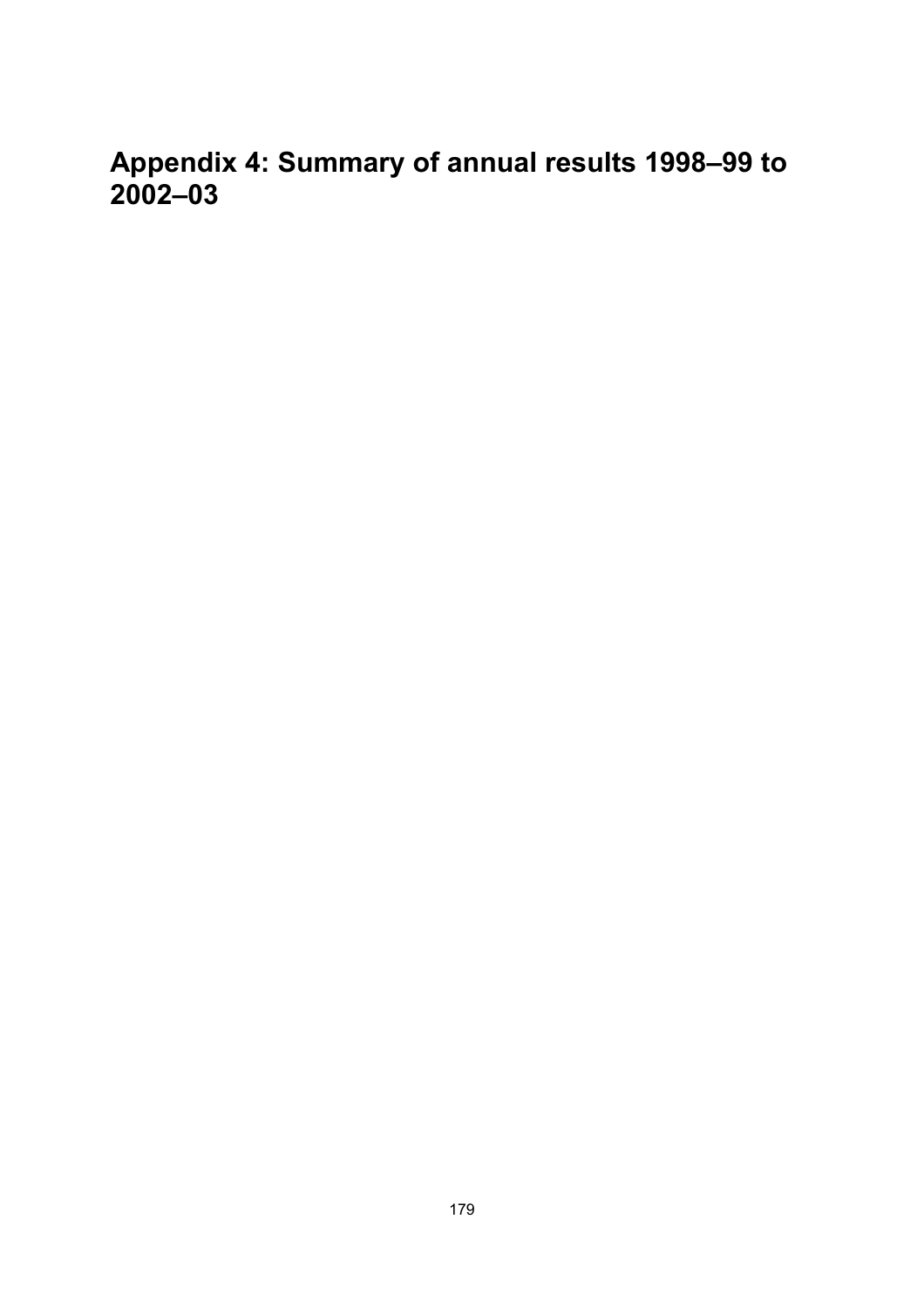# Appendix 4: Summary of annual results 1998–99 to 2002–03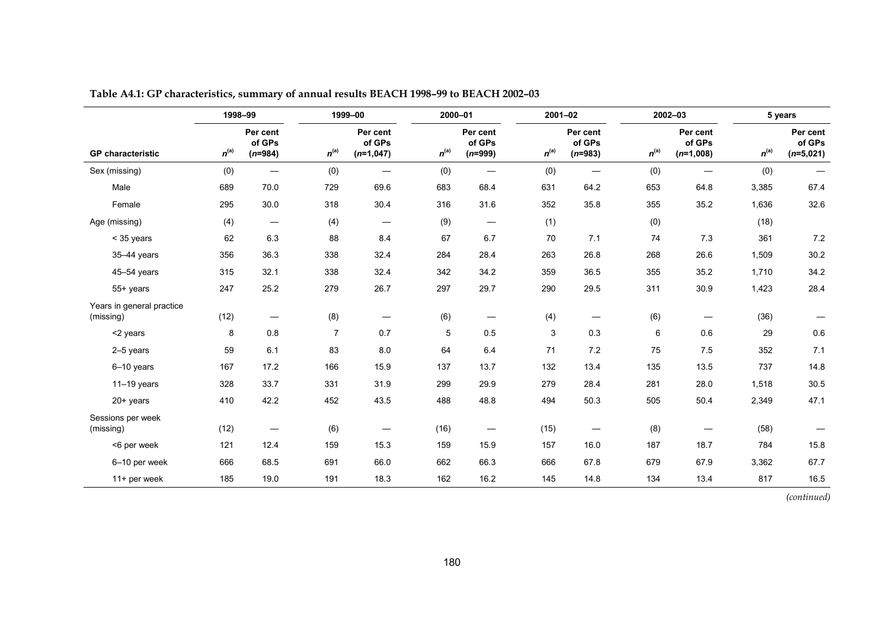**Table A4.1: GP characteristics, summary of annual results BEACH 1998–99 to BEACH 2002–03**

| | 1998–99 | | 1999–00 | | 2000–01 | | 2001–02 | | 2002–03 | | 5 years | |
|---|---|---|---|---|---|---|---|---|---|---|---|---|
| **GP characteristic** | $n^{(a)}$ | Per cent of GPs ($n$=984) | $n^{(a)}$ | Per cent of GPs ($n$=1,047) | $n^{(a)}$ | Per cent of GPs ($n$=999) | $n^{(a)}$ | Per cent of GPs ($n$=983) | $n^{(a)}$ | Per cent of GPs ($n$=1,008) | $n^{(a)}$ | Per cent of GPs ($n$=5,021) |
| Sex (missing) | (0) | — | (0) | — | (0) | — | (0) | — | (0) | — | (0) | — |
| Male | 689 | 70.0 | 729 | 69.6 | 683 | 68.4 | 631 | 64.2 | 653 | 64.8 | 3,385 | 67.4 |
| Female | 295 | 30.0 | 318 | 30.4 | 316 | 31.6 | 352 | 35.8 | 355 | 35.2 | 1,636 | 32.6 |
| Age (missing) | (4) | — | (4) | — | (9) | — | (1) | | (0) | | (18) | |
| < 35 years | 62 | 6.3 | 88 | 8.4 | 67 | 6.7 | 70 | 7.1 | 74 | 7.3 | 361 | 7.2 |
| 35–44 years | 356 | 36.3 | 338 | 32.4 | 284 | 28.4 | 263 | 26.8 | 268 | 26.6 | 1,509 | 30.2 |
| 45–54 years | 315 | 32.1 | 338 | 32.4 | 342 | 34.2 | 359 | 36.5 | 355 | 35.2 | 1,710 | 34.2 |
| 55+ years | 247 | 25.2 | 279 | 26.7 | 297 | 29.7 | 290 | 29.5 | 311 | 30.9 | 1,423 | 28.4 |
| Years in general practice (missing) | (12) | — | (8) | — | (6) | — | (4) | — | (6) | — | (36) | — |
| <2 years | 8 | 0.8 | 7 | 0.7 | 5 | 0.5 | 3 | 0.3 | 6 | 0.6 | 29 | 0.6 |
| 2–5 years | 59 | 6.1 | 83 | 8.0 | 64 | 6.4 | 71 | 7.2 | 75 | 7.5 | 352 | 7.1 |
| 6–10 years | 167 | 17.2 | 166 | 15.9 | 137 | 13.7 | 132 | 13.4 | 135 | 13.5 | 737 | 14.8 |
| 11–19 years | 328 | 33.7 | 331 | 31.9 | 299 | 29.9 | 279 | 28.4 | 281 | 28.0 | 1,518 | 30.5 |
| 20+ years | 410 | 42.2 | 452 | 43.5 | 488 | 48.8 | 494 | 50.3 | 505 | 50.4 | 2,349 | 47.1 |
| Sessions per week (missing) | (12) | — | (6) | — | (16) | — | (15) | — | (8) | — | (58) | — |
| <6 per week | 121 | 12.4 | 159 | 15.3 | 159 | 15.9 | 157 | 16.0 | 187 | 18.7 | 784 | 15.8 |
| 6–10 per week | 666 | 68.5 | 691 | 66.0 | 662 | 66.3 | 666 | 67.8 | 679 | 67.9 | 3,362 | 67.7 |
| 11+ per week | 185 | 19.0 | 191 | 18.3 | 162 | 16.2 | 145 | 14.8 | 134 | 13.4 | 817 | 16.5 |

*(continued)*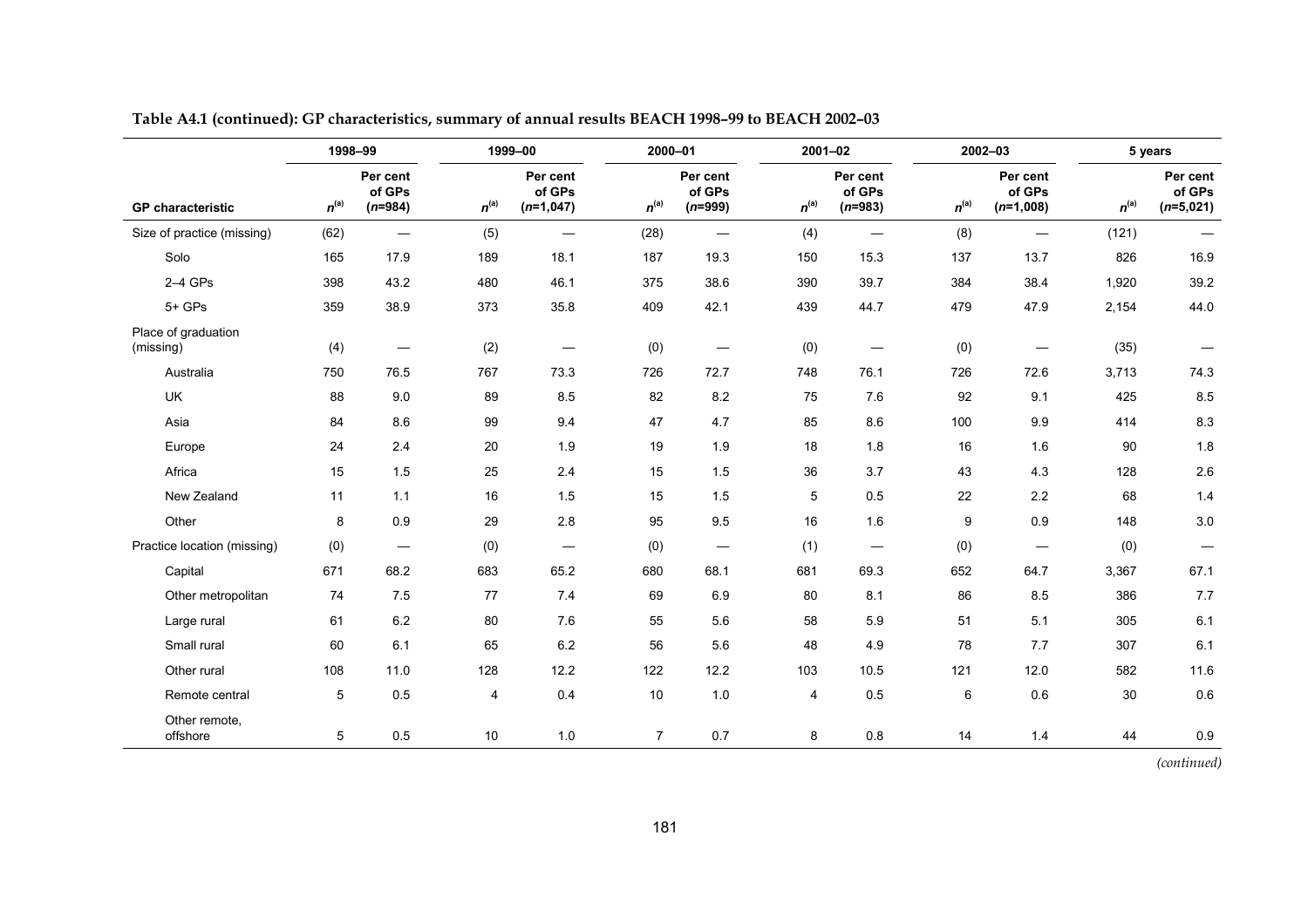**Table A4.1 (continued): GP characteristics, summary of annual results BEACH 1998–99 to BEACH 2002–03**

| GP characteristic | 1998–99 | | 1999–00 | | 2000–01 | | 2001–02 | | 2002–03 | | 5 years | |
|---|---|---|---|---|---|---|---|---|---|---|---|---|
| | n[(a)] | Per cent of GPs (n=984) | n[(a)] | Per cent of GPs (n=1,047) | n[(a)] | Per cent of GPs (n=999) | n[(a)] | Per cent of GPs (n=983) | n[(a)] | Per cent of GPs (n=1,008) | n[(a)] | Per cent of GPs (n=5,021) |
| Size of practice (missing) | (62) | — | (5) | — | (28) | — | (4) | — | (8) | — | (121) | — |
| Solo | 165 | 17.9 | 189 | 18.1 | 187 | 19.3 | 150 | 15.3 | 137 | 13.7 | 826 | 16.9 |
| 2–4 GPs | 398 | 43.2 | 480 | 46.1 | 375 | 38.6 | 390 | 39.7 | 384 | 38.4 | 1,920 | 39.2 |
| 5+ GPs | 359 | 38.9 | 373 | 35.8 | 409 | 42.1 | 439 | 44.7 | 479 | 47.9 | 2,154 | 44.0 |
| Place of graduation (missing) | (4) | — | (2) | — | (0) | — | (0) | — | (0) | — | (35) | — |
| Australia | 750 | 76.5 | 767 | 73.3 | 726 | 72.7 | 748 | 76.1 | 726 | 72.6 | 3,713 | 74.3 |
| UK | 88 | 9.0 | 89 | 8.5 | 82 | 8.2 | 75 | 7.6 | 92 | 9.1 | 425 | 8.5 |
| Asia | 84 | 8.6 | 99 | 9.4 | 47 | 4.7 | 85 | 8.6 | 100 | 9.9 | 414 | 8.3 |
| Europe | 24 | 2.4 | 20 | 1.9 | 19 | 1.9 | 18 | 1.8 | 16 | 1.6 | 90 | 1.8 |
| Africa | 15 | 1.5 | 25 | 2.4 | 15 | 1.5 | 36 | 3.7 | 43 | 4.3 | 128 | 2.6 |
| New Zealand | 11 | 1.1 | 16 | 1.5 | 15 | 1.5 | 5 | 0.5 | 22 | 2.2 | 68 | 1.4 |
| Other | 8 | 0.9 | 29 | 2.8 | 95 | 9.5 | 16 | 1.6 | 9 | 0.9 | 148 | 3.0 |
| Practice location (missing) | (0) | — | (0) | — | (0) | — | (1) | — | (0) | — | (0) | — |
| Capital | 671 | 68.2 | 683 | 65.2 | 680 | 68.1 | 681 | 69.3 | 652 | 64.7 | 3,367 | 67.1 |
| Other metropolitan | 74 | 7.5 | 77 | 7.4 | 69 | 6.9 | 80 | 8.1 | 86 | 8.5 | 386 | 7.7 |
| Large rural | 61 | 6.2 | 80 | 7.6 | 55 | 5.6 | 58 | 5.9 | 51 | 5.1 | 305 | 6.1 |
| Small rural | 60 | 6.1 | 65 | 6.2 | 56 | 5.6 | 48 | 4.9 | 78 | 7.7 | 307 | 6.1 |
| Other rural | 108 | 11.0 | 128 | 12.2 | 122 | 12.2 | 103 | 10.5 | 121 | 12.0 | 582 | 11.6 |
| Remote central | 5 | 0.5 | 4 | 0.4 | 10 | 1.0 | 4 | 0.5 | 6 | 0.6 | 30 | 0.6 |
| Other remote, offshore | 5 | 0.5 | 10 | 1.0 | 7 | 0.7 | 8 | 0.8 | 14 | 1.4 | 44 | 0.9 |

*(continued)*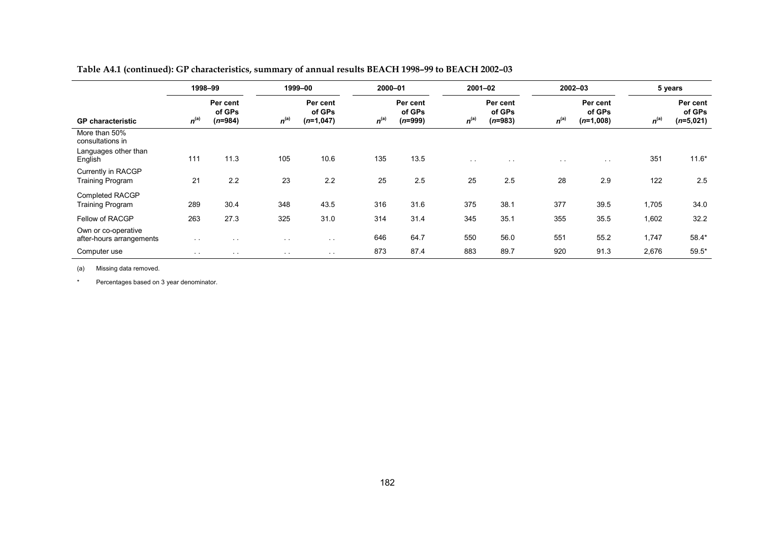**Table A4.1 (continued): GP characteristics, summary of annual results BEACH 1998–99 to BEACH 2002–03**

| GP characteristic | 1998–99 | | 1999–00 | | 2000–01 | | 2001–02 | | 2002–03 | | 5 years | |
|---|---|---|---|---|---|---|---|---|---|---|---|---|
| | n[(a)] | Per cent of GPs (n=984) | n[(a)] | Per cent of GPs (n=1,047) | n[(a)] | Per cent of GPs (n=999) | n[(a)] | Per cent of GPs (n=983) | n[(a)] | Per cent of GPs (n=1,008) | n[(a)] | Per cent of GPs (n=5,021) |
| More than 50% consultations in Languages other than English | 111 | 11.3 | 105 | 10.6 | 135 | 13.5 | . . | . . | . . | . . | 351 | 11.6* |
| Currently in RACGP Training Program | 21 | 2.2 | 23 | 2.2 | 25 | 2.5 | 25 | 2.5 | 28 | 2.9 | 122 | 2.5 |
| Completed RACGP Training Program | 289 | 30.4 | 348 | 43.5 | 316 | 31.6 | 375 | 38.1 | 377 | 39.5 | 1,705 | 34.0 |
| Fellow of RACGP | 263 | 27.3 | 325 | 31.0 | 314 | 31.4 | 345 | 35.1 | 355 | 35.5 | 1,602 | 32.2 |
| Own or co-operative after-hours arrangements | . . | . . | . . | . . | 646 | 64.7 | 550 | 56.0 | 551 | 55.2 | 1,747 | 58.4* |
| Computer use | . . | . . | . . | . . | 873 | 87.4 | 883 | 89.7 | 920 | 91.3 | 2,676 | 59.5* |

(a) Missing data removed.

* Percentages based on 3 year denominator.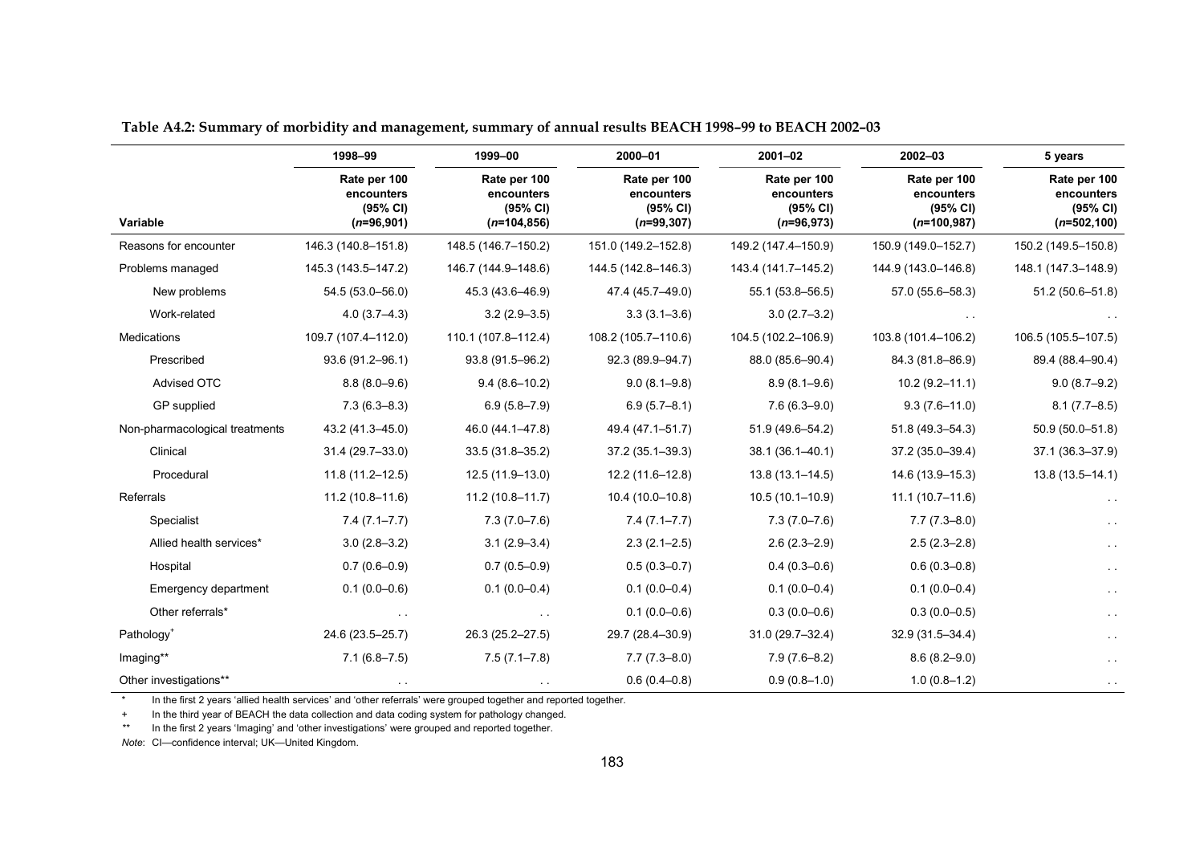**Table A4.2: Summary of morbidity and management, summary of annual results BEACH 1998–99 to BEACH 2002–03**

| Variable | 1998–99<br>Rate per 100 encounters (95% CI) (*n*=96,901) | 1999–00<br>Rate per 100 encounters (95% CI) (*n*=104,856) | 2000–01<br>Rate per 100 encounters (95% CI) (*n*=99,307) | 2001–02<br>Rate per 100 encounters (95% CI) (*n*=96,973) | 2002–03<br>Rate per 100 encounters (95% CI) (*n*=100,987) | 5 years<br>Rate per 100 encounters (95% CI) (*n*=502,100) |
|---|---|---|---|---|---|---|
| Reasons for encounter | 146.3 (140.8–151.8) | 148.5 (146.7–150.2) | 151.0 (149.2–152.8) | 149.2 (147.4–150.9) | 150.9 (149.0–152.7) | 150.2 (149.5–150.8) |
| Problems managed | 145.3 (143.5–147.2) | 146.7 (144.9–148.6) | 144.5 (142.8–146.3) | 143.4 (141.7–145.2) | 144.9 (143.0–146.8) | 148.1 (147.3–148.9) |
| New problems | 54.5 (53.0–56.0) | 45.3 (43.6–46.9) | 47.4 (45.7–49.0) | 55.1 (53.8–56.5) | 57.0 (55.6–58.3) | 51.2 (50.6–51.8) |
| Work-related | 4.0 (3.7–4.3) | 3.2 (2.9–3.5) | 3.3 (3.1–3.6) | 3.0 (2.7–3.2) | . . | . . |
| Medications | 109.7 (107.4–112.0) | 110.1 (107.8–112.4) | 108.2 (105.7–110.6) | 104.5 (102.2–106.9) | 103.8 (101.4–106.2) | 106.5 (105.5–107.5) |
| Prescribed | 93.6 (91.2–96.1) | 93.8 (91.5–96.2) | 92.3 (89.9–94.7) | 88.0 (85.6–90.4) | 84.3 (81.8–86.9) | 89.4 (88.4–90.4) |
| Advised OTC | 8.8 (8.0–9.6) | 9.4 (8.6–10.2) | 9.0 (8.1–9.8) | 8.9 (8.1–9.6) | 10.2 (9.2–11.1) | 9.0 (8.7–9.2) |
| GP supplied | 7.3 (6.3–8.3) | 6.9 (5.8–7.9) | 6.9 (5.7–8.1) | 7.6 (6.3–9.0) | 9.3 (7.6–11.0) | 8.1 (7.7–8.5) |
| Non-pharmacological treatments | 43.2 (41.3–45.0) | 46.0 (44.1–47.8) | 49.4 (47.1–51.7) | 51.9 (49.6–54.2) | 51.8 (49.3–54.3) | 50.9 (50.0–51.8) |
| Clinical | 31.4 (29.7–33.0) | 33.5 (31.8–35.2) | 37.2 (35.1–39.3) | 38.1 (36.1–40.1) | 37.2 (35.0–39.4) | 37.1 (36.3–37.9) |
| Procedural | 11.8 (11.2–12.5) | 12.5 (11.9–13.0) | 12.2 (11.6–12.8) | 13.8 (13.1–14.5) | 14.6 (13.9–15.3) | 13.8 (13.5–14.1) |
| Referrals | 11.2 (10.8–11.6) | 11.2 (10.8–11.7) | 10.4 (10.0–10.8) | 10.5 (10.1–10.9) | 11.1 (10.7–11.6) | . . |
| Specialist | 7.4 (7.1–7.7) | 7.3 (7.0–7.6) | 7.4 (7.1–7.7) | 7.3 (7.0–7.6) | 7.7 (7.3–8.0) | . . |
| Allied health services* | 3.0 (2.8–3.2) | 3.1 (2.9–3.4) | 2.3 (2.1–2.5) | 2.6 (2.3–2.9) | 2.5 (2.3–2.8) | . . |
| Hospital | 0.7 (0.6–0.9) | 0.7 (0.5–0.9) | 0.5 (0.3–0.7) | 0.4 (0.3–0.6) | 0.6 (0.3–0.8) | . . |
| Emergency department | 0.1 (0.0–0.6) | 0.1 (0.0–0.4) | 0.1 (0.0–0.4) | 0.1 (0.0–0.4) | 0.1 (0.0–0.4) | . . |
| Other referrals* | . . | . . | 0.1 (0.0–0.6) | 0.3 (0.0–0.6) | 0.3 (0.0–0.5) | . . |
| Pathology+ | 24.6 (23.5–25.7) | 26.3 (25.2–27.5) | 29.7 (28.4–30.9) | 31.0 (29.7–32.4) | 32.9 (31.5–34.4) | . . |
| Imaging** | 7.1 (6.8–7.5) | 7.5 (7.1–7.8) | 7.7 (7.3–8.0) | 7.9 (7.6–8.2) | 8.6 (8.2–9.0) | . . |
| Other investigations** | . . | . . | 0.6 (0.4–0.8) | 0.9 (0.8–1.0) | 1.0 (0.8–1.2) | . . |

\* In the first 2 years 'allied health services' and 'other referrals' were grouped together and reported together.

\+ In the third year of BEACH the data collection and data coding system for pathology changed.

\** In the first 2 years 'Imaging' and 'other investigations' were grouped and reported together.

*Note*: CI—confidence interval; UK—United Kingdom.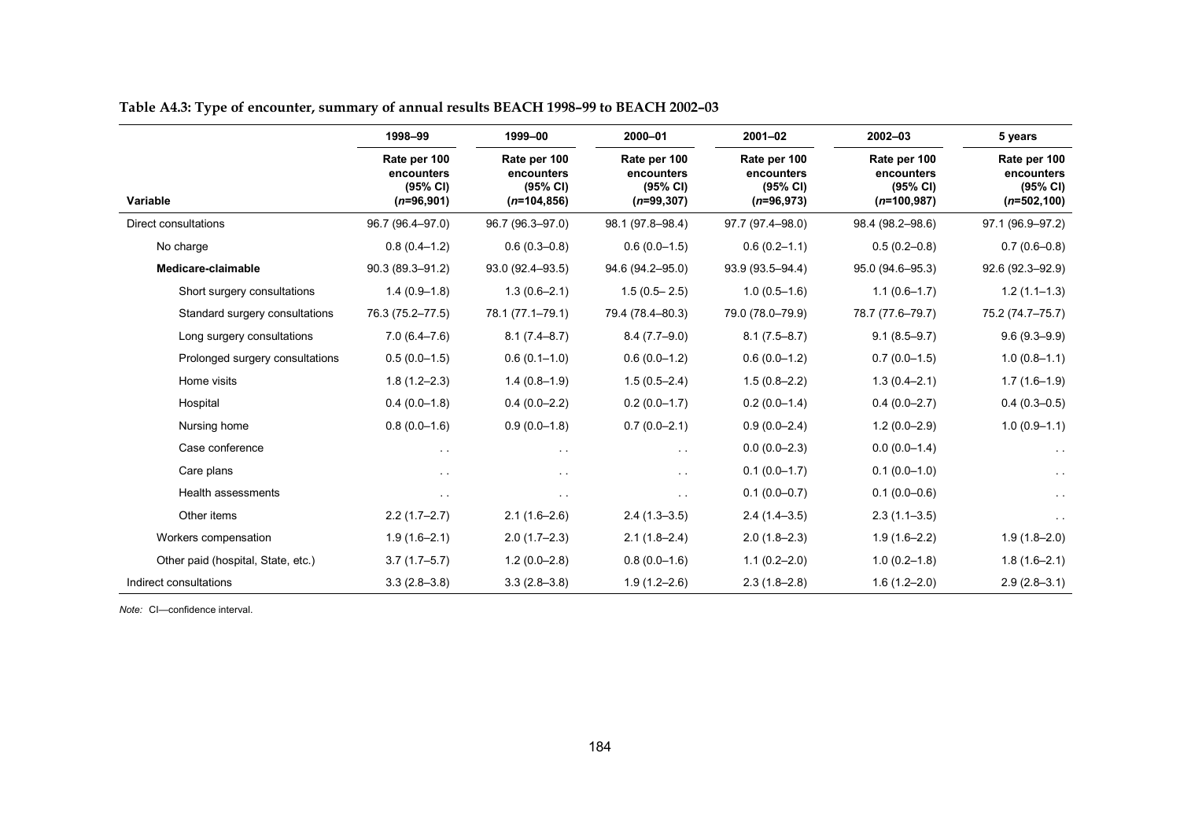**Table A4.3: Type of encounter, summary of annual results BEACH 1998–99 to BEACH 2002–03**

| Variable | 1998–99 Rate per 100 encounters (95% CI) (*n*=96,901) | 1999–00 Rate per 100 encounters (95% CI) (*n*=104,856) | 2000–01 Rate per 100 encounters (95% CI) (*n*=99,307) | 2001–02 Rate per 100 encounters (95% CI) (*n*=96,973) | 2002–03 Rate per 100 encounters (95% CI) (*n*=100,987) | 5 years Rate per 100 encounters (95% CI) (*n*=502,100) |
|---|---|---|---|---|---|---|
| Direct consultations | 96.7 (96.4–97.0) | 96.7 (96.3–97.0) | 98.1 (97.8–98.4) | 97.7 (97.4–98.0) | 98.4 (98.2–98.6) | 97.1 (96.9–97.2) |
| No charge | 0.8 (0.4–1.2) | 0.6 (0.3–0.8) | 0.6 (0.0–1.5) | 0.6 (0.2–1.1) | 0.5 (0.2–0.8) | 0.7 (0.6–0.8) |
| **Medicare-claimable** | 90.3 (89.3–91.2) | 93.0 (92.4–93.5) | 94.6 (94.2–95.0) | 93.9 (93.5–94.4) | 95.0 (94.6–95.3) | 92.6 (92.3–92.9) |
| Short surgery consultations | 1.4 (0.9–1.8) | 1.3 (0.6–2.1) | 1.5 (0.5– 2.5) | 1.0 (0.5–1.6) | 1.1 (0.6–1.7) | 1.2 (1.1–1.3) |
| Standard surgery consultations | 76.3 (75.2–77.5) | 78.1 (77.1–79.1) | 79.4 (78.4–80.3) | 79.0 (78.0–79.9) | 78.7 (77.6–79.7) | 75.2 (74.7–75.7) |
| Long surgery consultations | 7.0 (6.4–7.6) | 8.1 (7.4–8.7) | 8.4 (7.7–9.0) | 8.1 (7.5–8.7) | 9.1 (8.5–9.7) | 9.6 (9.3–9.9) |
| Prolonged surgery consultations | 0.5 (0.0–1.5) | 0.6 (0.1–1.0) | 0.6 (0.0–1.2) | 0.6 (0.0–1.2) | 0.7 (0.0–1.5) | 1.0 (0.8–1.1) |
| Home visits | 1.8 (1.2–2.3) | 1.4 (0.8–1.9) | 1.5 (0.5–2.4) | 1.5 (0.8–2.2) | 1.3 (0.4–2.1) | 1.7 (1.6–1.9) |
| Hospital | 0.4 (0.0–1.8) | 0.4 (0.0–2.2) | 0.2 (0.0–1.7) | 0.2 (0.0–1.4) | 0.4 (0.0–2.7) | 0.4 (0.3–0.5) |
| Nursing home | 0.8 (0.0–1.6) | 0.9 (0.0–1.8) | 0.7 (0.0–2.1) | 0.9 (0.0–2.4) | 1.2 (0.0–2.9) | 1.0 (0.9–1.1) |
| Case conference | . . | . . | . . | 0.0 (0.0–2.3) | 0.0 (0.0–1.4) | . . |
| Care plans | . . | . . | . . | 0.1 (0.0–1.7) | 0.1 (0.0–1.0) | . . |
| Health assessments | . . | . . | . . | 0.1 (0.0–0.7) | 0.1 (0.0–0.6) | . . |
| Other items | 2.2 (1.7–2.7) | 2.1 (1.6–2.6) | 2.4 (1.3–3.5) | 2.4 (1.4–3.5) | 2.3 (1.1–3.5) | . . |
| Workers compensation | 1.9 (1.6–2.1) | 2.0 (1.7–2.3) | 2.1 (1.8–2.4) | 2.0 (1.8–2.3) | 1.9 (1.6–2.2) | 1.9 (1.8–2.0) |
| Other paid (hospital, State, etc.) | 3.7 (1.7–5.7) | 1.2 (0.0–2.8) | 0.8 (0.0–1.6) | 1.1 (0.2–2.0) | 1.0 (0.2–1.8) | 1.8 (1.6–2.1) |
| Indirect consultations | 3.3 (2.8–3.8) | 3.3 (2.8–3.8) | 1.9 (1.2–2.6) | 2.3 (1.8–2.8) | 1.6 (1.2–2.0) | 2.9 (2.8–3.1) |

*Note:* CI—confidence interval.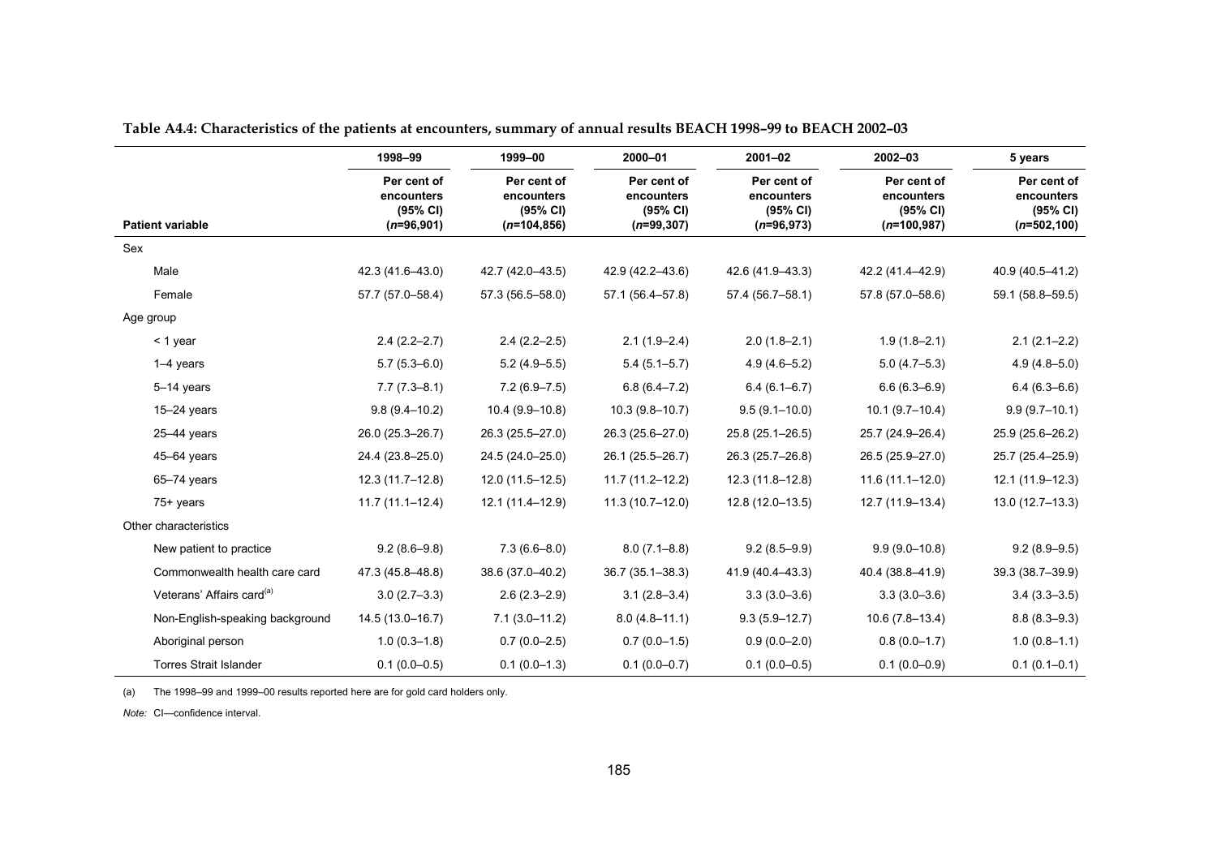**Table A4.4: Characteristics of the patients at encounters, summary of annual results BEACH 1998–99 to BEACH 2002–03**

| Patient variable | 1998–99 Per cent of encounters (95% CI) (*n*=96,901) | 1999–00 Per cent of encounters (95% CI) (*n*=104,856) | 2000–01 Per cent of encounters (95% CI) (*n*=99,307) | 2001–02 Per cent of encounters (95% CI) (*n*=96,973) | 2002–03 Per cent of encounters (95% CI) (*n*=100,987) | 5 years Per cent of encounters (95% CI) (*n*=502,100) |
|---|---|---|---|---|---|---|
| Sex | | | | | | |
| Male | 42.3 (41.6–43.0) | 42.7 (42.0–43.5) | 42.9 (42.2–43.6) | 42.6 (41.9–43.3) | 42.2 (41.4–42.9) | 40.9 (40.5–41.2) |
| Female | 57.7 (57.0–58.4) | 57.3 (56.5–58.0) | 57.1 (56.4–57.8) | 57.4 (56.7–58.1) | 57.8 (57.0–58.6) | 59.1 (58.8–59.5) |
| Age group | | | | | | |
| < 1 year | 2.4 (2.2–2.7) | 2.4 (2.2–2.5) | 2.1 (1.9–2.4) | 2.0 (1.8–2.1) | 1.9 (1.8–2.1) | 2.1 (2.1–2.2) |
| 1–4 years | 5.7 (5.3–6.0) | 5.2 (4.9–5.5) | 5.4 (5.1–5.7) | 4.9 (4.6–5.2) | 5.0 (4.7–5.3) | 4.9 (4.8–5.0) |
| 5–14 years | 7.7 (7.3–8.1) | 7.2 (6.9–7.5) | 6.8 (6.4–7.2) | 6.4 (6.1–6.7) | 6.6 (6.3–6.9) | 6.4 (6.3–6.6) |
| 15–24 years | 9.8 (9.4–10.2) | 10.4 (9.9–10.8) | 10.3 (9.8–10.7) | 9.5 (9.1–10.0) | 10.1 (9.7–10.4) | 9.9 (9.7–10.1) |
| 25–44 years | 26.0 (25.3–26.7) | 26.3 (25.5–27.0) | 26.3 (25.6–27.0) | 25.8 (25.1–26.5) | 25.7 (24.9–26.4) | 25.9 (25.6–26.2) |
| 45–64 years | 24.4 (23.8–25.0) | 24.5 (24.0–25.0) | 26.1 (25.5–26.7) | 26.3 (25.7–26.8) | 26.5 (25.9–27.0) | 25.7 (25.4–25.9) |
| 65–74 years | 12.3 (11.7–12.8) | 12.0 (11.5–12.5) | 11.7 (11.2–12.2) | 12.3 (11.8–12.8) | 11.6 (11.1–12.0) | 12.1 (11.9–12.3) |
| 75+ years | 11.7 (11.1–12.4) | 12.1 (11.4–12.9) | 11.3 (10.7–12.0) | 12.8 (12.0–13.5) | 12.7 (11.9–13.4) | 13.0 (12.7–13.3) |
| Other characteristics | | | | | | |
| New patient to practice | 9.2 (8.6–9.8) | 7.3 (6.6–8.0) | 8.0 (7.1–8.8) | 9.2 (8.5–9.9) | 9.9 (9.0–10.8) | 9.2 (8.9–9.5) |
| Commonwealth health care card | 47.3 (45.8–48.8) | 38.6 (37.0–40.2) | 36.7 (35.1–38.3) | 41.9 (40.4–43.3) | 40.4 (38.8–41.9) | 39.3 (38.7–39.9) |
| Veterans' Affairs card[(a)] | 3.0 (2.7–3.3) | 2.6 (2.3–2.9) | 3.1 (2.8–3.4) | 3.3 (3.0–3.6) | 3.3 (3.0–3.6) | 3.4 (3.3–3.5) |
| Non-English-speaking background | 14.5 (13.0–16.7) | 7.1 (3.0–11.2) | 8.0 (4.8–11.1) | 9.3 (5.9–12.7) | 10.6 (7.8–13.4) | 8.8 (8.3–9.3) |
| Aboriginal person | 1.0 (0.3–1.8) | 0.7 (0.0–2.5) | 0.7 (0.0–1.5) | 0.9 (0.0–2.0) | 0.8 (0.0–1.7) | 1.0 (0.8–1.1) |
| Torres Strait Islander | 0.1 (0.0–0.5) | 0.1 (0.0–1.3) | 0.1 (0.0–0.7) | 0.1 (0.0–0.5) | 0.1 (0.0–0.9) | 0.1 (0.1–0.1) |

(a) The 1998–99 and 1999–00 results reported here are for gold card holders only.

*Note:* CI—confidence interval.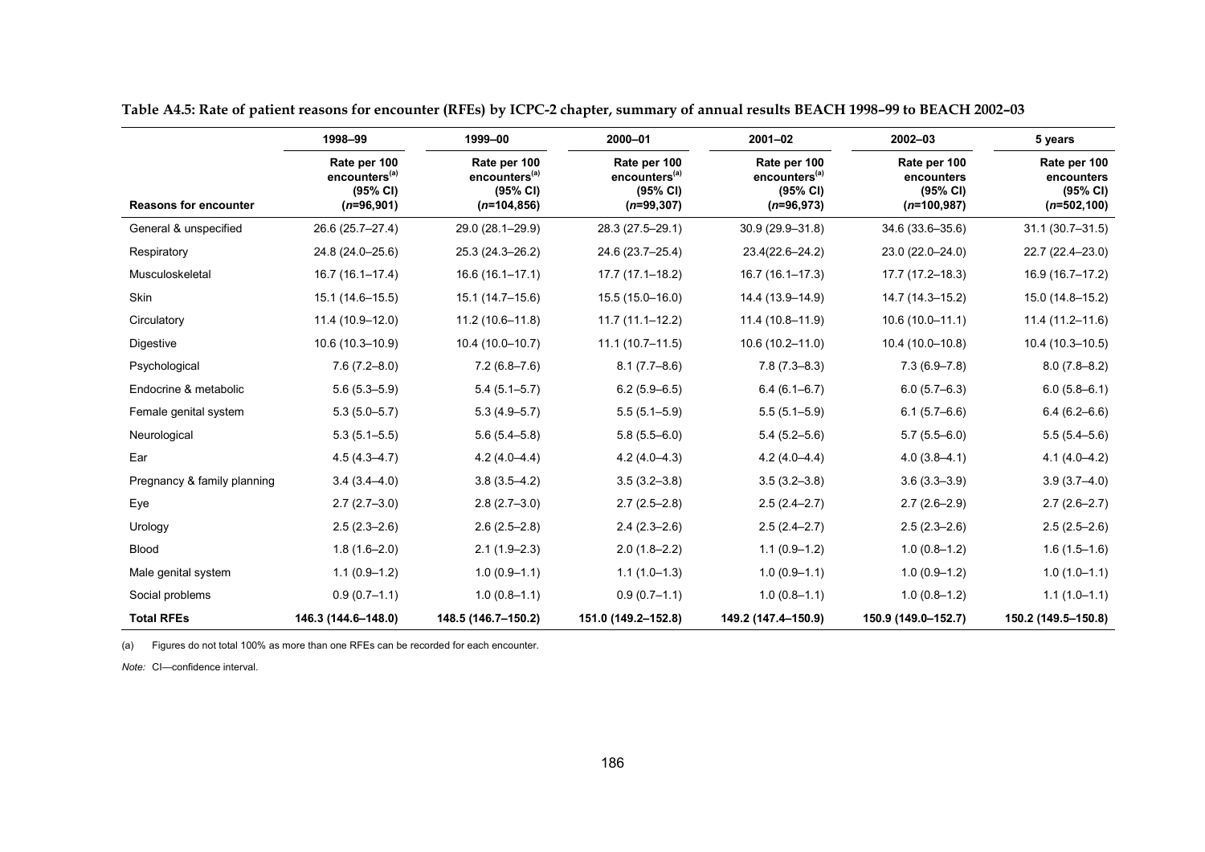**Table A4.5: Rate of patient reasons for encounter (RFEs) by ICPC-2 chapter, summary of annual results BEACH 1998–99 to BEACH 2002–03**

| | 1998–99 | 1999–00 | 2000–01 | 2001–02 | 2002–03 | 5 years |
|---|---|---|---|---|---|---|
| **Reasons for encounter** | Rate per 100 encounters[(a)] (95% CI) (*n*=96,901) | Rate per 100 encounters[(a)] (95% CI) (*n*=104,856) | Rate per 100 encounters[(a)] (95% CI) (*n*=99,307) | Rate per 100 encounters[(a)] (95% CI) (*n*=96,973) | Rate per 100 encounters (95% CI) (*n*=100,987) | Rate per 100 encounters (95% CI) (*n*=502,100) |
| General & unspecified | 26.6 (25.7–27.4) | 29.0 (28.1–29.9) | 28.3 (27.5–29.1) | 30.9 (29.9–31.8) | 34.6 (33.6–35.6) | 31.1 (30.7–31.5) |
| Respiratory | 24.8 (24.0–25.6) | 25.3 (24.3–26.2) | 24.6 (23.7–25.4) | 23.4(22.6–24.2) | 23.0 (22.0–24.0) | 22.7 (22.4–23.0) |
| Musculoskeletal | 16.7 (16.1–17.4) | 16.6 (16.1–17.1) | 17.7 (17.1–18.2) | 16.7 (16.1–17.3) | 17.7 (17.2–18.3) | 16.9 (16.7–17.2) |
| Skin | 15.1 (14.6–15.5) | 15.1 (14.7–15.6) | 15.5 (15.0–16.0) | 14.4 (13.9–14.9) | 14.7 (14.3–15.2) | 15.0 (14.8–15.2) |
| Circulatory | 11.4 (10.9–12.0) | 11.2 (10.6–11.8) | 11.7 (11.1–12.2) | 11.4 (10.8–11.9) | 10.6 (10.0–11.1) | 11.4 (11.2–11.6) |
| Digestive | 10.6 (10.3–10.9) | 10.4 (10.0–10.7) | 11.1 (10.7–11.5) | 10.6 (10.2–11.0) | 10.4 (10.0–10.8) | 10.4 (10.3–10.5) |
| Psychological | 7.6 (7.2–8.0) | 7.2 (6.8–7.6) | 8.1 (7.7–8.6) | 7.8 (7.3–8.3) | 7.3 (6.9–7.8) | 8.0 (7.8–8.2) |
| Endocrine & metabolic | 5.6 (5.3–5.9) | 5.4 (5.1–5.7) | 6.2 (5.9–6.5) | 6.4 (6.1–6.7) | 6.0 (5.7–6.3) | 6.0 (5.8–6.1) |
| Female genital system | 5.3 (5.0–5.7) | 5.3 (4.9–5.7) | 5.5 (5.1–5.9) | 5.5 (5.1–5.9) | 6.1 (5.7–6.6) | 6.4 (6.2–6.6) |
| Neurological | 5.3 (5.1–5.5) | 5.6 (5.4–5.8) | 5.8 (5.5–6.0) | 5.4 (5.2–5.6) | 5.7 (5.5–6.0) | 5.5 (5.4–5.6) |
| Ear | 4.5 (4.3–4.7) | 4.2 (4.0–4.4) | 4.2 (4.0–4.3) | 4.2 (4.0–4.4) | 4.0 (3.8–4.1) | 4.1 (4.0–4.2) |
| Pregnancy & family planning | 3.4 (3.4–4.0) | 3.8 (3.5–4.2) | 3.5 (3.2–3.8) | 3.5 (3.2–3.8) | 3.6 (3.3–3.9) | 3.9 (3.7–4.0) |
| Eye | 2.7 (2.7–3.0) | 2.8 (2.7–3.0) | 2.7 (2.5–2.8) | 2.5 (2.4–2.7) | 2.7 (2.6–2.9) | 2.7 (2.6–2.7) |
| Urology | 2.5 (2.3–2.6) | 2.6 (2.5–2.8) | 2.4 (2.3–2.6) | 2.5 (2.4–2.7) | 2.5 (2.3–2.6) | 2.5 (2.5–2.6) |
| Blood | 1.8 (1.6–2.0) | 2.1 (1.9–2.3) | 2.0 (1.8–2.2) | 1.1 (0.9–1.2) | 1.0 (0.8–1.2) | 1.6 (1.5–1.6) |
| Male genital system | 1.1 (0.9–1.2) | 1.0 (0.9–1.1) | 1.1 (1.0–1.3) | 1.0 (0.9–1.1) | 1.0 (0.9–1.2) | 1.0 (1.0–1.1) |
| Social problems | 0.9 (0.7–1.1) | 1.0 (0.8–1.1) | 0.9 (0.7–1.1) | 1.0 (0.8–1.1) | 1.0 (0.8–1.2) | 1.1 (1.0–1.1) |
| **Total RFEs** | **146.3 (144.6–148.0)** | **148.5 (146.7–150.2)** | **151.0 (149.2–152.8)** | **149.2 (147.4–150.9)** | **150.9 (149.0–152.7)** | **150.2 (149.5–150.8)** |

(a) Figures do not total 100% as more than one RFEs can be recorded for each encounter.

*Note:* CI—confidence interval.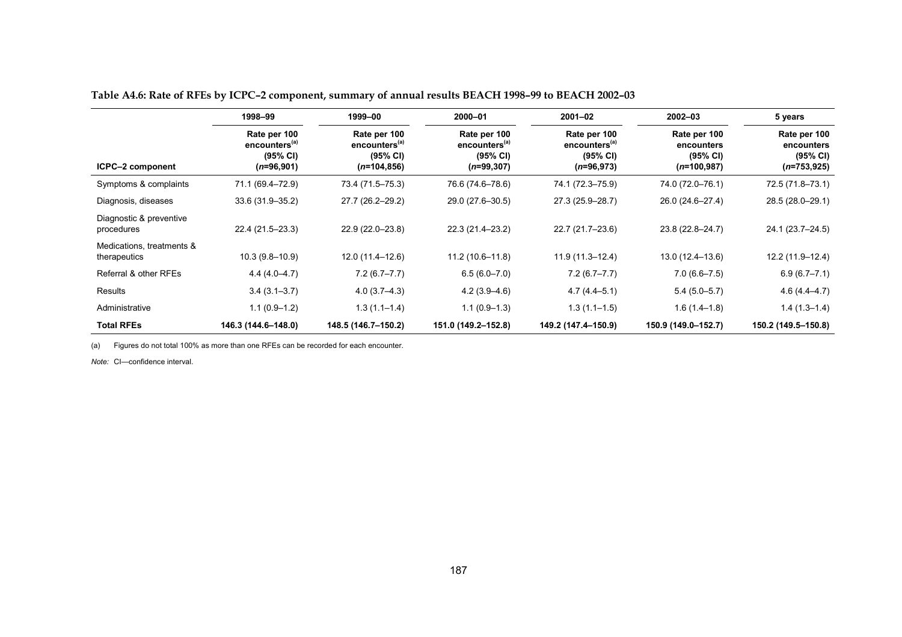**Table A4.6: Rate of RFEs by ICPC–2 component, summary of annual results BEACH 1998–99 to BEACH 2002–03**

| | 1998–99 | 1999–00 | 2000–01 | 2001–02 | 2002–03 | 5 years |
|---|---|---|---|---|---|---|
| ICPC–2 component | Rate per 100 encounters[(a)] (95% CI) (*n*=96,901) | Rate per 100 encounters[(a)] (95% CI) (*n*=104,856) | Rate per 100 encounters[(a)] (95% CI) (*n*=99,307) | Rate per 100 encounters[(a)] (95% CI) (*n*=96,973) | Rate per 100 encounters (95% CI) (*n*=100,987) | Rate per 100 encounters (95% CI) (*n*=753,925) |
| Symptoms & complaints | 71.1 (69.4–72.9) | 73.4 (71.5–75.3) | 76.6 (74.6–78.6) | 74.1 (72.3–75.9) | 74.0 (72.0–76.1) | 72.5 (71.8–73.1) |
| Diagnosis, diseases | 33.6 (31.9–35.2) | 27.7 (26.2–29.2) | 29.0 (27.6–30.5) | 27.3 (25.9–28.7) | 26.0 (24.6–27.4) | 28.5 (28.0–29.1) |
| Diagnostic & preventive procedures | 22.4 (21.5–23.3) | 22.9 (22.0–23.8) | 22.3 (21.4–23.2) | 22.7 (21.7–23.6) | 23.8 (22.8–24.7) | 24.1 (23.7–24.5) |
| Medications, treatments & therapeutics | 10.3 (9.8–10.9) | 12.0 (11.4–12.6) | 11.2 (10.6–11.8) | 11.9 (11.3–12.4) | 13.0 (12.4–13.6) | 12.2 (11.9–12.4) |
| Referral & other RFEs | 4.4 (4.0–4.7) | 7.2 (6.7–7.7) | 6.5 (6.0–7.0) | 7.2 (6.7–7.7) | 7.0 (6.6–7.5) | 6.9 (6.7–7.1) |
| Results | 3.4 (3.1–3.7) | 4.0 (3.7–4.3) | 4.2 (3.9–4.6) | 4.7 (4.4–5.1) | 5.4 (5.0–5.7) | 4.6 (4.4–4.7) |
| Administrative | 1.1 (0.9–1.2) | 1.3 (1.1–1.4) | 1.1 (0.9–1.3) | 1.3 (1.1–1.5) | 1.6 (1.4–1.8) | 1.4 (1.3–1.4) |
| **Total RFEs** | **146.3 (144.6–148.0)** | **148.5 (146.7–150.2)** | **151.0 (149.2–152.8)** | **149.2 (147.4–150.9)** | **150.9 (149.0–152.7)** | **150.2 (149.5–150.8)** |

(a) Figures do not total 100% as more than one RFEs can be recorded for each encounter.

*Note:* CI—confidence interval.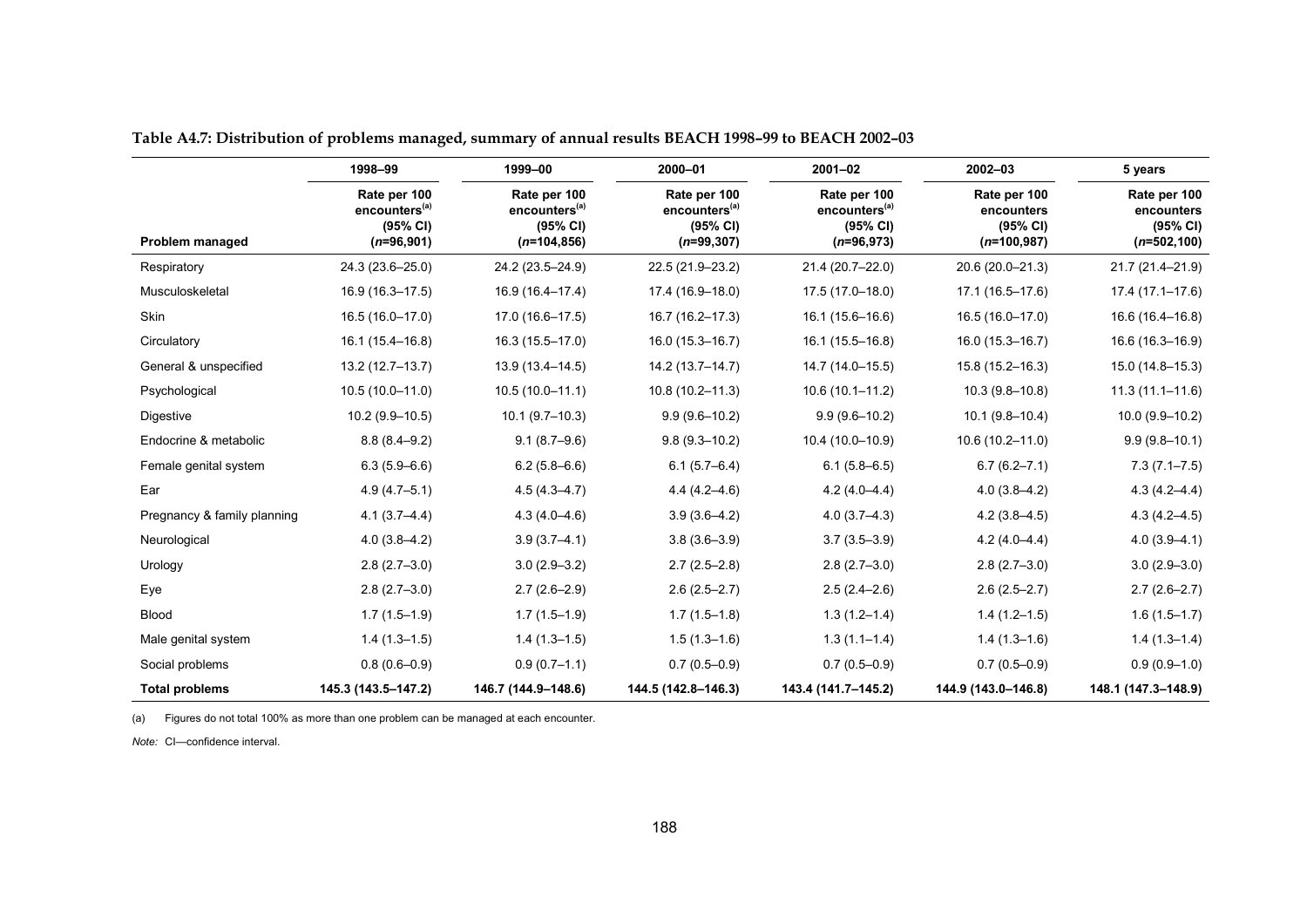**Table A4.7: Distribution of problems managed, summary of annual results BEACH 1998–99 to BEACH 2002–03**

| | 1998–99 | 1999–00 | 2000–01 | 2001–02 | 2002–03 | 5 years |
|---|---|---|---|---|---|---|
| Problem managed | Rate per 100 encounters[(a)] (95% CI) (*n*=96,901) | Rate per 100 encounters[(a)] (95% CI) (*n*=104,856) | Rate per 100 encounters[(a)] (95% CI) (*n*=99,307) | Rate per 100 encounters[(a)] (95% CI) (*n*=96,973) | Rate per 100 encounters (95% CI) (*n*=100,987) | Rate per 100 encounters (95% CI) (*n*=502,100) |
| Respiratory | 24.3 (23.6–25.0) | 24.2 (23.5–24.9) | 22.5 (21.9–23.2) | 21.4 (20.7–22.0) | 20.6 (20.0–21.3) | 21.7 (21.4–21.9) |
| Musculoskeletal | 16.9 (16.3–17.5) | 16.9 (16.4–17.4) | 17.4 (16.9–18.0) | 17.5 (17.0–18.0) | 17.1 (16.5–17.6) | 17.4 (17.1–17.6) |
| Skin | 16.5 (16.0–17.0) | 17.0 (16.6–17.5) | 16.7 (16.2–17.3) | 16.1 (15.6–16.6) | 16.5 (16.0–17.0) | 16.6 (16.4–16.8) |
| Circulatory | 16.1 (15.4–16.8) | 16.3 (15.5–17.0) | 16.0 (15.3–16.7) | 16.1 (15.5–16.8) | 16.0 (15.3–16.7) | 16.6 (16.3–16.9) |
| General & unspecified | 13.2 (12.7–13.7) | 13.9 (13.4–14.5) | 14.2 (13.7–14.7) | 14.7 (14.0–15.5) | 15.8 (15.2–16.3) | 15.0 (14.8–15.3) |
| Psychological | 10.5 (10.0–11.0) | 10.5 (10.0–11.1) | 10.8 (10.2–11.3) | 10.6 (10.1–11.2) | 10.3 (9.8–10.8) | 11.3 (11.1–11.6) |
| Digestive | 10.2 (9.9–10.5) | 10.1 (9.7–10.3) | 9.9 (9.6–10.2) | 9.9 (9.6–10.2) | 10.1 (9.8–10.4) | 10.0 (9.9–10.2) |
| Endocrine & metabolic | 8.8 (8.4–9.2) | 9.1 (8.7–9.6) | 9.8 (9.3–10.2) | 10.4 (10.0–10.9) | 10.6 (10.2–11.0) | 9.9 (9.8–10.1) |
| Female genital system | 6.3 (5.9–6.6) | 6.2 (5.8–6.6) | 6.1 (5.7–6.4) | 6.1 (5.8–6.5) | 6.7 (6.2–7.1) | 7.3 (7.1–7.5) |
| Ear | 4.9 (4.7–5.1) | 4.5 (4.3–4.7) | 4.4 (4.2–4.6) | 4.2 (4.0–4.4) | 4.0 (3.8–4.2) | 4.3 (4.2–4.4) |
| Pregnancy & family planning | 4.1 (3.7–4.4) | 4.3 (4.0–4.6) | 3.9 (3.6–4.2) | 4.0 (3.7–4.3) | 4.2 (3.8–4.5) | 4.3 (4.2–4.5) |
| Neurological | 4.0 (3.8–4.2) | 3.9 (3.7–4.1) | 3.8 (3.6–3.9) | 3.7 (3.5–3.9) | 4.2 (4.0–4.4) | 4.0 (3.9–4.1) |
| Urology | 2.8 (2.7–3.0) | 3.0 (2.9–3.2) | 2.7 (2.5–2.8) | 2.8 (2.7–3.0) | 2.8 (2.7–3.0) | 3.0 (2.9–3.0) |
| Eye | 2.8 (2.7–3.0) | 2.7 (2.6–2.9) | 2.6 (2.5–2.7) | 2.5 (2.4–2.6) | 2.6 (2.5–2.7) | 2.7 (2.6–2.7) |
| Blood | 1.7 (1.5–1.9) | 1.7 (1.5–1.9) | 1.7 (1.5–1.8) | 1.3 (1.2–1.4) | 1.4 (1.2–1.5) | 1.6 (1.5–1.7) |
| Male genital system | 1.4 (1.3–1.5) | 1.4 (1.3–1.5) | 1.5 (1.3–1.6) | 1.3 (1.1–1.4) | 1.4 (1.3–1.6) | 1.4 (1.3–1.4) |
| Social problems | 0.8 (0.6–0.9) | 0.9 (0.7–1.1) | 0.7 (0.5–0.9) | 0.7 (0.5–0.9) | 0.7 (0.5–0.9) | 0.9 (0.9–1.0) |
| **Total problems** | **145.3 (143.5–147.2)** | **146.7 (144.9–148.6)** | **144.5 (142.8–146.3)** | **143.4 (141.7–145.2)** | **144.9 (143.0–146.8)** | **148.1 (147.3–148.9)** |

(a) Figures do not total 100% as more than one problem can be managed at each encounter.

*Note:* CI—confidence interval.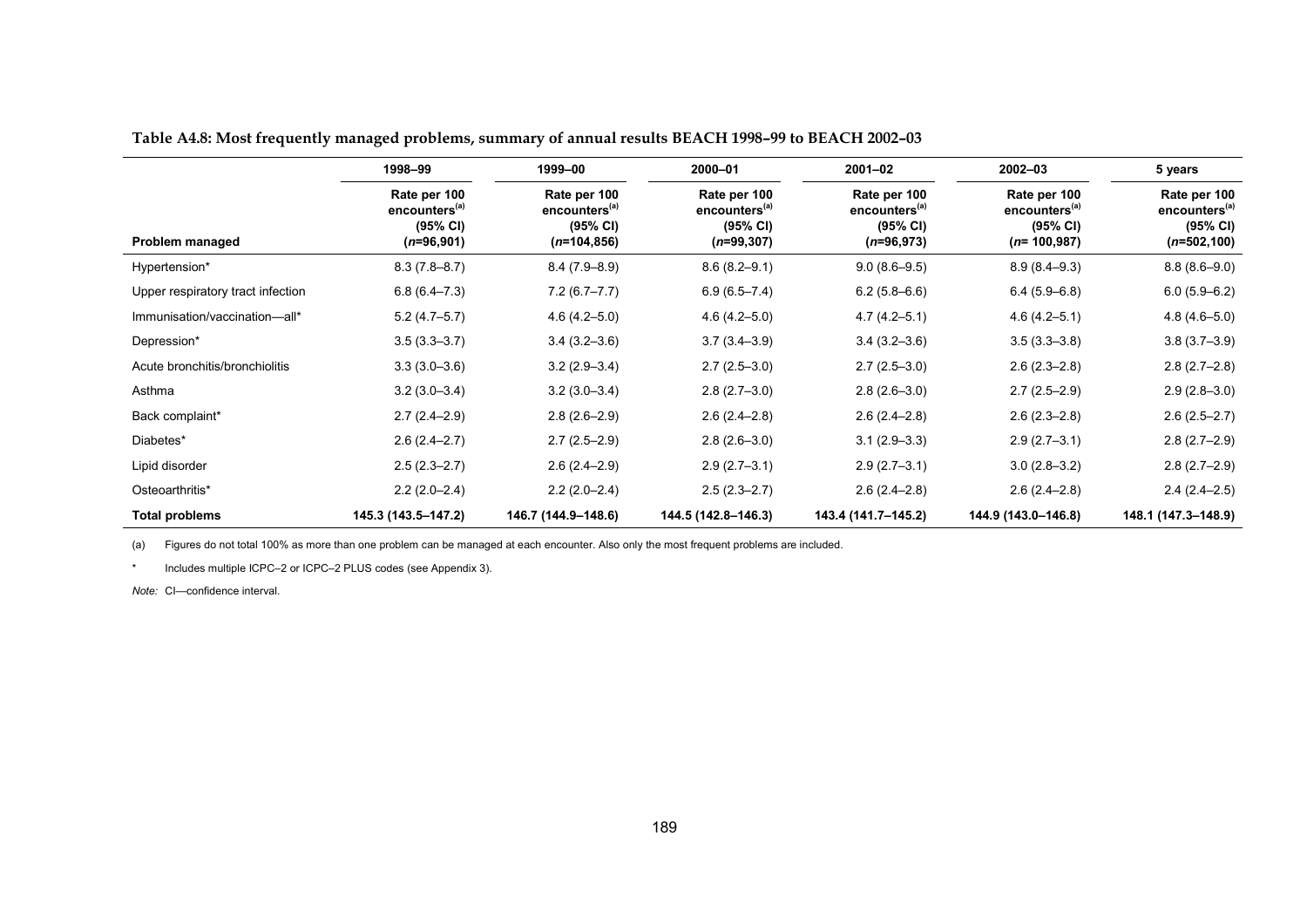**Table A4.8: Most frequently managed problems, summary of annual results BEACH 1998–99 to BEACH 2002–03**

| Problem managed | 1998–99 Rate per 100 encounters[(a)] (95% CI) (*n*=96,901) | 1999–00 Rate per 100 encounters[(a)] (95% CI) (*n*=104,856) | 2000–01 Rate per 100 encounters[(a)] (95% CI) (*n*=99,307) | 2001–02 Rate per 100 encounters[(a)] (95% CI) (*n*=96,973) | 2002–03 Rate per 100 encounters[(a)] (95% CI) (*n*= 100,987) | 5 years Rate per 100 encounters[(a)] (95% CI) (*n*=502,100) |
|---|---|---|---|---|---|---|
| Hypertension* | 8.3 (7.8–8.7) | 8.4 (7.9–8.9) | 8.6 (8.2–9.1) | 9.0 (8.6–9.5) | 8.9 (8.4–9.3) | 8.8 (8.6–9.0) |
| Upper respiratory tract infection | 6.8 (6.4–7.3) | 7.2 (6.7–7.7) | 6.9 (6.5–7.4) | 6.2 (5.8–6.6) | 6.4 (5.9–6.8) | 6.0 (5.9–6.2) |
| Immunisation/vaccination—all* | 5.2 (4.7–5.7) | 4.6 (4.2–5.0) | 4.6 (4.2–5.0) | 4.7 (4.2–5.1) | 4.6 (4.2–5.1) | 4.8 (4.6–5.0) |
| Depression* | 3.5 (3.3–3.7) | 3.4 (3.2–3.6) | 3.7 (3.4–3.9) | 3.4 (3.2–3.6) | 3.5 (3.3–3.8) | 3.8 (3.7–3.9) |
| Acute bronchitis/bronchiolitis | 3.3 (3.0–3.6) | 3.2 (2.9–3.4) | 2.7 (2.5–3.0) | 2.7 (2.5–3.0) | 2.6 (2.3–2.8) | 2.8 (2.7–2.8) |
| Asthma | 3.2 (3.0–3.4) | 3.2 (3.0–3.4) | 2.8 (2.7–3.0) | 2.8 (2.6–3.0) | 2.7 (2.5–2.9) | 2.9 (2.8–3.0) |
| Back complaint* | 2.7 (2.4–2.9) | 2.8 (2.6–2.9) | 2.6 (2.4–2.8) | 2.6 (2.4–2.8) | 2.6 (2.3–2.8) | 2.6 (2.5–2.7) |
| Diabetes* | 2.6 (2.4–2.7) | 2.7 (2.5–2.9) | 2.8 (2.6–3.0) | 3.1 (2.9–3.3) | 2.9 (2.7–3.1) | 2.8 (2.7–2.9) |
| Lipid disorder | 2.5 (2.3–2.7) | 2.6 (2.4–2.9) | 2.9 (2.7–3.1) | 2.9 (2.7–3.1) | 3.0 (2.8–3.2) | 2.8 (2.7–2.9) |
| Osteoarthritis* | 2.2 (2.0–2.4) | 2.2 (2.0–2.4) | 2.5 (2.3–2.7) | 2.6 (2.4–2.8) | 2.6 (2.4–2.8) | 2.4 (2.4–2.5) |
| **Total problems** | **145.3 (143.5–147.2)** | **146.7 (144.9–148.6)** | **144.5 (142.8–146.3)** | **143.4 (141.7–145.2)** | **144.9 (143.0–146.8)** | **148.1 (147.3–148.9)** |

(a) Figures do not total 100% as more than one problem can be managed at each encounter. Also only the most frequent problems are included.

\* Includes multiple ICPC–2 or ICPC–2 PLUS codes (see Appendix 3).

*Note:* CI—confidence interval.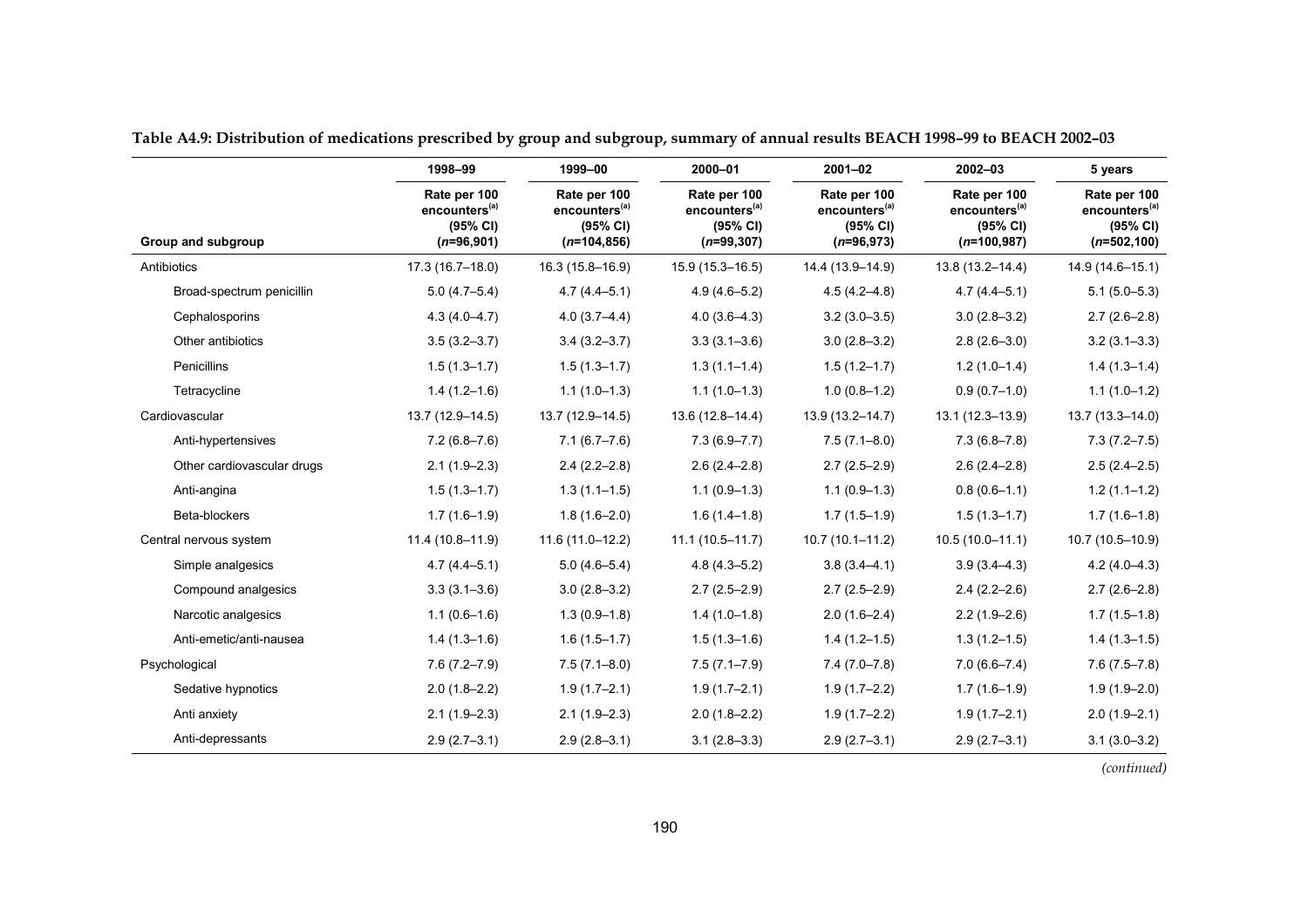**Table A4.9: Distribution of medications prescribed by group and subgroup, summary of annual results BEACH 1998–99 to BEACH 2002–03**

| Group and subgroup | 1998–99 Rate per 100 encounters[(a)] (95% CI) (*n*=96,901) | 1999–00 Rate per 100 encounters[(a)] (95% CI) (*n*=104,856) | 2000–01 Rate per 100 encounters[(a)] (95% CI) (*n*=99,307) | 2001–02 Rate per 100 encounters[(a)] (95% CI) (*n*=96,973) | 2002–03 Rate per 100 encounters[(a)] (95% CI) (*n*=100,987) | 5 years Rate per 100 encounters[(a)] (95% CI) (*n*=502,100) |
|---|---|---|---|---|---|---|
| Antibiotics | 17.3 (16.7–18.0) | 16.3 (15.8–16.9) | 15.9 (15.3–16.5) | 14.4 (13.9–14.9) | 13.8 (13.2–14.4) | 14.9 (14.6–15.1) |
| Broad-spectrum penicillin | 5.0 (4.7–5.4) | 4.7 (4.4–5.1) | 4.9 (4.6–5.2) | 4.5 (4.2–4.8) | 4.7 (4.4–5.1) | 5.1 (5.0–5.3) |
| Cephalosporins | 4.3 (4.0–4.7) | 4.0 (3.7–4.4) | 4.0 (3.6–4.3) | 3.2 (3.0–3.5) | 3.0 (2.8–3.2) | 2.7 (2.6–2.8) |
| Other antibiotics | 3.5 (3.2–3.7) | 3.4 (3.2–3.7) | 3.3 (3.1–3.6) | 3.0 (2.8–3.2) | 2.8 (2.6–3.0) | 3.2 (3.1–3.3) |
| Penicillins | 1.5 (1.3–1.7) | 1.5 (1.3–1.7) | 1.3 (1.1–1.4) | 1.5 (1.2–1.7) | 1.2 (1.0–1.4) | 1.4 (1.3–1.4) |
| Tetracycline | 1.4 (1.2–1.6) | 1.1 (1.0–1.3) | 1.1 (1.0–1.3) | 1.0 (0.8–1.2) | 0.9 (0.7–1.0) | 1.1 (1.0–1.2) |
| Cardiovascular | 13.7 (12.9–14.5) | 13.7 (12.9–14.5) | 13.6 (12.8–14.4) | 13.9 (13.2–14.7) | 13.1 (12.3–13.9) | 13.7 (13.3–14.0) |
| Anti-hypertensives | 7.2 (6.8–7.6) | 7.1 (6.7–7.6) | 7.3 (6.9–7.7) | 7.5 (7.1–8.0) | 7.3 (6.8–7.8) | 7.3 (7.2–7.5) |
| Other cardiovascular drugs | 2.1 (1.9–2.3) | 2.4 (2.2–2.8) | 2.6 (2.4–2.8) | 2.7 (2.5–2.9) | 2.6 (2.4–2.8) | 2.5 (2.4–2.5) |
| Anti-angina | 1.5 (1.3–1.7) | 1.3 (1.1–1.5) | 1.1 (0.9–1.3) | 1.1 (0.9–1.3) | 0.8 (0.6–1.1) | 1.2 (1.1–1.2) |
| Beta-blockers | 1.7 (1.6–1.9) | 1.8 (1.6–2.0) | 1.6 (1.4–1.8) | 1.7 (1.5–1.9) | 1.5 (1.3–1.7) | 1.7 (1.6–1.8) |
| Central nervous system | 11.4 (10.8–11.9) | 11.6 (11.0–12.2) | 11.1 (10.5–11.7) | 10.7 (10.1–11.2) | 10.5 (10.0–11.1) | 10.7 (10.5–10.9) |
| Simple analgesics | 4.7 (4.4–5.1) | 5.0 (4.6–5.4) | 4.8 (4.3–5.2) | 3.8 (3.4–4.1) | 3.9 (3.4–4.3) | 4.2 (4.0–4.3) |
| Compound analgesics | 3.3 (3.1–3.6) | 3.0 (2.8–3.2) | 2.7 (2.5–2.9) | 2.7 (2.5–2.9) | 2.4 (2.2–2.6) | 2.7 (2.6–2.8) |
| Narcotic analgesics | 1.1 (0.6–1.6) | 1.3 (0.9–1.8) | 1.4 (1.0–1.8) | 2.0 (1.6–2.4) | 2.2 (1.9–2.6) | 1.7 (1.5–1.8) |
| Anti-emetic/anti-nausea | 1.4 (1.3–1.6) | 1.6 (1.5–1.7) | 1.5 (1.3–1.6) | 1.4 (1.2–1.5) | 1.3 (1.2–1.5) | 1.4 (1.3–1.5) |
| Psychological | 7.6 (7.2–7.9) | 7.5 (7.1–8.0) | 7.5 (7.1–7.9) | 7.4 (7.0–7.8) | 7.0 (6.6–7.4) | 7.6 (7.5–7.8) |
| Sedative hypnotics | 2.0 (1.8–2.2) | 1.9 (1.7–2.1) | 1.9 (1.7–2.1) | 1.9 (1.7–2.2) | 1.7 (1.6–1.9) | 1.9 (1.9–2.0) |
| Anti anxiety | 2.1 (1.9–2.3) | 2.1 (1.9–2.3) | 2.0 (1.8–2.2) | 1.9 (1.7–2.2) | 1.9 (1.7–2.1) | 2.0 (1.9–2.1) |
| Anti-depressants | 2.9 (2.7–3.1) | 2.9 (2.8–3.1) | 3.1 (2.8–3.3) | 2.9 (2.7–3.1) | 2.9 (2.7–3.1) | 3.1 (3.0–3.2) |

*(continued)*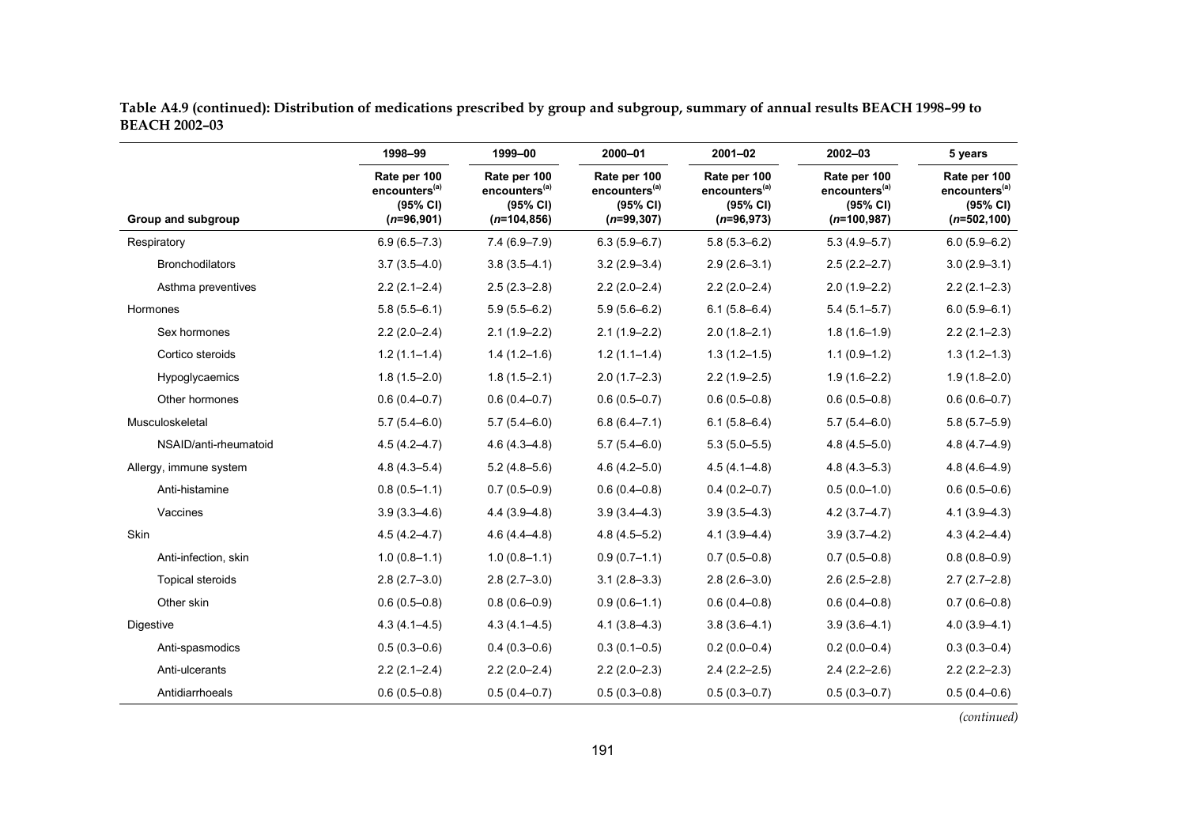**Table A4.9 (continued): Distribution of medications prescribed by group and subgroup, summary of annual results BEACH 1998–99 to BEACH 2002–03**

| Group and subgroup | 1998–99 Rate per 100 encounters[(a)] (95% CI) (*n*=96,901) | 1999–00 Rate per 100 encounters[(a)] (95% CI) (*n*=104,856) | 2000–01 Rate per 100 encounters[(a)] (95% CI) (*n*=99,307) | 2001–02 Rate per 100 encounters[(a)] (95% CI) (*n*=96,973) | 2002–03 Rate per 100 encounters[(a)] (95% CI) (*n*=100,987) | 5 years Rate per 100 encounters[(a)] (95% CI) (*n*=502,100) |
|---|---|---|---|---|---|---|
| Respiratory | 6.9 (6.5–7.3) | 7.4 (6.9–7.9) | 6.3 (5.9–6.7) | 5.8 (5.3–6.2) | 5.3 (4.9–5.7) | 6.0 (5.9–6.2) |
| Bronchodilators | 3.7 (3.5–4.0) | 3.8 (3.5–4.1) | 3.2 (2.9–3.4) | 2.9 (2.6–3.1) | 2.5 (2.2–2.7) | 3.0 (2.9–3.1) |
| Asthma preventives | 2.2 (2.1–2.4) | 2.5 (2.3–2.8) | 2.2 (2.0–2.4) | 2.2 (2.0–2.4) | 2.0 (1.9–2.2) | 2.2 (2.1–2.3) |
| Hormones | 5.8 (5.5–6.1) | 5.9 (5.5–6.2) | 5.9 (5.6–6.2) | 6.1 (5.8–6.4) | 5.4 (5.1–5.7) | 6.0 (5.9–6.1) |
| Sex hormones | 2.2 (2.0–2.4) | 2.1 (1.9–2.2) | 2.1 (1.9–2.2) | 2.0 (1.8–2.1) | 1.8 (1.6–1.9) | 2.2 (2.1–2.3) |
| Cortico steroids | 1.2 (1.1–1.4) | 1.4 (1.2–1.6) | 1.2 (1.1–1.4) | 1.3 (1.2–1.5) | 1.1 (0.9–1.2) | 1.3 (1.2–1.3) |
| Hypoglycaemics | 1.8 (1.5–2.0) | 1.8 (1.5–2.1) | 2.0 (1.7–2.3) | 2.2 (1.9–2.5) | 1.9 (1.6–2.2) | 1.9 (1.8–2.0) |
| Other hormones | 0.6 (0.4–0.7) | 0.6 (0.4–0.7) | 0.6 (0.5–0.7) | 0.6 (0.5–0.8) | 0.6 (0.5–0.8) | 0.6 (0.6–0.7) |
| Musculoskeletal | 5.7 (5.4–6.0) | 5.7 (5.4–6.0) | 6.8 (6.4–7.1) | 6.1 (5.8–6.4) | 5.7 (5.4–6.0) | 5.8 (5.7–5.9) |
| NSAID/anti-rheumatoid | 4.5 (4.2–4.7) | 4.6 (4.3–4.8) | 5.7 (5.4–6.0) | 5.3 (5.0–5.5) | 4.8 (4.5–5.0) | 4.8 (4.7–4.9) |
| Allergy, immune system | 4.8 (4.3–5.4) | 5.2 (4.8–5.6) | 4.6 (4.2–5.0) | 4.5 (4.1–4.8) | 4.8 (4.3–5.3) | 4.8 (4.6–4.9) |
| Anti-histamine | 0.8 (0.5–1.1) | 0.7 (0.5–0.9) | 0.6 (0.4–0.8) | 0.4 (0.2–0.7) | 0.5 (0.0–1.0) | 0.6 (0.5–0.6) |
| Vaccines | 3.9 (3.3–4.6) | 4.4 (3.9–4.8) | 3.9 (3.4–4.3) | 3.9 (3.5–4.3) | 4.2 (3.7–4.7) | 4.1 (3.9–4.3) |
| Skin | 4.5 (4.2–4.7) | 4.6 (4.4–4.8) | 4.8 (4.5–5.2) | 4.1 (3.9–4.4) | 3.9 (3.7–4.2) | 4.3 (4.2–4.4) |
| Anti-infection, skin | 1.0 (0.8–1.1) | 1.0 (0.8–1.1) | 0.9 (0.7–1.1) | 0.7 (0.5–0.8) | 0.7 (0.5–0.8) | 0.8 (0.8–0.9) |
| Topical steroids | 2.8 (2.7–3.0) | 2.8 (2.7–3.0) | 3.1 (2.8–3.3) | 2.8 (2.6–3.0) | 2.6 (2.5–2.8) | 2.7 (2.7–2.8) |
| Other skin | 0.6 (0.5–0.8) | 0.8 (0.6–0.9) | 0.9 (0.6–1.1) | 0.6 (0.4–0.8) | 0.6 (0.4–0.8) | 0.7 (0.6–0.8) |
| Digestive | 4.3 (4.1–4.5) | 4.3 (4.1–4.5) | 4.1 (3.8–4.3) | 3.8 (3.6–4.1) | 3.9 (3.6–4.1) | 4.0 (3.9–4.1) |
| Anti-spasmodics | 0.5 (0.3–0.6) | 0.4 (0.3–0.6) | 0.3 (0.1–0.5) | 0.2 (0.0–0.4) | 0.2 (0.0–0.4) | 0.3 (0.3–0.4) |
| Anti-ulcerants | 2.2 (2.1–2.4) | 2.2 (2.0–2.4) | 2.2 (2.0–2.3) | 2.4 (2.2–2.5) | 2.4 (2.2–2.6) | 2.2 (2.2–2.3) |
| Antidiarrhoeals | 0.6 (0.5–0.8) | 0.5 (0.4–0.7) | 0.5 (0.3–0.8) | 0.5 (0.3–0.7) | 0.5 (0.3–0.7) | 0.5 (0.4–0.6) |

*(continued)*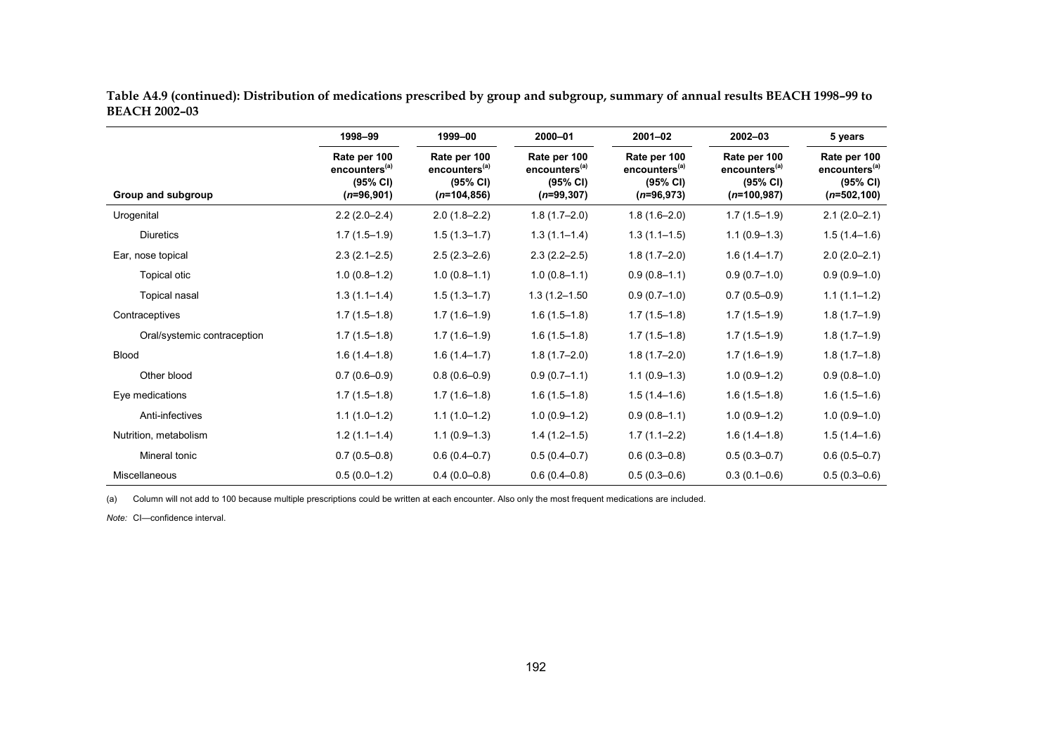**Table A4.9 (continued): Distribution of medications prescribed by group and subgroup, summary of annual results BEACH 1998–99 to BEACH 2002–03**

| | 1998–99 | 1999–00 | 2000–01 | 2001–02 | 2002–03 | 5 years |
|---|---|---|---|---|---|---|
| **Group and subgroup** | Rate per 100 encounters[(a)] (95% CI) (*n*=96,901) | Rate per 100 encounters[(a)] (95% CI) (*n*=104,856) | Rate per 100 encounters[(a)] (95% CI) (*n*=99,307) | Rate per 100 encounters[(a)] (95% CI) (*n*=96,973) | Rate per 100 encounters[(a)] (95% CI) (*n*=100,987) | Rate per 100 encounters[(a)] (95% CI) (*n*=502,100) |
| Urogenital | 2.2 (2.0–2.4) | 2.0 (1.8–2.2) | 1.8 (1.7–2.0) | 1.8 (1.6–2.0) | 1.7 (1.5–1.9) | 2.1 (2.0–2.1) |
| Diuretics | 1.7 (1.5–1.9) | 1.5 (1.3–1.7) | 1.3 (1.1–1.4) | 1.3 (1.1–1.5) | 1.1 (0.9–1.3) | 1.5 (1.4–1.6) |
| Ear, nose topical | 2.3 (2.1–2.5) | 2.5 (2.3–2.6) | 2.3 (2.2–2.5) | 1.8 (1.7–2.0) | 1.6 (1.4–1.7) | 2.0 (2.0–2.1) |
| Topical otic | 1.0 (0.8–1.2) | 1.0 (0.8–1.1) | 1.0 (0.8–1.1) | 0.9 (0.8–1.1) | 0.9 (0.7–1.0) | 0.9 (0.9–1.0) |
| Topical nasal | 1.3 (1.1–1.4) | 1.5 (1.3–1.7) | 1.3 (1.2–1.50 | 0.9 (0.7–1.0) | 0.7 (0.5–0.9) | 1.1 (1.1–1.2) |
| Contraceptives | 1.7 (1.5–1.8) | 1.7 (1.6–1.9) | 1.6 (1.5–1.8) | 1.7 (1.5–1.8) | 1.7 (1.5–1.9) | 1.8 (1.7–1.9) |
| Oral/systemic contraception | 1.7 (1.5–1.8) | 1.7 (1.6–1.9) | 1.6 (1.5–1.8) | 1.7 (1.5–1.8) | 1.7 (1.5–1.9) | 1.8 (1.7–1.9) |
| Blood | 1.6 (1.4–1.8) | 1.6 (1.4–1.7) | 1.8 (1.7–2.0) | 1.8 (1.7–2.0) | 1.7 (1.6–1.9) | 1.8 (1.7–1.8) |
| Other blood | 0.7 (0.6–0.9) | 0.8 (0.6–0.9) | 0.9 (0.7–1.1) | 1.1 (0.9–1.3) | 1.0 (0.9–1.2) | 0.9 (0.8–1.0) |
| Eye medications | 1.7 (1.5–1.8) | 1.7 (1.6–1.8) | 1.6 (1.5–1.8) | 1.5 (1.4–1.6) | 1.6 (1.5–1.8) | 1.6 (1.5–1.6) |
| Anti-infectives | 1.1 (1.0–1.2) | 1.1 (1.0–1.2) | 1.0 (0.9–1.2) | 0.9 (0.8–1.1) | 1.0 (0.9–1.2) | 1.0 (0.9–1.0) |
| Nutrition, metabolism | 1.2 (1.1–1.4) | 1.1 (0.9–1.3) | 1.4 (1.2–1.5) | 1.7 (1.1–2.2) | 1.6 (1.4–1.8) | 1.5 (1.4–1.6) |
| Mineral tonic | 0.7 (0.5–0.8) | 0.6 (0.4–0.7) | 0.5 (0.4–0.7) | 0.6 (0.3–0.8) | 0.5 (0.3–0.7) | 0.6 (0.5–0.7) |
| Miscellaneous | 0.5 (0.0–1.2) | 0.4 (0.0–0.8) | 0.6 (0.4–0.8) | 0.5 (0.3–0.6) | 0.3 (0.1–0.6) | 0.5 (0.3–0.6) |

(a) Column will not add to 100 because multiple prescriptions could be written at each encounter. Also only the most frequent medications are included.

*Note:* CI—confidence interval.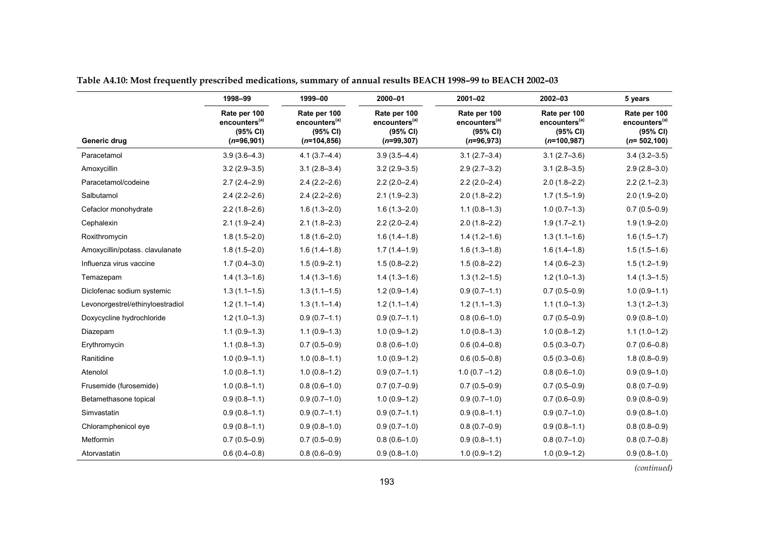**Table A4.10: Most frequently prescribed medications, summary of annual results BEACH 1998–99 to BEACH 2002–03**

| | 1998–99 | 1999–00 | 2000–01 | 2001–02 | 2002–03 | 5 years |
|---|---|---|---|---|---|---|
| Generic drug | Rate per 100 encounters[(a)] (95% CI) (*n*=96,901) | Rate per 100 encounters[(a)] (95% CI) (*n*=104,856) | Rate per 100 encounters[(a)] (95% CI) (*n*=99,307) | Rate per 100 encounters[(a)] (95% CI) (*n*=96,973) | Rate per 100 encounters[(a)] (95% CI) (*n*=100,987) | Rate per 100 encounters[(a)] (95% CI) (*n*= 502,100) |
| Paracetamol | 3.9 (3.6–4.3) | 4.1 (3.7–4.4) | 3.9 (3.5–4.4) | 3.1 (2.7–3.4) | 3.1 (2.7–3.6) | 3.4 (3.2–3.5) |
| Amoxycillin | 3.2 (2.9–3.5) | 3.1 (2.8–3.4) | 3.2 (2.9–3.5) | 2.9 (2.7–3.2) | 3.1 (2.8–3.5) | 2.9 (2.8–3.0) |
| Paracetamol/codeine | 2.7 (2.4–2.9) | 2.4 (2.2–2.6) | 2.2 (2.0–2.4) | 2.2 (2.0–2.4) | 2.0 (1.8–2.2) | 2.2 (2.1–2.3) |
| Salbutamol | 2.4 (2.2–2.6) | 2.4 (2.2–2.6) | 2.1 (1.9–2.3) | 2.0 (1.8–2.2) | 1.7 (1.5–1.9) | 2.0 (1.9–2.0) |
| Cefaclor monohydrate | 2.2 (1.8–2.6) | 1.6 (1.3–2.0) | 1.6 (1.3–2.0) | 1.1 (0.8–1.3) | 1.0 (0.7–1.3) | 0.7 (0.5–0.9) |
| Cephalexin | 2.1 (1.9–2.4) | 2.1 (1.8–2.3) | 2.2 (2.0–2.4) | 2.0 (1.8–2.2) | 1.9 (1.7–2.1) | 1.9 (1.9–2.0) |
| Roxithromycin | 1.8 (1.5–2.0) | 1.8 (1.6–2.0) | 1.6 (1.4–1.8) | 1.4 (1.2–1.6) | 1.3 (1.1–1.6) | 1.6 (1.5–1.7) |
| Amoxycillin/potass. clavulanate | 1.8 (1.5–2.0) | 1.6 (1.4–1.8) | 1.7 (1.4–1.9) | 1.6 (1.3–1.8) | 1.6 (1.4–1.8) | 1.5 (1.5–1.6) |
| Influenza virus vaccine | 1.7 (0.4–3.0) | 1.5 (0.9–2.1) | 1.5 (0.8–2.2) | 1.5 (0.8–2.2) | 1.4 (0.6–2.3) | 1.5 (1.2–1.9) |
| Temazepam | 1.4 (1.3–1.6) | 1.4 (1.3–1.6) | 1.4 (1.3–1.6) | 1.3 (1.2–1.5) | 1.2 (1.0–1.3) | 1.4 (1.3–1.5) |
| Diclofenac sodium systemic | 1.3 (1.1–1.5) | 1.3 (1.1–1.5) | 1.2 (0.9–1.4) | 0.9 (0.7–1.1) | 0.7 (0.5–0.9) | 1.0 (0.9–1.1) |
| Levonorgestrel/ethinyloestradiol | 1.2 (1.1–1.4) | 1.3 (1.1–1.4) | 1.2 (1.1–1.4) | 1.2 (1.1–1.3) | 1.1 (1.0–1.3) | 1.3 (1.2–1.3) |
| Doxycycline hydrochloride | 1.2 (1.0–1.3) | 0.9 (0.7–1.1) | 0.9 (0.7–1.1) | 0.8 (0.6–1.0) | 0.7 (0.5–0.9) | 0.9 (0.8–1.0) |
| Diazepam | 1.1 (0.9–1.3) | 1.1 (0.9–1.3) | 1.0 (0.9–1.2) | 1.0 (0.8–1.3) | 1.0 (0.8–1.2) | 1.1 (1.0–1.2) |
| Erythromycin | 1.1 (0.8–1.3) | 0.7 (0.5–0.9) | 0.8 (0.6–1.0) | 0.6 (0.4–0.8) | 0.5 (0.3–0.7) | 0.7 (0.6–0.8) |
| Ranitidine | 1.0 (0.9–1.1) | 1.0 (0.8–1.1) | 1.0 (0.9–1.2) | 0.6 (0.5–0.8) | 0.5 (0.3–0.6) | 1.8 (0.8–0.9) |
| Atenolol | 1.0 (0.8–1.1) | 1.0 (0.8–1.2) | 0.9 (0.7–1.1) | 1.0 (0.7 –1.2) | 0.8 (0.6–1.0) | 0.9 (0.9–1.0) |
| Frusemide (furosemide) | 1.0 (0.8–1.1) | 0.8 (0.6–1.0) | 0.7 (0.7–0.9) | 0.7 (0.5–0.9) | 0.7 (0.5–0.9) | 0.8 (0.7–0.9) |
| Betamethasone topical | 0.9 (0.8–1.1) | 0.9 (0.7–1.0) | 1.0 (0.9–1.2) | 0.9 (0.7–1.0) | 0.7 (0.6–0.9) | 0.9 (0.8–0.9) |
| Simvastatin | 0.9 (0.8–1.1) | 0.9 (0.7–1.1) | 0.9 (0.7–1.1) | 0.9 (0.8–1.1) | 0.9 (0.7–1.0) | 0.9 (0.8–1.0) |
| Chloramphenicol eye | 0.9 (0.8–1.1) | 0.9 (0.8–1.0) | 0.9 (0.7–1.0) | 0.8 (0.7–0.9) | 0.9 (0.8–1.1) | 0.8 (0.8–0.9) |
| Metformin | 0.7 (0.5–0.9) | 0.7 (0.5–0.9) | 0.8 (0.6–1.0) | 0.9 (0.8–1.1) | 0.8 (0.7–1.0) | 0.8 (0.7–0.8) |
| Atorvastatin | 0.6 (0.4–0.8) | 0.8 (0.6–0.9) | 0.9 (0.8–1.0) | 1.0 (0.9–1.2) | 1.0 (0.9–1.2) | 0.9 (0.8–1.0) |

*(continued)*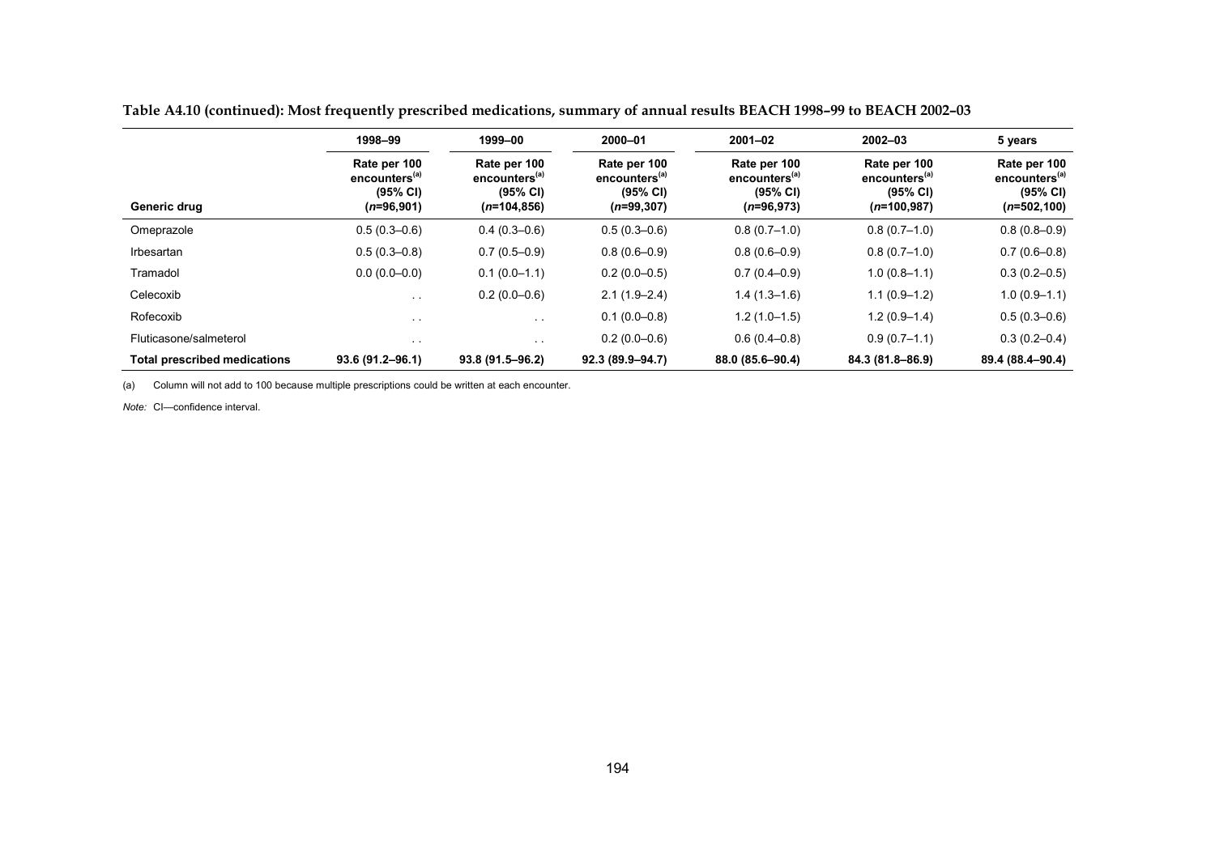**Table A4.10 (continued): Most frequently prescribed medications, summary of annual results BEACH 1998–99 to BEACH 2002–03**

| | 1998–99 | 1999–00 | 2000–01 | 2001–02 | 2002–03 | 5 years |
|---|---|---|---|---|---|---|
| **Generic drug** | **Rate per 100 encounters[(a)] (95% CI) (*n*=96,901)** | **Rate per 100 encounters[(a)] (95% CI) (*n*=104,856)** | **Rate per 100 encounters[(a)] (95% CI) (*n*=99,307)** | **Rate per 100 encounters[(a)] (95% CI) (*n*=96,973)** | **Rate per 100 encounters[(a)] (95% CI) (*n*=100,987)** | **Rate per 100 encounters[(a)] (95% CI) (*n*=502,100)** |
| Omeprazole | 0.5 (0.3–0.6) | 0.4 (0.3–0.6) | 0.5 (0.3–0.6) | 0.8 (0.7–1.0) | 0.8 (0.7–1.0) | 0.8 (0.8–0.9) |
| Irbesartan | 0.5 (0.3–0.8) | 0.7 (0.5–0.9) | 0.8 (0.6–0.9) | 0.8 (0.6–0.9) | 0.8 (0.7–1.0) | 0.7 (0.6–0.8) |
| Tramadol | 0.0 (0.0–0.0) | 0.1 (0.0–1.1) | 0.2 (0.0–0.5) | 0.7 (0.4–0.9) | 1.0 (0.8–1.1) | 0.3 (0.2–0.5) |
| Celecoxib | . . | 0.2 (0.0–0.6) | 2.1 (1.9–2.4) | 1.4 (1.3–1.6) | 1.1 (0.9–1.2) | 1.0 (0.9–1.1) |
| Rofecoxib | . . | . . | 0.1 (0.0–0.8) | 1.2 (1.0–1.5) | 1.2 (0.9–1.4) | 0.5 (0.3–0.6) |
| Fluticasone/salmeterol | . . | . . | 0.2 (0.0–0.6) | 0.6 (0.4–0.8) | 0.9 (0.7–1.1) | 0.3 (0.2–0.4) |
| **Total prescribed medications** | **93.6 (91.2–96.1)** | **93.8 (91.5–96.2)** | **92.3 (89.9–94.7)** | **88.0 (85.6–90.4)** | **84.3 (81.8–86.9)** | **89.4 (88.4–90.4)** |

(a) Column will not add to 100 because multiple prescriptions could be written at each encounter.

*Note:* CI—confidence interval.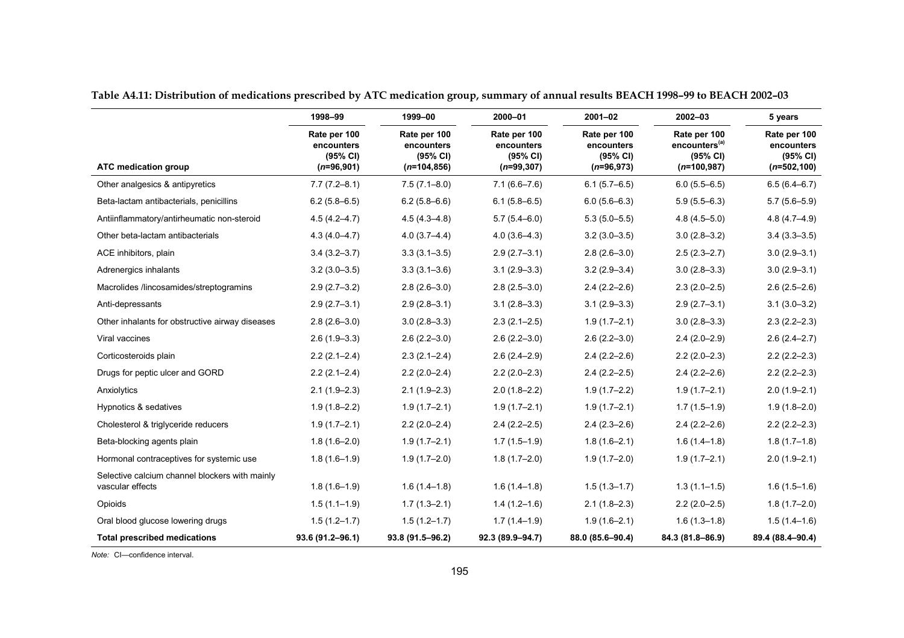**Table A4.11: Distribution of medications prescribed by ATC medication group, summary of annual results BEACH 1998–99 to BEACH 2002–03**

| | 1998–99 | 1999–00 | 2000–01 | 2001–02 | 2002–03 | 5 years |
|---|---|---|---|---|---|---|
| **ATC medication group** | Rate per 100 encounters (95% CI) (*n*=96,901) | Rate per 100 encounters (95% CI) (*n*=104,856) | Rate per 100 encounters (95% CI) (*n*=99,307) | Rate per 100 encounters (95% CI) (*n*=96,973) | Rate per 100 encounters[(a)] (95% CI) (*n*=100,987) | Rate per 100 encounters (95% CI) (*n*=502,100) |
| Other analgesics & antipyretics | 7.7 (7.2–8.1) | 7.5 (7.1–8.0) | 7.1 (6.6–7.6) | 6.1 (5.7–6.5) | 6.0 (5.5–6.5) | 6.5 (6.4–6.7) |
| Beta-lactam antibacterials, penicillins | 6.2 (5.8–6.5) | 6.2 (5.8–6.6) | 6.1 (5.8–6.5) | 6.0 (5.6–6.3) | 5.9 (5.5–6.3) | 5.7 (5.6–5.9) |
| Antiinflammatory/antirheumatic non-steroid | 4.5 (4.2–4.7) | 4.5 (4.3–4.8) | 5.7 (5.4–6.0) | 5.3 (5.0–5.5) | 4.8 (4.5–5.0) | 4.8 (4.7–4.9) |
| Other beta-lactam antibacterials | 4.3 (4.0–4.7) | 4.0 (3.7–4.4) | 4.0 (3.6–4.3) | 3.2 (3.0–3.5) | 3.0 (2.8–3.2) | 3.4 (3.3–3.5) |
| ACE inhibitors, plain | 3.4 (3.2–3.7) | 3.3 (3.1–3.5) | 2.9 (2.7–3.1) | 2.8 (2.6–3.0) | 2.5 (2.3–2.7) | 3.0 (2.9–3.1) |
| Adrenergics inhalants | 3.2 (3.0–3.5) | 3.3 (3.1–3.6) | 3.1 (2.9–3.3) | 3.2 (2.9–3.4) | 3.0 (2.8–3.3) | 3.0 (2.9–3.1) |
| Macrolides /lincosamides/streptogramins | 2.9 (2.7–3.2) | 2.8 (2.6–3.0) | 2.8 (2.5–3.0) | 2.4 (2.2–2.6) | 2.3 (2.0–2.5) | 2.6 (2.5–2.6) |
| Anti-depressants | 2.9 (2.7–3.1) | 2.9 (2.8–3.1) | 3.1 (2.8–3.3) | 3.1 (2.9–3.3) | 2.9 (2.7–3.1) | 3.1 (3.0–3.2) |
| Other inhalants for obstructive airway diseases | 2.8 (2.6–3.0) | 3.0 (2.8–3.3) | 2.3 (2.1–2.5) | 1.9 (1.7–2.1) | 3.0 (2.8–3.3) | 2.3 (2.2–2.3) |
| Viral vaccines | 2.6 (1.9–3.3) | 2.6 (2.2–3.0) | 2.6 (2.2–3.0) | 2.6 (2.2–3.0) | 2.4 (2.0–2.9) | 2.6 (2.4–2.7) |
| Corticosteroids plain | 2.2 (2.1–2.4) | 2.3 (2.1–2.4) | 2.6 (2.4–2.9) | 2.4 (2.2–2.6) | 2.2 (2.0–2.3) | 2.2 (2.2–2.3) |
| Drugs for peptic ulcer and GORD | 2.2 (2.1–2.4) | 2.2 (2.0–2.4) | 2.2 (2.0–2.3) | 2.4 (2.2–2.5) | 2.4 (2.2–2.6) | 2.2 (2.2–2.3) |
| Anxiolytics | 2.1 (1.9–2.3) | 2.1 (1.9–2.3) | 2.0 (1.8–2.2) | 1.9 (1.7–2.2) | 1.9 (1.7–2.1) | 2.0 (1.9–2.1) |
| Hypnotics & sedatives | 1.9 (1.8–2.2) | 1.9 (1.7–2.1) | 1.9 (1.7–2.1) | 1.9 (1.7–2.1) | 1.7 (1.5–1.9) | 1.9 (1.8–2.0) |
| Cholesterol & triglyceride reducers | 1.9 (1.7–2.1) | 2.2 (2.0–2.4) | 2.4 (2.2–2.5) | 2.4 (2.3–2.6) | 2.4 (2.2–2.6) | 2.2 (2.2–2.3) |
| Beta-blocking agents plain | 1.8 (1.6–2.0) | 1.9 (1.7–2.1) | 1.7 (1.5–1.9) | 1.8 (1.6–2.1) | 1.6 (1.4–1.8) | 1.8 (1.7–1.8) |
| Hormonal contraceptives for systemic use | 1.8 (1.6–1.9) | 1.9 (1.7–2.0) | 1.8 (1.7–2.0) | 1.9 (1.7–2.0) | 1.9 (1.7–2.1) | 2.0 (1.9–2.1) |
| Selective calcium channel blockers with mainly vascular effects | 1.8 (1.6–1.9) | 1.6 (1.4–1.8) | 1.6 (1.4–1.8) | 1.5 (1.3–1.7) | 1.3 (1.1–1.5) | 1.6 (1.5–1.6) |
| Opioids | 1.5 (1.1–1.9) | 1.7 (1.3–2.1) | 1.4 (1.2–1.6) | 2.1 (1.8–2.3) | 2.2 (2.0–2.5) | 1.8 (1.7–2.0) |
| Oral blood glucose lowering drugs | 1.5 (1.2–1.7) | 1.5 (1.2–1.7) | 1.7 (1.4–1.9) | 1.9 (1.6–2.1) | 1.6 (1.3–1.8) | 1.5 (1.4–1.6) |
| **Total prescribed medications** | **93.6 (91.2–96.1)** | **93.8 (91.5–96.2)** | **92.3 (89.9–94.7)** | **88.0 (85.6–90.4)** | **84.3 (81.8–86.9)** | **89.4 (88.4–90.4)** |

*Note:* CI—confidence interval.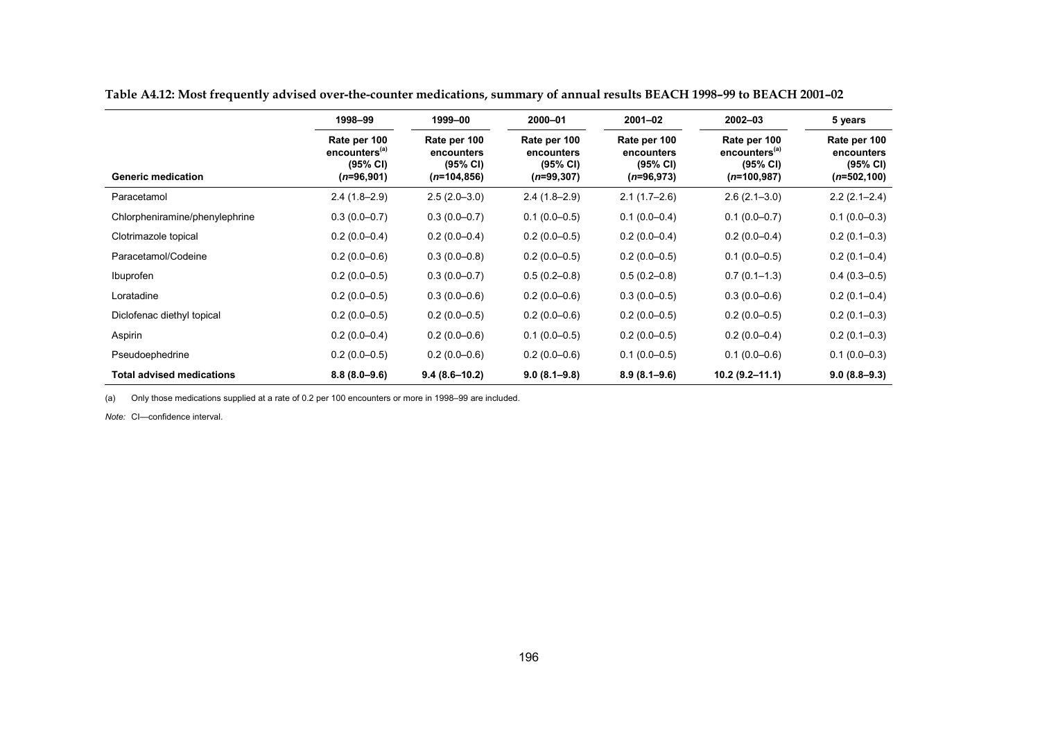**Table A4.12: Most frequently advised over-the-counter medications, summary of annual results BEACH 1998–99 to BEACH 2001–02**

| Generic medication | 1998–99 Rate per 100 encounters[(a)] (95% CI) (*n*=96,901) | 1999–00 Rate per 100 encounters (95% CI) (*n*=104,856) | 2000–01 Rate per 100 encounters (95% CI) (*n*=99,307) | 2001–02 Rate per 100 encounters (95% CI) (*n*=96,973) | 2002–03 Rate per 100 encounters[(a)] (95% CI) (*n*=100,987) | 5 years Rate per 100 encounters (95% CI) (*n*=502,100) |
|---|---|---|---|---|---|---|
| Paracetamol | 2.4 (1.8–2.9) | 2.5 (2.0–3.0) | 2.4 (1.8–2.9) | 2.1 (1.7–2.6) | 2.6 (2.1–3.0) | 2.2 (2.1–2.4) |
| Chlorpheniramine/phenylephrine | 0.3 (0.0–0.7) | 0.3 (0.0–0.7) | 0.1 (0.0–0.5) | 0.1 (0.0–0.4) | 0.1 (0.0–0.7) | 0.1 (0.0–0.3) |
| Clotrimazole topical | 0.2 (0.0–0.4) | 0.2 (0.0–0.4) | 0.2 (0.0–0.5) | 0.2 (0.0–0.4) | 0.2 (0.0–0.4) | 0.2 (0.1–0.3) |
| Paracetamol/Codeine | 0.2 (0.0–0.6) | 0.3 (0.0–0.8) | 0.2 (0.0–0.5) | 0.2 (0.0–0.5) | 0.1 (0.0–0.5) | 0.2 (0.1–0.4) |
| Ibuprofen | 0.2 (0.0–0.5) | 0.3 (0.0–0.7) | 0.5 (0.2–0.8) | 0.5 (0.2–0.8) | 0.7 (0.1–1.3) | 0.4 (0.3–0.5) |
| Loratadine | 0.2 (0.0–0.5) | 0.3 (0.0–0.6) | 0.2 (0.0–0.6) | 0.3 (0.0–0.5) | 0.3 (0.0–0.6) | 0.2 (0.1–0.4) |
| Diclofenac diethyl topical | 0.2 (0.0–0.5) | 0.2 (0.0–0.5) | 0.2 (0.0–0.6) | 0.2 (0.0–0.5) | 0.2 (0.0–0.5) | 0.2 (0.1–0.3) |
| Aspirin | 0.2 (0.0–0.4) | 0.2 (0.0–0.6) | 0.1 (0.0–0.5) | 0.2 (0.0–0.5) | 0.2 (0.0–0.4) | 0.2 (0.1–0.3) |
| Pseudoephedrine | 0.2 (0.0–0.5) | 0.2 (0.0–0.6) | 0.2 (0.0–0.6) | 0.1 (0.0–0.5) | 0.1 (0.0–0.6) | 0.1 (0.0–0.3) |
| **Total advised medications** | **8.8 (8.0–9.6)** | **9.4 (8.6–10.2)** | **9.0 (8.1–9.8)** | **8.9 (8.1–9.6)** | **10.2 (9.2–11.1)** | **9.0 (8.8–9.3)** |

(a) Only those medications supplied at a rate of 0.2 per 100 encounters or more in 1998–99 are included.

*Note:* CI—confidence interval.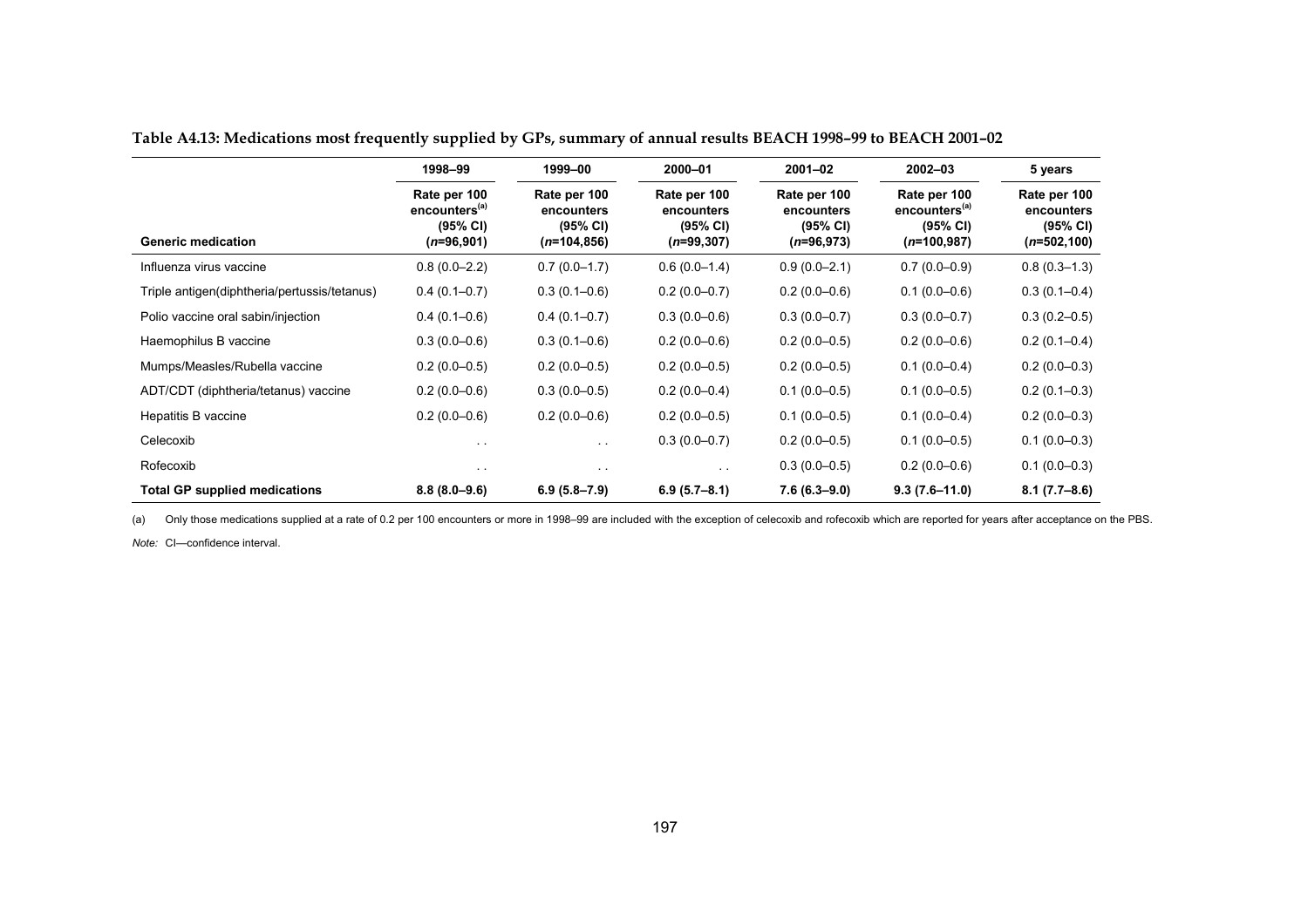**Table A4.13: Medications most frequently supplied by GPs, summary of annual results BEACH 1998–99 to BEACH 2001–02**

| | 1998–99 | 1999–00 | 2000–01 | 2001–02 | 2002–03 | 5 years |
|---|---|---|---|---|---|---|
| **Generic medication** | Rate per 100 encounters[(a)] (95% CI) (*n*=96,901) | Rate per 100 encounters (95% CI) (*n*=104,856) | Rate per 100 encounters (95% CI) (*n*=99,307) | Rate per 100 encounters (95% CI) (*n*=96,973) | Rate per 100 encounters[(a)] (95% CI) (*n*=100,987) | Rate per 100 encounters (95% CI) (*n*=502,100) |
| Influenza virus vaccine | 0.8 (0.0–2.2) | 0.7 (0.0–1.7) | 0.6 (0.0–1.4) | 0.9 (0.0–2.1) | 0.7 (0.0–0.9) | 0.8 (0.3–1.3) |
| Triple antigen(diphtheria/pertussis/tetanus) | 0.4 (0.1–0.7) | 0.3 (0.1–0.6) | 0.2 (0.0–0.7) | 0.2 (0.0–0.6) | 0.1 (0.0–0.6) | 0.3 (0.1–0.4) |
| Polio vaccine oral sabin/injection | 0.4 (0.1–0.6) | 0.4 (0.1–0.7) | 0.3 (0.0–0.6) | 0.3 (0.0–0.7) | 0.3 (0.0–0.7) | 0.3 (0.2–0.5) |
| Haemophilus B vaccine | 0.3 (0.0–0.6) | 0.3 (0.1–0.6) | 0.2 (0.0–0.6) | 0.2 (0.0–0.5) | 0.2 (0.0–0.6) | 0.2 (0.1–0.4) |
| Mumps/Measles/Rubella vaccine | 0.2 (0.0–0.5) | 0.2 (0.0–0.5) | 0.2 (0.0–0.5) | 0.2 (0.0–0.5) | 0.1 (0.0–0.4) | 0.2 (0.0–0.3) |
| ADT/CDT (diphtheria/tetanus) vaccine | 0.2 (0.0–0.6) | 0.3 (0.0–0.5) | 0.2 (0.0–0.4) | 0.1 (0.0–0.5) | 0.1 (0.0–0.5) | 0.2 (0.1–0.3) |
| Hepatitis B vaccine | 0.2 (0.0–0.6) | 0.2 (0.0–0.6) | 0.2 (0.0–0.5) | 0.1 (0.0–0.5) | 0.1 (0.0–0.4) | 0.2 (0.0–0.3) |
| Celecoxib | . . | . . | 0.3 (0.0–0.7) | 0.2 (0.0–0.5) | 0.1 (0.0–0.5) | 0.1 (0.0–0.3) |
| Rofecoxib | . . | . . | . . | 0.3 (0.0–0.5) | 0.2 (0.0–0.6) | 0.1 (0.0–0.3) |
| **Total GP supplied medications** | **8.8 (8.0–9.6)** | **6.9 (5.8–7.9)** | **6.9 (5.7–8.1)** | **7.6 (6.3–9.0)** | **9.3 (7.6–11.0)** | **8.1 (7.7–8.6)** |

(a) Only those medications supplied at a rate of 0.2 per 100 encounters or more in 1998–99 are included with the exception of celecoxib and rofecoxib which are reported for years after acceptance on the PBS.

*Note:* CI—confidence interval.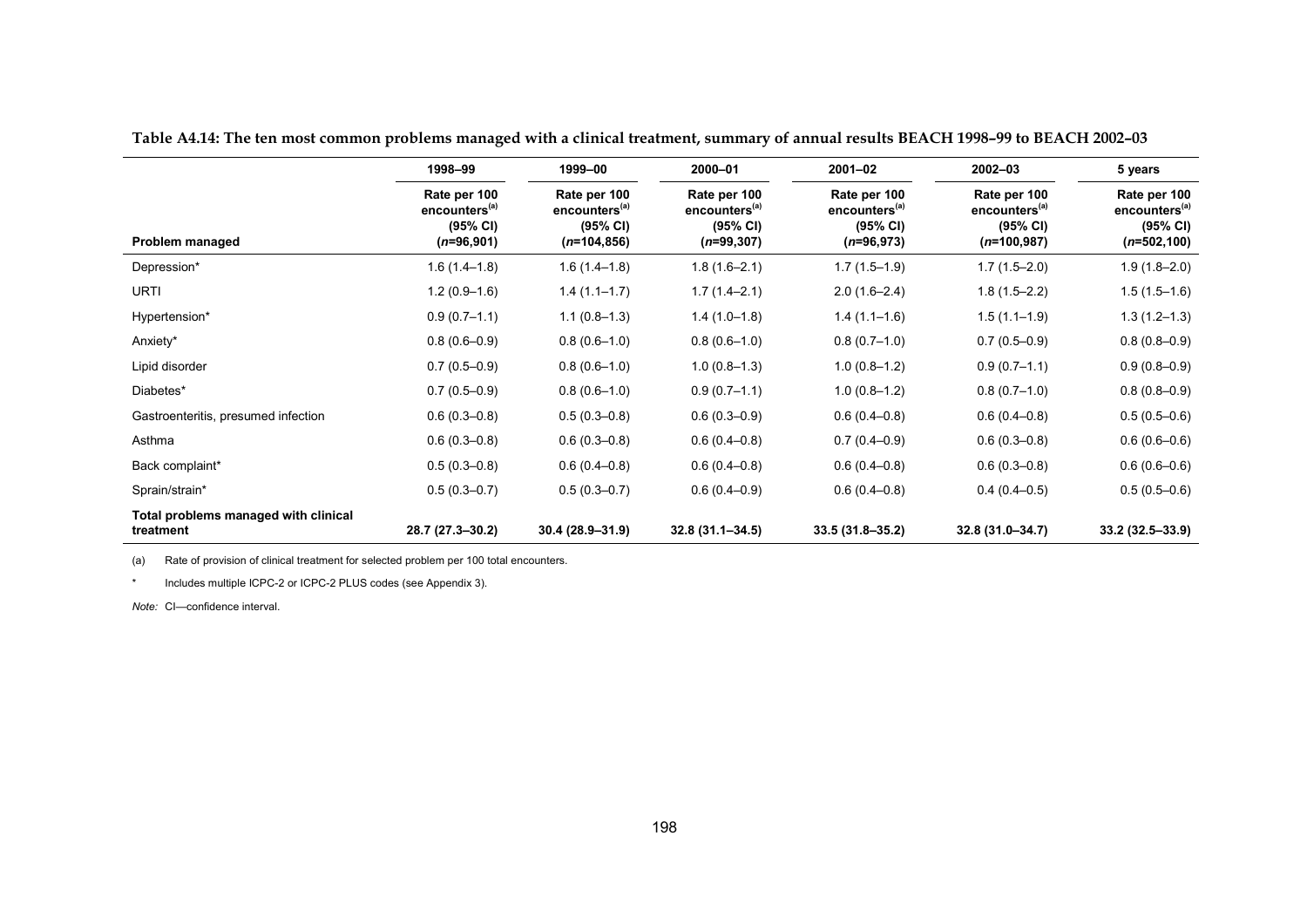**Table A4.14: The ten most common problems managed with a clinical treatment, summary of annual results BEACH 1998–99 to BEACH 2002–03**

| | 1998–99 | 1999–00 | 2000–01 | 2001–02 | 2002–03 | 5 years |
|---|---|---|---|---|---|---|
| **Problem managed** | Rate per 100 encounters[(a)] (95% CI) (*n*=96,901) | Rate per 100 encounters[(a)] (95% CI) (*n*=104,856) | Rate per 100 encounters[(a)] (95% CI) (*n*=99,307) | Rate per 100 encounters[(a)] (95% CI) (*n*=96,973) | Rate per 100 encounters[(a)] (95% CI) (*n*=100,987) | Rate per 100 encounters[(a)] (95% CI) (*n*=502,100) |
| Depression* | 1.6 (1.4–1.8) | 1.6 (1.4–1.8) | 1.8 (1.6–2.1) | 1.7 (1.5–1.9) | 1.7 (1.5–2.0) | 1.9 (1.8–2.0) |
| URTI | 1.2 (0.9–1.6) | 1.4 (1.1–1.7) | 1.7 (1.4–2.1) | 2.0 (1.6–2.4) | 1.8 (1.5–2.2) | 1.5 (1.5–1.6) |
| Hypertension* | 0.9 (0.7–1.1) | 1.1 (0.8–1.3) | 1.4 (1.0–1.8) | 1.4 (1.1–1.6) | 1.5 (1.1–1.9) | 1.3 (1.2–1.3) |
| Anxiety* | 0.8 (0.6–0.9) | 0.8 (0.6–1.0) | 0.8 (0.6–1.0) | 0.8 (0.7–1.0) | 0.7 (0.5–0.9) | 0.8 (0.8–0.9) |
| Lipid disorder | 0.7 (0.5–0.9) | 0.8 (0.6–1.0) | 1.0 (0.8–1.3) | 1.0 (0.8–1.2) | 0.9 (0.7–1.1) | 0.9 (0.8–0.9) |
| Diabetes* | 0.7 (0.5–0.9) | 0.8 (0.6–1.0) | 0.9 (0.7–1.1) | 1.0 (0.8–1.2) | 0.8 (0.7–1.0) | 0.8 (0.8–0.9) |
| Gastroenteritis, presumed infection | 0.6 (0.3–0.8) | 0.5 (0.3–0.8) | 0.6 (0.3–0.9) | 0.6 (0.4–0.8) | 0.6 (0.4–0.8) | 0.5 (0.5–0.6) |
| Asthma | 0.6 (0.3–0.8) | 0.6 (0.3–0.8) | 0.6 (0.4–0.8) | 0.7 (0.4–0.9) | 0.6 (0.3–0.8) | 0.6 (0.6–0.6) |
| Back complaint* | 0.5 (0.3–0.8) | 0.6 (0.4–0.8) | 0.6 (0.4–0.8) | 0.6 (0.4–0.8) | 0.6 (0.3–0.8) | 0.6 (0.6–0.6) |
| Sprain/strain* | 0.5 (0.3–0.7) | 0.5 (0.3–0.7) | 0.6 (0.4–0.9) | 0.6 (0.4–0.8) | 0.4 (0.4–0.5) | 0.5 (0.5–0.6) |
| **Total problems managed with clinical treatment** | **28.7 (27.3–30.2)** | **30.4 (28.9–31.9)** | **32.8 (31.1–34.5)** | **33.5 (31.8–35.2)** | **32.8 (31.0–34.7)** | **33.2 (32.5–33.9)** |

(a) Rate of provision of clinical treatment for selected problem per 100 total encounters.

\* Includes multiple ICPC-2 or ICPC-2 PLUS codes (see Appendix 3).

*Note:* CI—confidence interval.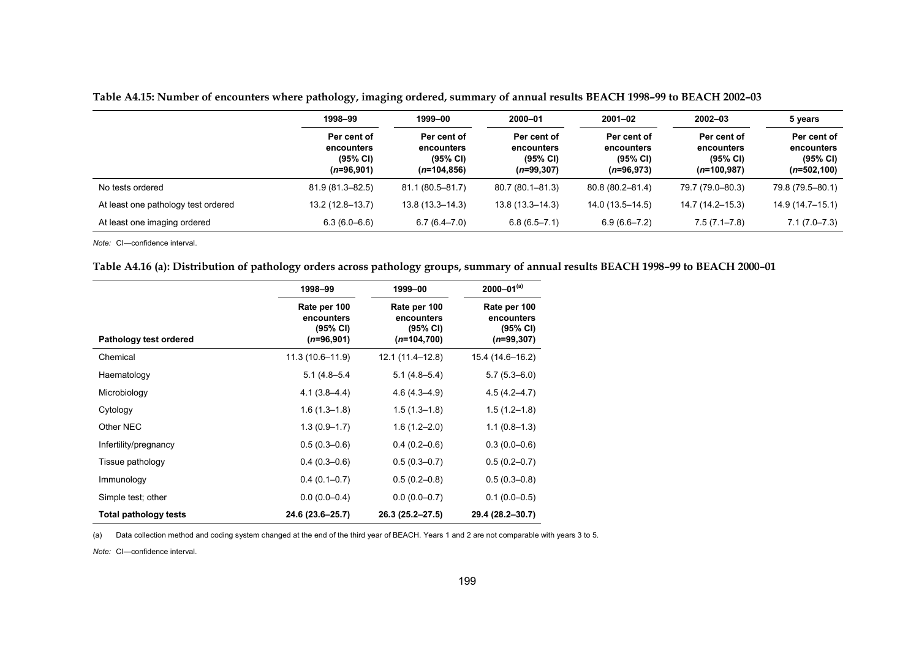**Table A4.15: Number of encounters where pathology, imaging ordered, summary of annual results BEACH 1998–99 to BEACH 2002–03**

| | 1998–99 | 1999–00 | 2000–01 | 2001–02 | 2002–03 | 5 years |
|---|---|---|---|---|---|---|
| | Per cent of encounters (95% CI) (*n*=96,901) | Per cent of encounters (95% CI) (*n*=104,856) | Per cent of encounters (95% CI) (*n*=99,307) | Per cent of encounters (95% CI) (*n*=96,973) | Per cent of encounters (95% CI) (*n*=100,987) | Per cent of encounters (95% CI) (*n*=502,100) |
| No tests ordered | 81.9 (81.3–82.5) | 81.1 (80.5–81.7) | 80.7 (80.1–81.3) | 80.8 (80.2–81.4) | 79.7 (79.0–80.3) | 79.8 (79.5–80.1) |
| At least one pathology test ordered | 13.2 (12.8–13.7) | 13.8 (13.3–14.3) | 13.8 (13.3–14.3) | 14.0 (13.5–14.5) | 14.7 (14.2–15.3) | 14.9 (14.7–15.1) |
| At least one imaging ordered | 6.3 (6.0–6.6) | 6.7 (6.4–7.0) | 6.8 (6.5–7.1) | 6.9 (6.6–7.2) | 7.5 (7.1–7.8) | 7.1 (7.0–7.3) |

*Note:* CI—confidence interval.

**Table A4.16 (a): Distribution of pathology orders across pathology groups, summary of annual results BEACH 1998–99 to BEACH 2000–01**

| | 1998–99 | 1999–00 | 2000–01[(a)] |
|---|---|---|---|
| **Pathology test ordered** | Rate per 100 encounters (95% CI) (*n*=96,901) | Rate per 100 encounters (95% CI) (*n*=104,700) | Rate per 100 encounters (95% CI) (*n*=99,307) |
| Chemical | 11.3 (10.6–11.9) | 12.1 (11.4–12.8) | 15.4 (14.6–16.2) |
| Haematology | 5.1 (4.8–5.4 | 5.1 (4.8–5.4) | 5.7 (5.3–6.0) |
| Microbiology | 4.1 (3.8–4.4) | 4.6 (4.3–4.9) | 4.5 (4.2–4.7) |
| Cytology | 1.6 (1.3–1.8) | 1.5 (1.3–1.8) | 1.5 (1.2–1.8) |
| Other NEC | 1.3 (0.9–1.7) | 1.6 (1.2–2.0) | 1.1 (0.8–1.3) |
| Infertility/pregnancy | 0.5 (0.3–0.6) | 0.4 (0.2–0.6) | 0.3 (0.0–0.6) |
| Tissue pathology | 0.4 (0.3–0.6) | 0.5 (0.3–0.7) | 0.5 (0.2–0.7) |
| Immunology | 0.4 (0.1–0.7) | 0.5 (0.2–0.8) | 0.5 (0.3–0.8) |
| Simple test; other | 0.0 (0.0–0.4) | 0.0 (0.0–0.7) | 0.1 (0.0–0.5) |
| **Total pathology tests** | **24.6 (23.6–25.7)** | **26.3 (25.2–27.5)** | **29.4 (28.2–30.7)** |

(a) Data collection method and coding system changed at the end of the third year of BEACH. Years 1 and 2 are not comparable with years 3 to 5.

*Note:* CI—confidence interval.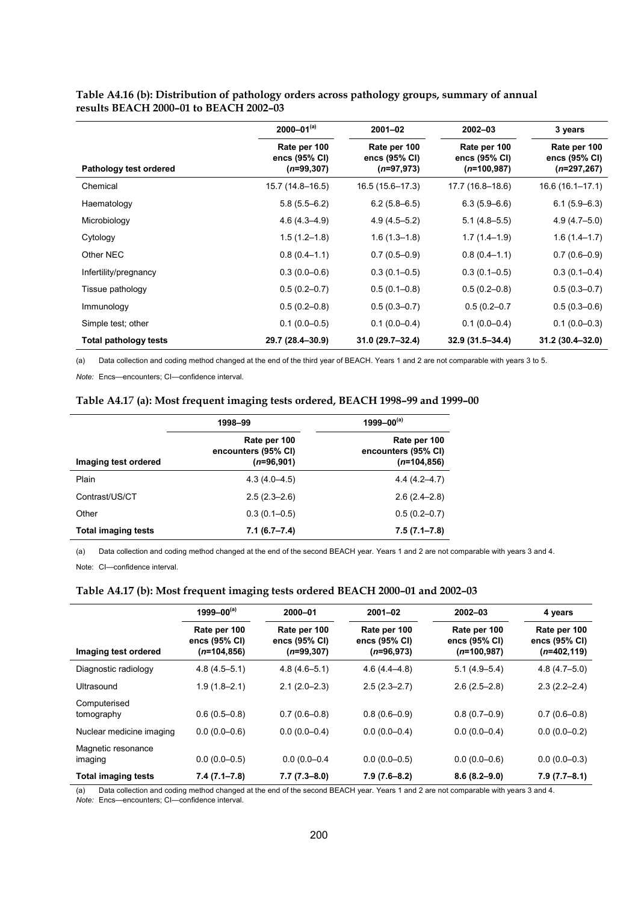**Table A4.16 (b): Distribution of pathology orders across pathology groups, summary of annual results BEACH 2000–01 to BEACH 2002–03**

| Pathology test ordered | 2000–01[(a)] Rate per 100 encs (95% CI) (n=99,307) | 2001–02 Rate per 100 encs (95% CI) (n=97,973) | 2002–03 Rate per 100 encs (95% CI) (n=100,987) | 3 years Rate per 100 encs (95% CI) (n=297,267) |
|---|---|---|---|---|
| Chemical | 15.7 (14.8–16.5) | 16.5 (15.6–17.3) | 17.7 (16.8–18.6) | 16.6 (16.1–17.1) |
| Haematology | 5.8 (5.5–6.2) | 6.2 (5.8–6.5) | 6.3 (5.9–6.6) | 6.1 (5.9–6.3) |
| Microbiology | 4.6 (4.3–4.9) | 4.9 (4.5–5.2) | 5.1 (4.8–5.5) | 4.9 (4.7–5.0) |
| Cytology | 1.5 (1.2–1.8) | 1.6 (1.3–1.8) | 1.7 (1.4–1.9) | 1.6 (1.4–1.7) |
| Other NEC | 0.8 (0.4–1.1) | 0.7 (0.5–0.9) | 0.8 (0.4–1.1) | 0.7 (0.6–0.9) |
| Infertility/pregnancy | 0.3 (0.0–0.6) | 0.3 (0.1–0.5) | 0.3 (0.1–0.5) | 0.3 (0.1–0.4) |
| Tissue pathology | 0.5 (0.2–0.7) | 0.5 (0.1–0.8) | 0.5 (0.2–0.8) | 0.5 (0.3–0.7) |
| Immunology | 0.5 (0.2–0.8) | 0.5 (0.3–0.7) | 0.5 (0.2–0.7 | 0.5 (0.3–0.6) |
| Simple test; other | 0.1 (0.0–0.5) | 0.1 (0.0–0.4) | 0.1 (0.0–0.4) | 0.1 (0.0–0.3) |
| **Total pathology tests** | **29.7 (28.4–30.9)** | **31.0 (29.7–32.4)** | **32.9 (31.5–34.4)** | **31.2 (30.4–32.0)** |

(a) Data collection and coding method changed at the end of the third year of BEACH. Years 1 and 2 are not comparable with years 3 to 5.

*Note:* Encs—encounters; CI—confidence interval.

**Table A4.17 (a): Most frequent imaging tests ordered, BEACH 1998–99 and 1999–00**

| Imaging test ordered | 1998–99 Rate per 100 encounters (95% CI) (n=96,901) | 1999–00[(a)] Rate per 100 encounters (95% CI) (n=104,856) |
|---|---|---|
| Plain | 4.3 (4.0–4.5) | 4.4 (4.2–4.7) |
| Contrast/US/CT | 2.5 (2.3–2.6) | 2.6 (2.4–2.8) |
| Other | 0.3 (0.1–0.5) | 0.5 (0.2–0.7) |
| **Total imaging tests** | **7.1 (6.7–7.4)** | **7.5 (7.1–7.8)** |

(a) Data collection and coding method changed at the end of the second BEACH year. Years 1 and 2 are not comparable with years 3 and 4.

Note: CI—confidence interval.

**Table A4.17 (b): Most frequent imaging tests ordered BEACH 2000–01 and 2002–03**

| Imaging test ordered | 1999–00[(a)] Rate per 100 encs (95% CI) (n=104,856) | 2000–01 Rate per 100 encs (95% CI) (n=99,307) | 2001–02 Rate per 100 encs (95% CI) (n=96,973) | 2002–03 Rate per 100 encs (95% CI) (n=100,987) | 4 years Rate per 100 encs (95% CI) (n=402,119) |
|---|---|---|---|---|---|
| Diagnostic radiology | 4.8 (4.5–5.1) | 4.8 (4.6–5.1) | 4.6 (4.4–4.8) | 5.1 (4.9–5.4) | 4.8 (4.7–5.0) |
| Ultrasound | 1.9 (1.8–2.1) | 2.1 (2.0–2.3) | 2.5 (2.3–2.7) | 2.6 (2.5–2.8) | 2.3 (2.2–2.4) |
| Computerised tomography | 0.6 (0.5–0.8) | 0.7 (0.6–0.8) | 0.8 (0.6–0.9) | 0.8 (0.7–0.9) | 0.7 (0.6–0.8) |
| Nuclear medicine imaging | 0.0 (0.0–0.6) | 0.0 (0.0–0.4) | 0.0 (0.0–0.4) | 0.0 (0.0–0.4) | 0.0 (0.0–0.2) |
| Magnetic resonance imaging | 0.0 (0.0–0.5) | 0.0 (0.0–0.4 | 0.0 (0.0–0.5) | 0.0 (0.0–0.6) | 0.0 (0.0–0.3) |
| **Total imaging tests** | **7.4 (7.1–7.8)** | **7.7 (7.3–8.0)** | **7.9 (7.6–8.2)** | **8.6 (8.2–9.0)** | **7.9 (7.7–8.1)** |

(a) Data collection and coding method changed at the end of the second BEACH year. Years 1 and 2 are not comparable with years 3 and 4.

*Note:* Encs—encounters; CI—confidence interval.